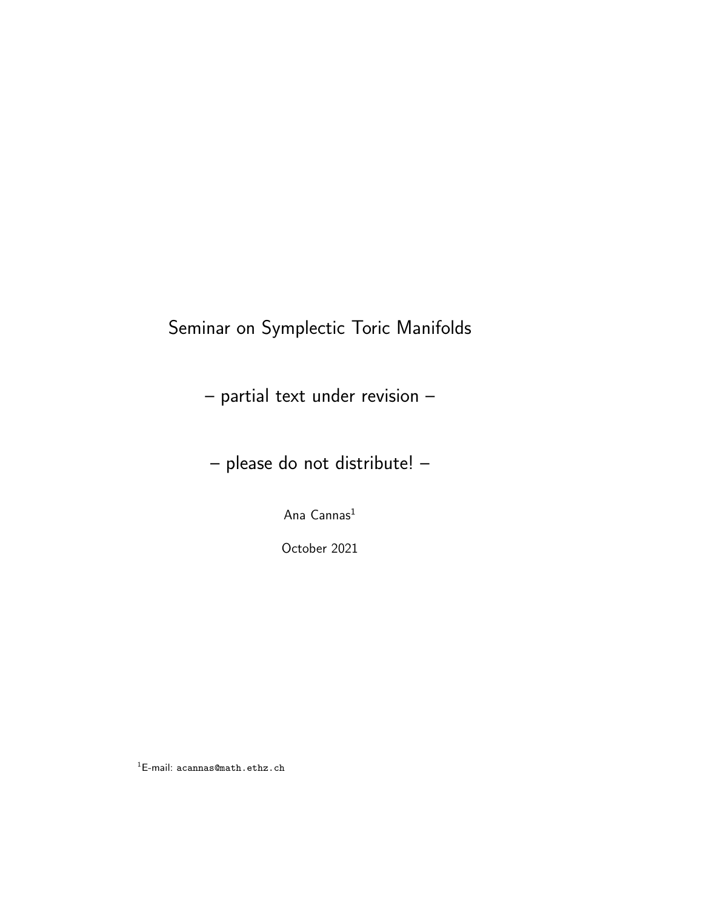# Seminar on Symplectic Toric Manifolds

– partial text under revision –

– please do not distribute! –

Ana Cannas[1]

October 2021

[1]E-mail: acannas@math.ethz.ch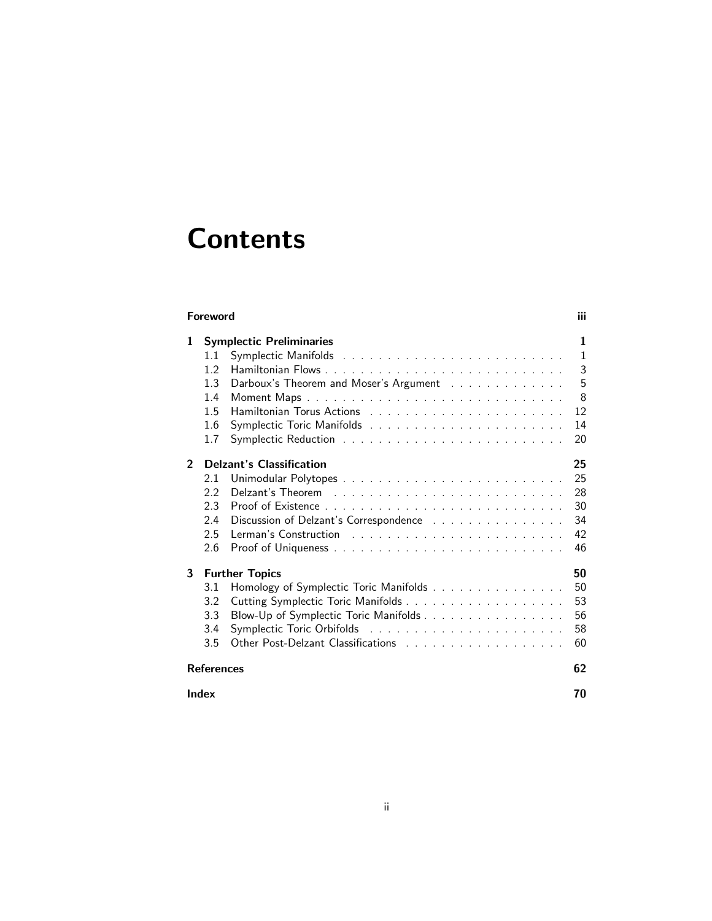# Contents

| | | |
|---|---|---|
| **Foreword** | | **iii** |
| **1** | **Symplectic Preliminaries** | **1** |
| 1.1 | Symplectic Manifolds | 1 |
| 1.2 | Hamiltonian Flows | 3 |
| 1.3 | Darboux's Theorem and Moser's Argument | 5 |
| 1.4 | Moment Maps | 8 |
| 1.5 | Hamiltonian Torus Actions | 12 |
| 1.6 | Symplectic Toric Manifolds | 14 |
| 1.7 | Symplectic Reduction | 20 |
| **2** | **Delzant's Classification** | **25** |
| 2.1 | Unimodular Polytopes | 25 |
| 2.2 | Delzant's Theorem | 28 |
| 2.3 | Proof of Existence | 30 |
| 2.4 | Discussion of Delzant's Correspondence | 34 |
| 2.5 | Lerman's Construction | 42 |
| 2.6 | Proof of Uniqueness | 46 |
| **3** | **Further Topics** | **50** |
| 3.1 | Homology of Symplectic Toric Manifolds | 50 |
| 3.2 | Cutting Symplectic Toric Manifolds | 53 |
| 3.3 | Blow-Up of Symplectic Toric Manifolds | 56 |
| 3.4 | Symplectic Toric Orbifolds | 58 |
| 3.5 | Other Post-Delzant Classifications | 60 |
| **References** | | **62** |
| **Index** | | **70** |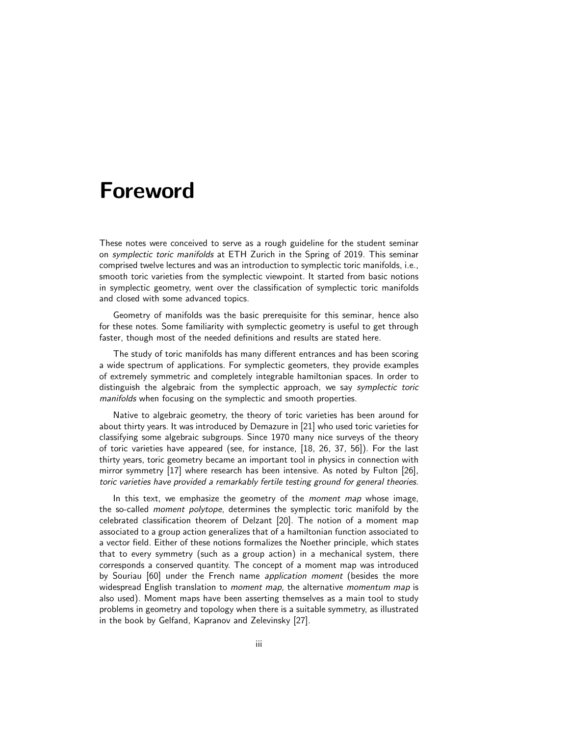# Foreword

These notes were conceived to serve as a rough guideline for the student seminar on *symplectic toric manifolds* at ETH Zurich in the Spring of 2019. This seminar comprised twelve lectures and was an introduction to symplectic toric manifolds, i.e., smooth toric varieties from the symplectic viewpoint. It started from basic notions in symplectic geometry, went over the classification of symplectic toric manifolds and closed with some advanced topics.

Geometry of manifolds was the basic prerequisite for this seminar, hence also for these notes. Some familiarity with symplectic geometry is useful to get through faster, though most of the needed definitions and results are stated here.

The study of toric manifolds has many different entrances and has been scoring a wide spectrum of applications. For symplectic geometers, they provide examples of extremely symmetric and completely integrable hamiltonian spaces. In order to distinguish the algebraic from the symplectic approach, we say *symplectic toric manifolds* when focusing on the symplectic and smooth properties.

Native to algebraic geometry, the theory of toric varieties has been around for about thirty years. It was introduced by Demazure in [21] who used toric varieties for classifying some algebraic subgroups. Since 1970 many nice surveys of the theory of toric varieties have appeared (see, for instance, [18, 26, 37, 56]). For the last thirty years, toric geometry became an important tool in physics in connection with mirror symmetry [17] where research has been intensive. As noted by Fulton [26], *toric varieties have provided a remarkably fertile testing ground for general theories*.

In this text, we emphasize the geometry of the *moment map* whose image, the so-called *moment polytope*, determines the symplectic toric manifold by the celebrated classification theorem of Delzant [20]. The notion of a moment map associated to a group action generalizes that of a hamiltonian function associated to a vector field. Either of these notions formalizes the Noether principle, which states that to every symmetry (such as a group action) in a mechanical system, there corresponds a conserved quantity. The concept of a moment map was introduced by Souriau [60] under the French name *application moment* (besides the more widespread English translation to *moment map*, the alternative *momentum map* is also used). Moment maps have been asserting themselves as a main tool to study problems in geometry and topology when there is a suitable symmetry, as illustrated in the book by Gelfand, Kapranov and Zelevinsky [27].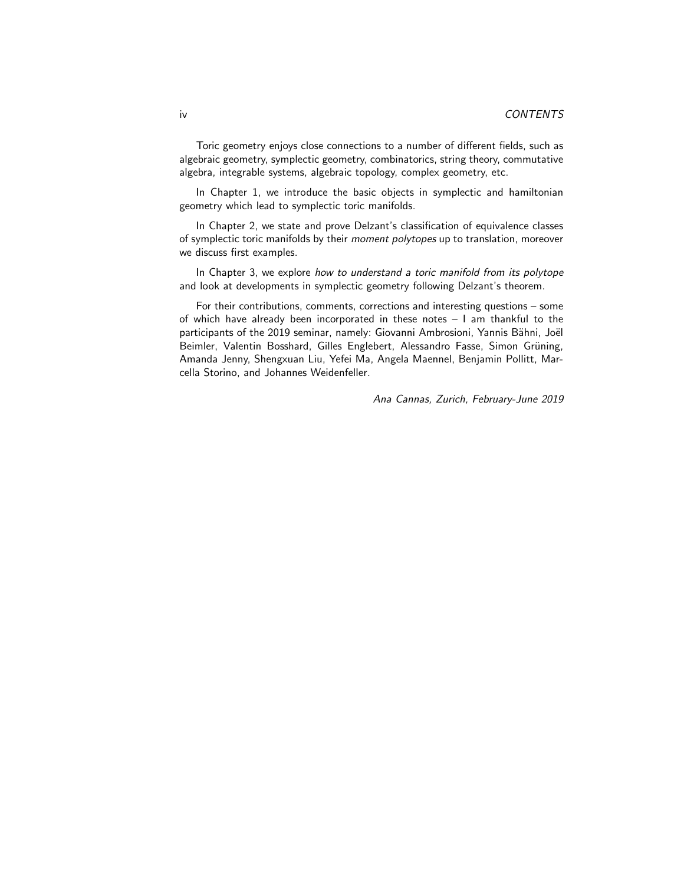Toric geometry enjoys close connections to a number of different fields, such as algebraic geometry, symplectic geometry, combinatorics, string theory, commutative algebra, integrable systems, algebraic topology, complex geometry, etc.

In Chapter 1, we introduce the basic objects in symplectic and hamiltonian geometry which lead to symplectic toric manifolds.

In Chapter 2, we state and prove Delzant's classification of equivalence classes of symplectic toric manifolds by their *moment polytopes* up to translation, moreover we discuss first examples.

In Chapter 3, we explore *how to understand a toric manifold from its polytope* and look at developments in symplectic geometry following Delzant's theorem.

For their contributions, comments, corrections and interesting questions – some of which have already been incorporated in these notes – I am thankful to the participants of the 2019 seminar, namely: Giovanni Ambrosioni, Yannis Bähni, Joël Beimler, Valentin Bosshard, Gilles Englebert, Alessandro Fasse, Simon Grüning, Amanda Jenny, Shengxuan Liu, Yefei Ma, Angela Maennel, Benjamin Pollitt, Marcella Storino, and Johannes Weidenfeller.

*Ana Cannas, Zurich, February-June 2019*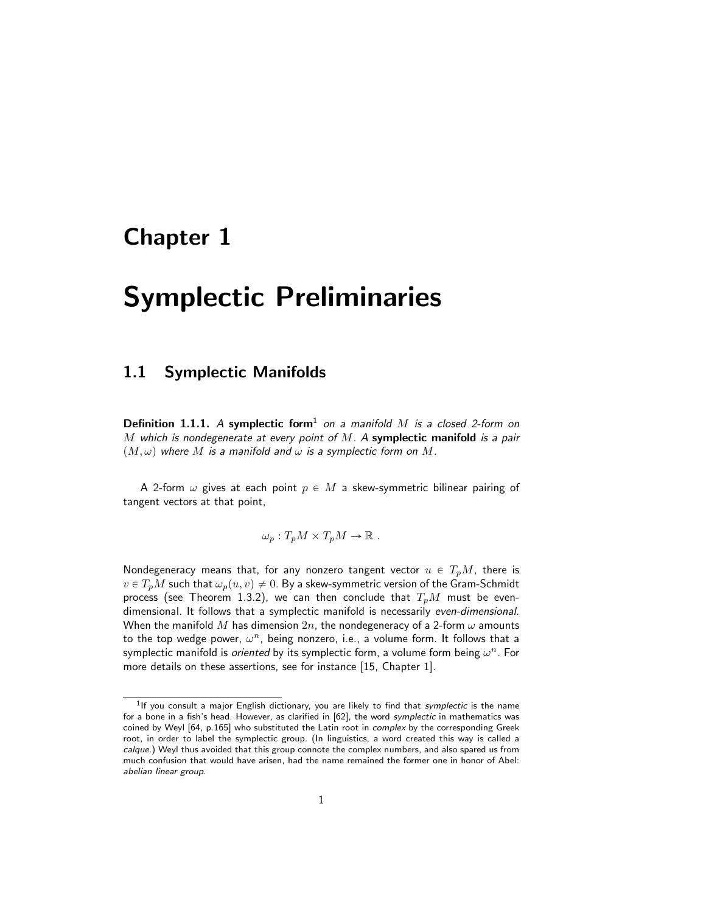# Chapter 1

# Symplectic Preliminaries

## 1.1 Symplectic Manifolds

**Definition 1.1.1.** *A* **symplectic form**[1] *on a manifold $M$ is a closed 2-form on $M$ which is nondegenerate at every point of $M$. A* **symplectic manifold** *is a pair $(M, \omega)$ where $M$ is a manifold and $\omega$ is a symplectic form on $M$.*

A 2-form $\omega$ gives at each point $p \in M$ a skew-symmetric bilinear pairing of tangent vectors at that point,

$$\omega_p : T_pM \times T_pM \to \mathbb{R} \ .$$

Nondegeneracy means that, for any nonzero tangent vector $u \in T_pM$, there is $v \in T_pM$ such that $\omega_p(u, v) \neq 0$. By a skew-symmetric version of the Gram-Schmidt process (see Theorem 1.3.2), we can then conclude that $T_pM$ must be even-dimensional. It follows that a symplectic manifold is necessarily *even-dimensional*. When the manifold $M$ has dimension $2n$, the nondegeneracy of a 2-form $\omega$ amounts to the top wedge power, $\omega^n$, being nonzero, i.e., a volume form. It follows that a symplectic manifold is *oriented* by its symplectic form, a volume form being $\omega^n$. For more details on these assertions, see for instance [15, Chapter 1].

---

[1] If you consult a major English dictionary, you are likely to find that *symplectic* is the name for a bone in a fish's head. However, as clarified in [62], the word *symplectic* in mathematics was coined by Weyl [64, p.165] who substituted the Latin root in *complex* by the corresponding Greek root, in order to label the symplectic group. (In linguistics, a word created this way is called a *calque*.) Weyl thus avoided that this group connote the complex numbers, and also spared us from much confusion that would have arisen, had the name remained the former one in honor of Abel: *abelian linear group*.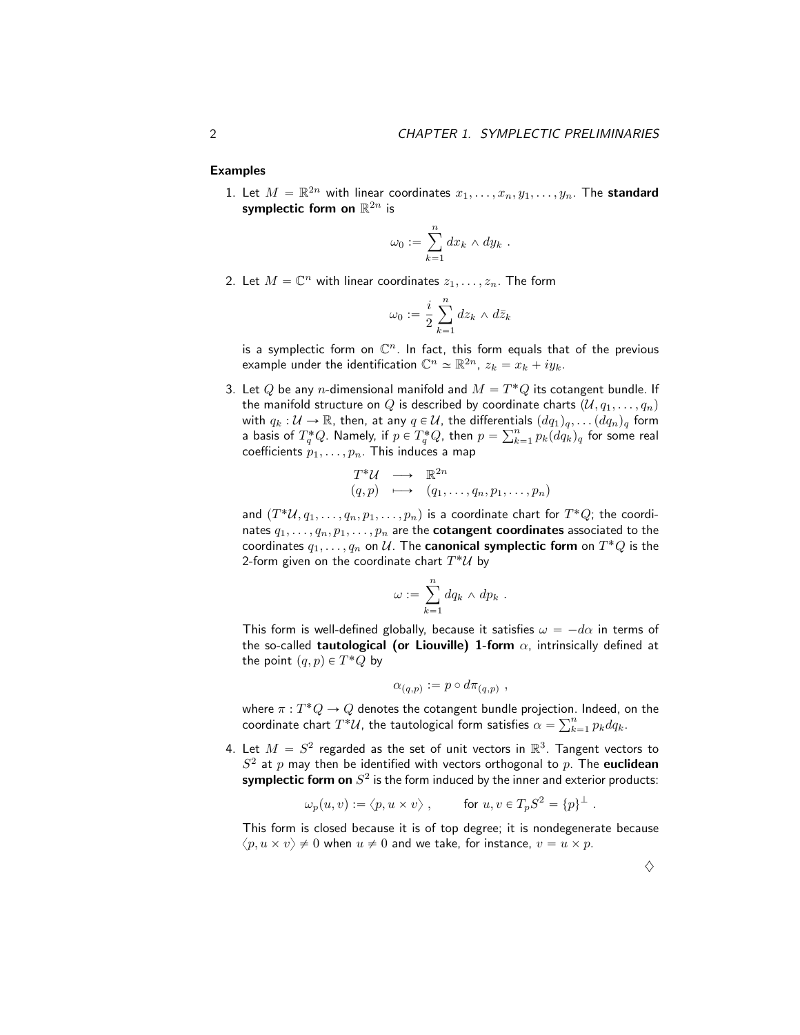**Examples**

1. Let $M = \mathbb{R}^{2n}$ with linear coordinates $x_1, \ldots, x_n, y_1, \ldots, y_n$. The **standard symplectic form on** $\mathbb{R}^{2n}$ is

$$\omega_0 := \sum_{k=1}^{n} dx_k \wedge dy_k \ .$$

2. Let $M = \mathbb{C}^n$ with linear coordinates $z_1, \ldots, z_n$. The form

$$\omega_0 := \frac{i}{2} \sum_{k=1}^{n} dz_k \wedge d\bar{z}_k$$

is a symplectic form on $\mathbb{C}^n$. In fact, this form equals that of the previous example under the identification $\mathbb{C}^n \simeq \mathbb{R}^{2n}$, $z_k = x_k + iy_k$.

3. Let $Q$ be any $n$-dimensional manifold and $M = T^*Q$ its cotangent bundle. If the manifold structure on $Q$ is described by coordinate charts $(\mathcal{U}, q_1, \ldots, q_n)$ with $q_k : \mathcal{U} \to \mathbb{R}$, then, at any $q \in \mathcal{U}$, the differentials $(dq_1)_q, \ldots (dq_n)_q$ form a basis of $T_q^*Q$. Namely, if $p \in T_q^*Q$, then $p = \sum_{k=1}^{n} p_k (dq_k)_q$ for some real coefficients $p_1, \ldots, p_n$. This induces a map

$$\begin{array}{ccc} T^*\mathcal{U} & \longrightarrow & \mathbb{R}^{2n} \\ (q,p) & \longmapsto & (q_1, \ldots, q_n, p_1, \ldots, p_n) \end{array}$$

and $(T^*\mathcal{U}, q_1, \ldots, q_n, p_1, \ldots, p_n)$ is a coordinate chart for $T^*Q$; the coordinates $q_1, \ldots, q_n, p_1, \ldots, p_n$ are the **cotangent coordinates** associated to the coordinates $q_1, \ldots, q_n$ on $\mathcal{U}$. The **canonical symplectic form** on $T^*Q$ is the 2-form given on the coordinate chart $T^*\mathcal{U}$ by

$$\omega := \sum_{k=1}^{n} dq_k \wedge dp_k \ .$$

This form is well-defined globally, because it satisfies $\omega = -d\alpha$ in terms of the so-called **tautological (or Liouville) 1-form** $\alpha$, intrinsically defined at the point $(q,p) \in T^*Q$ by

$$\alpha_{(q,p)} := p \circ d\pi_{(q,p)} \ ,$$

where $\pi : T^*Q \to Q$ denotes the cotangent bundle projection. Indeed, on the coordinate chart $T^*\mathcal{U}$, the tautological form satisfies $\alpha = \sum_{k=1}^{n} p_k dq_k$.

4. Let $M = S^2$ regarded as the set of unit vectors in $\mathbb{R}^3$. Tangent vectors to $S^2$ at $p$ may then be identified with vectors orthogonal to $p$. The **euclidean symplectic form on** $S^2$ is the form induced by the inner and exterior products:

$$\omega_p(u,v) := \langle p, u \times v \rangle \ , \qquad \text{for } u, v \in T_pS^2 = \{p\}^\perp \ .$$

This form is closed because it is of top degree; it is nondegenerate because $\langle p, u \times v \rangle \neq 0$ when $u \neq 0$ and we take, for instance, $v = u \times p$.

◊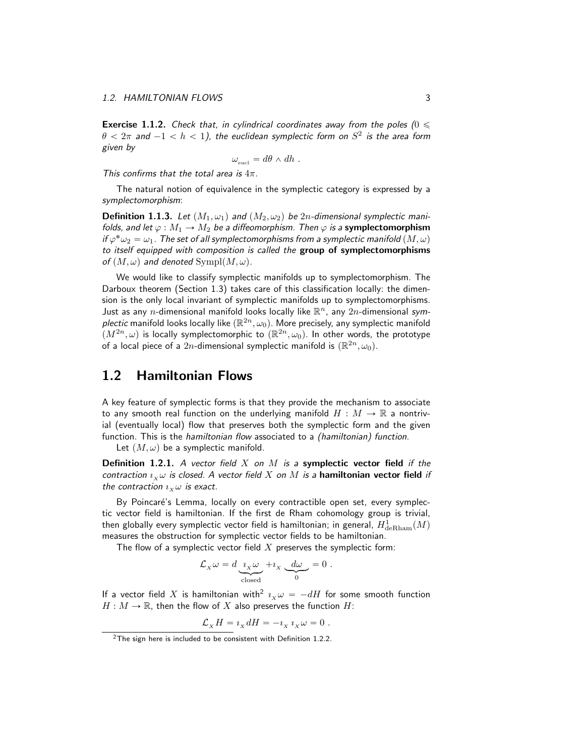**Exercise 1.1.2.** *Check that, in cylindrical coordinates away from the poles ($0 \leqslant \theta < 2\pi$ and $-1 < h < 1$), the euclidean symplectic form on $S^2$ is the area form given by*

$$\omega_{\mathrm{eucl}} = d\theta \wedge dh \ .$$

*This confirms that the total area is $4\pi$.*

The natural notion of equivalence in the symplectic category is expressed by a *symplectomorphism*:

**Definition 1.1.3.** *Let $(M_1, \omega_1)$ and $(M_2, \omega_2)$ be $2n$-dimensional symplectic manifolds, and let $\varphi : M_1 \to M_2$ be a diffeomorphism. Then $\varphi$ is a* **symplectomorphism** *if $\varphi^* \omega_2 = \omega_1$. The set of all symplectomorphisms from a symplectic manifold $(M, \omega)$ to itself equipped with composition is called the* **group of symplectomorphisms** *of $(M, \omega)$ and denoted $\mathrm{Sympl}(M, \omega)$.*

We would like to classify symplectic manifolds up to symplectomorphism. The Darboux theorem (Section 1.3) takes care of this classification locally: the dimension is the only local invariant of symplectic manifolds up to symplectomorphisms. Just as any $n$-dimensional manifold looks locally like $\mathbb{R}^n$, any $2n$-dimensional *symplectic* manifold looks locally like $(\mathbb{R}^{2n}, \omega_0)$. More precisely, any symplectic manifold $(M^{2n}, \omega)$ is locally symplectomorphic to $(\mathbb{R}^{2n}, \omega_0)$. In other words, the prototype of a local piece of a $2n$-dimensional symplectic manifold is $(\mathbb{R}^{2n}, \omega_0)$.

## 1.2 Hamiltonian Flows

A key feature of symplectic forms is that they provide the mechanism to associate to any smooth real function on the underlying manifold $H : M \to \mathbb{R}$ a nontrivial (eventually local) flow that preserves both the symplectic form and the given function. This is the *hamiltonian flow* associated to a *(hamiltonian) function*.

Let $(M, \omega)$ be a symplectic manifold.

**Definition 1.2.1.** *A vector field $X$ on $M$ is a* **symplectic vector field** *if the contraction $\imath_X \omega$ is closed. A vector field $X$ on $M$ is a* **hamiltonian vector field** *if the contraction $\imath_X \omega$ is exact.*

By Poincaré's Lemma, locally on every contractible open set, every symplectic vector field is hamiltonian. If the first de Rham cohomology group is trivial, then globally every symplectic vector field is hamiltonian; in general, $H^1_{\mathrm{deRham}}(M)$ measures the obstruction for symplectic vector fields to be hamiltonian.

The flow of a symplectic vector field $X$ preserves the symplectic form:

$$\mathcal{L}_X \omega = d \underbrace{\imath_X \omega}_{\text{closed}} + \imath_X \underbrace{d\omega}_{0} = 0 \ .$$

If a vector field $X$ is hamiltonian with[2] $\imath_X \omega = -dH$ for some smooth function $H : M \to \mathbb{R}$, then the flow of $X$ also preserves the function $H$:

$$\mathcal{L}_X H = \imath_X dH = -\imath_X \imath_X \omega = 0 \ .$$

[2] The sign here is included to be consistent with Definition 1.2.2.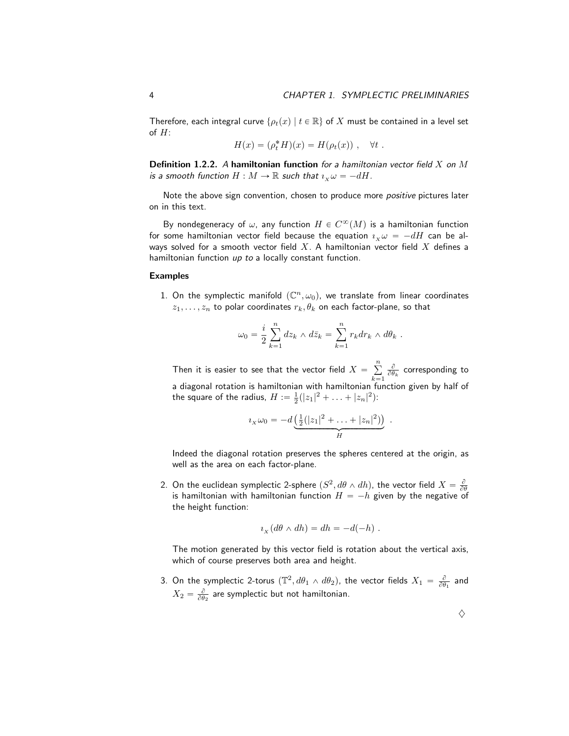Therefore, each integral curve $\{\rho_t(x) \mid t \in \mathbb{R}\}$ of $X$ must be contained in a level set of $H$:

$$H(x) = (\rho_t^* H)(x) = H(\rho_t(x)) \ , \quad \forall t \ .$$

**Definition 1.2.2.** *A* **hamiltonian function** *for a hamiltonian vector field $X$ on $M$ is a smooth function $H : M \to \mathbb{R}$ such that $\imath_X \omega = -dH$.*

Note the above sign convention, chosen to produce more *positive* pictures later on in this text.

By nondegeneracy of $\omega$, any function $H \in C^\infty(M)$ is a hamiltonian function for some hamiltonian vector field because the equation $\imath_X \omega = -dH$ can be always solved for a smooth vector field $X$. A hamiltonian vector field $X$ defines a hamiltonian function *up to* a locally constant function.

**Examples**

1. On the symplectic manifold $(\mathbb{C}^n, \omega_0)$, we translate from linear coordinates $z_1, \ldots, z_n$ to polar coordinates $r_k, \theta_k$ on each factor-plane, so that

$$\omega_0 = \frac{i}{2} \sum_{k=1}^n dz_k \wedge d\bar{z}_k = \sum_{k=1}^n r_k dr_k \wedge d\theta_k \ .$$

   Then it is easier to see that the vector field $X = \sum_{k=1}^n \frac{\partial}{\partial \theta_k}$ corresponding to a diagonal rotation is hamiltonian with hamiltonian function given by half of the square of the radius, $H := \frac{1}{2}(|z_1|^2 + \ldots + |z_n|^2)$:

$$\imath_X \omega_0 = -d \underbrace{\left( \tfrac{1}{2}(|z_1|^2 + \ldots + |z_n|^2) \right)}_{H} \ .$$

   Indeed the diagonal rotation preserves the spheres centered at the origin, as well as the area on each factor-plane.

2. On the euclidean symplectic 2-sphere $(S^2, d\theta \wedge dh)$, the vector field $X = \frac{\partial}{\partial \theta}$ is hamiltonian with hamiltonian function $H = -h$ given by the negative of the height function:

$$\imath_X (d\theta \wedge dh) = dh = -d(-h) \ .$$

   The motion generated by this vector field is rotation about the vertical axis, which of course preserves both area and height.

3. On the symplectic 2-torus $(\mathbb{T}^2, d\theta_1 \wedge d\theta_2)$, the vector fields $X_1 = \frac{\partial}{\partial \theta_1}$ and $X_2 = \frac{\partial}{\partial \theta_2}$ are symplectic but not hamiltonian.

◊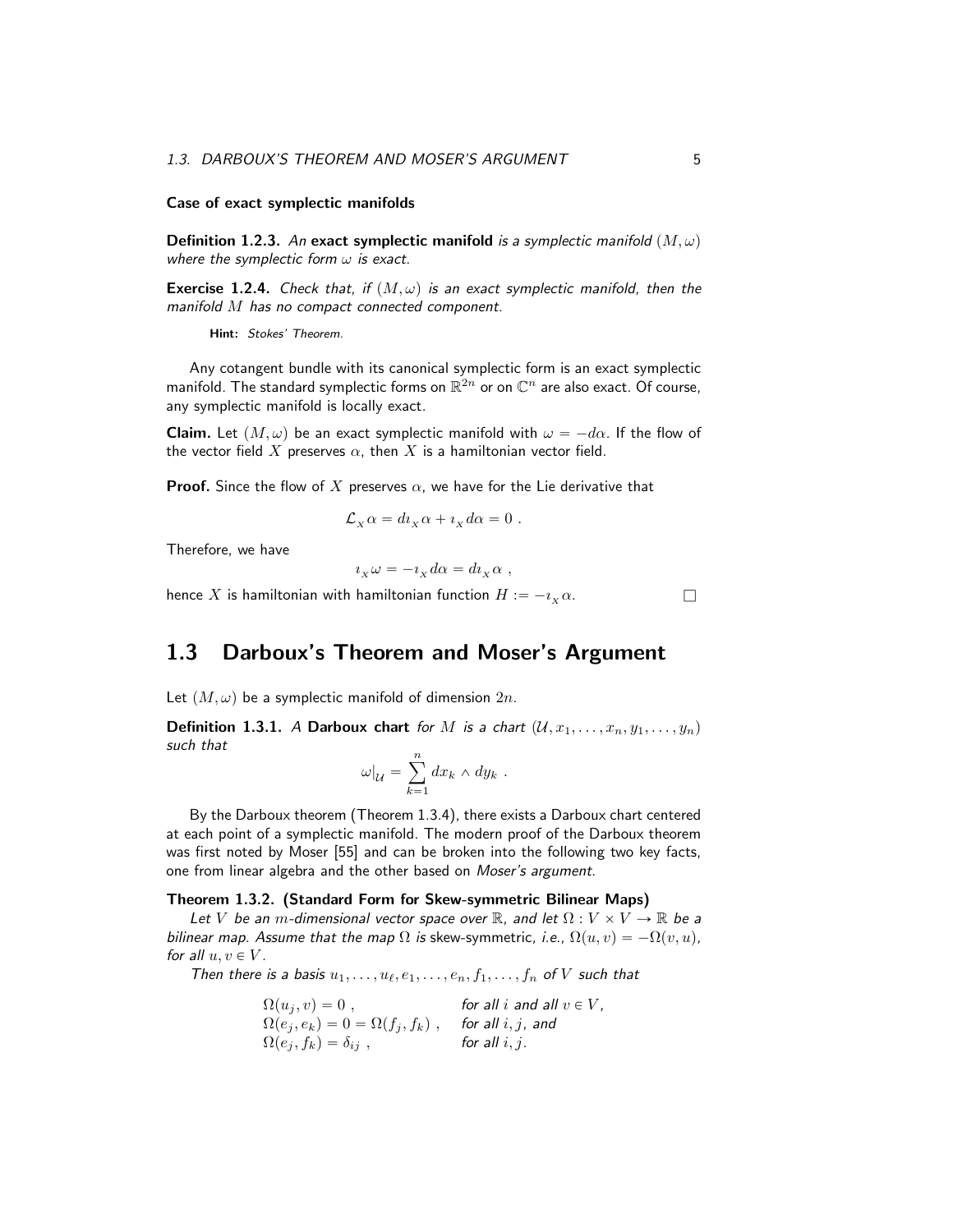### Case of exact symplectic manifolds

**Definition 1.2.3.** *An* **exact symplectic manifold** *is a symplectic manifold* $(M, \omega)$ *where the symplectic form* $\omega$ *is exact.*

**Exercise 1.2.4.** *Check that, if* $(M, \omega)$ *is an exact symplectic manifold, then the manifold* $M$ *has no compact connected component.*

> **Hint:** *Stokes' Theorem.*

Any cotangent bundle with its canonical symplectic form is an exact symplectic manifold. The standard symplectic forms on $\mathbb{R}^{2n}$ or on $\mathbb{C}^n$ are also exact. Of course, any symplectic manifold is locally exact.

**Claim.** Let $(M, \omega)$ be an exact symplectic manifold with $\omega = -d\alpha$. If the flow of the vector field $X$ preserves $\alpha$, then $X$ is a hamiltonian vector field.

**Proof.** Since the flow of $X$ preserves $\alpha$, we have for the Lie derivative that

$$\mathcal{L}_X \alpha = d\imath_X \alpha + \imath_X d\alpha = 0 \ .$$

Therefore, we have

$$\imath_X \omega = -\imath_X d\alpha = d\imath_X \alpha \ ,$$

hence $X$ is hamiltonian with hamiltonian function $H := -\imath_X \alpha$. □

## 1.3 Darboux's Theorem and Moser's Argument

Let $(M, \omega)$ be a symplectic manifold of dimension $2n$.

**Definition 1.3.1.** *A* **Darboux chart** *for* $M$ *is a chart* $(\mathcal{U}, x_1, \ldots, x_n, y_1, \ldots, y_n)$ *such that*

$$\omega|_{\mathcal{U}} = \sum_{k=1}^{n} dx_k \wedge dy_k \ .$$

By the Darboux theorem (Theorem 1.3.4), there exists a Darboux chart centered at each point of a symplectic manifold. The modern proof of the Darboux theorem was first noted by Moser [55] and can be broken into the following two key facts, one from linear algebra and the other based on *Moser's argument.*

**Theorem 1.3.2. (Standard Form for Skew-symmetric Bilinear Maps)**

*Let* $V$ *be an* $m$*-dimensional vector space over* $\mathbb{R}$*, and let* $\Omega : V \times V \to \mathbb{R}$ *be a bilinear map. Assume that the map* $\Omega$ *is* skew-symmetric*, i.e.,* $\Omega(u, v) = -\Omega(v, u)$*, for all* $u, v \in V$*.*

*Then there is a basis* $u_1, \ldots, u_\ell, e_1, \ldots, e_n, f_1, \ldots, f_n$ *of* $V$ *such that*

$$\begin{array}{ll} \Omega(u_j, v) = 0 \ , & \textit{for all } i \textit{ and all } v \in V, \\ \Omega(e_j, e_k) = 0 = \Omega(f_j, f_k) \ , & \textit{for all } i, j, \textit{ and} \\ \Omega(e_j, f_k) = \delta_{ij} \ , & \textit{for all } i, j. \end{array}$$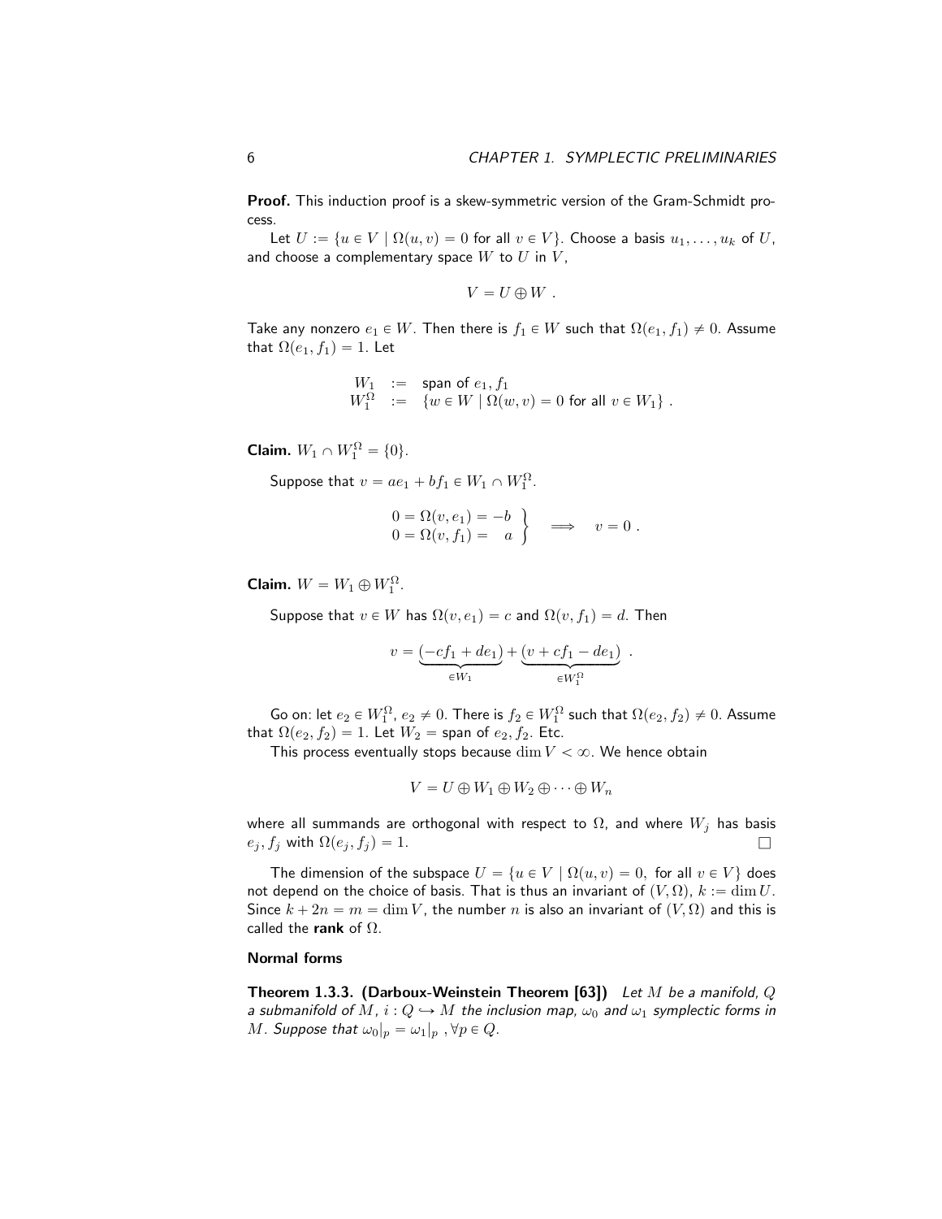**Proof.** This induction proof is a skew-symmetric version of the Gram-Schmidt process.

Let $U := \{u \in V \mid \Omega(u,v) = 0 \text{ for all } v \in V\}$. Choose a basis $u_1, \ldots, u_k$ of $U$, and choose a complementary space $W$ to $U$ in $V$,

$$V = U \oplus W \ .$$

Take any nonzero $e_1 \in W$. Then there is $f_1 \in W$ such that $\Omega(e_1, f_1) \neq 0$. Assume that $\Omega(e_1, f_1) = 1$. Let

$$\begin{array}{lcl} W_1 & := & \text{span of } e_1, f_1 \\ W_1^\Omega & := & \{w \in W \mid \Omega(w,v) = 0 \text{ for all } v \in W_1\} \ . \end{array}$$

**Claim.** $W_1 \cap W_1^\Omega = \{0\}$.

Suppose that $v = ae_1 + bf_1 \in W_1 \cap W_1^\Omega$.

$$\left. \begin{array}{l} 0 = \Omega(v, e_1) = -b \\ 0 = \Omega(v, f_1) = \quad a \end{array} \right\} \quad \Longrightarrow \quad v = 0 \ .$$

**Claim.** $W = W_1 \oplus W_1^\Omega$.

Suppose that $v \in W$ has $\Omega(v, e_1) = c$ and $\Omega(v, f_1) = d$. Then

$$v = \underbrace{(-cf_1 + de_1)}_{\in W_1} + \underbrace{(v + cf_1 - de_1)}_{\in W_1^\Omega} \ .$$

Go on: let $e_2 \in W_1^\Omega$, $e_2 \neq 0$. There is $f_2 \in W_1^\Omega$ such that $\Omega(e_2, f_2) \neq 0$. Assume that $\Omega(e_2, f_2) = 1$. Let $W_2 =$ span of $e_2, f_2$. Etc.

This process eventually stops because $\dim V < \infty$. We hence obtain

$$V = U \oplus W_1 \oplus W_2 \oplus \cdots \oplus W_n$$

where all summands are orthogonal with respect to $\Omega$, and where $W_j$ has basis $e_j, f_j$ with $\Omega(e_j, f_j) = 1$. $\square$

The dimension of the subspace $U = \{u \in V \mid \Omega(u,v) = 0, \text{ for all } v \in V\}$ does not depend on the choice of basis. That is thus an invariant of $(V, \Omega)$, $k := \dim U$. Since $k + 2n = m = \dim V$, the number $n$ is also an invariant of $(V, \Omega)$ and this is called the **rank** of $\Omega$.

#### Normal forms

**Theorem 1.3.3. (Darboux-Weinstein Theorem [63])** *Let $M$ be a manifold, $Q$ a submanifold of $M$, $i : Q \hookrightarrow M$ the inclusion map, $\omega_0$ and $\omega_1$ symplectic forms in $M$. Suppose that $\omega_0|_p = \omega_1|_p$ , $\forall p \in Q$.*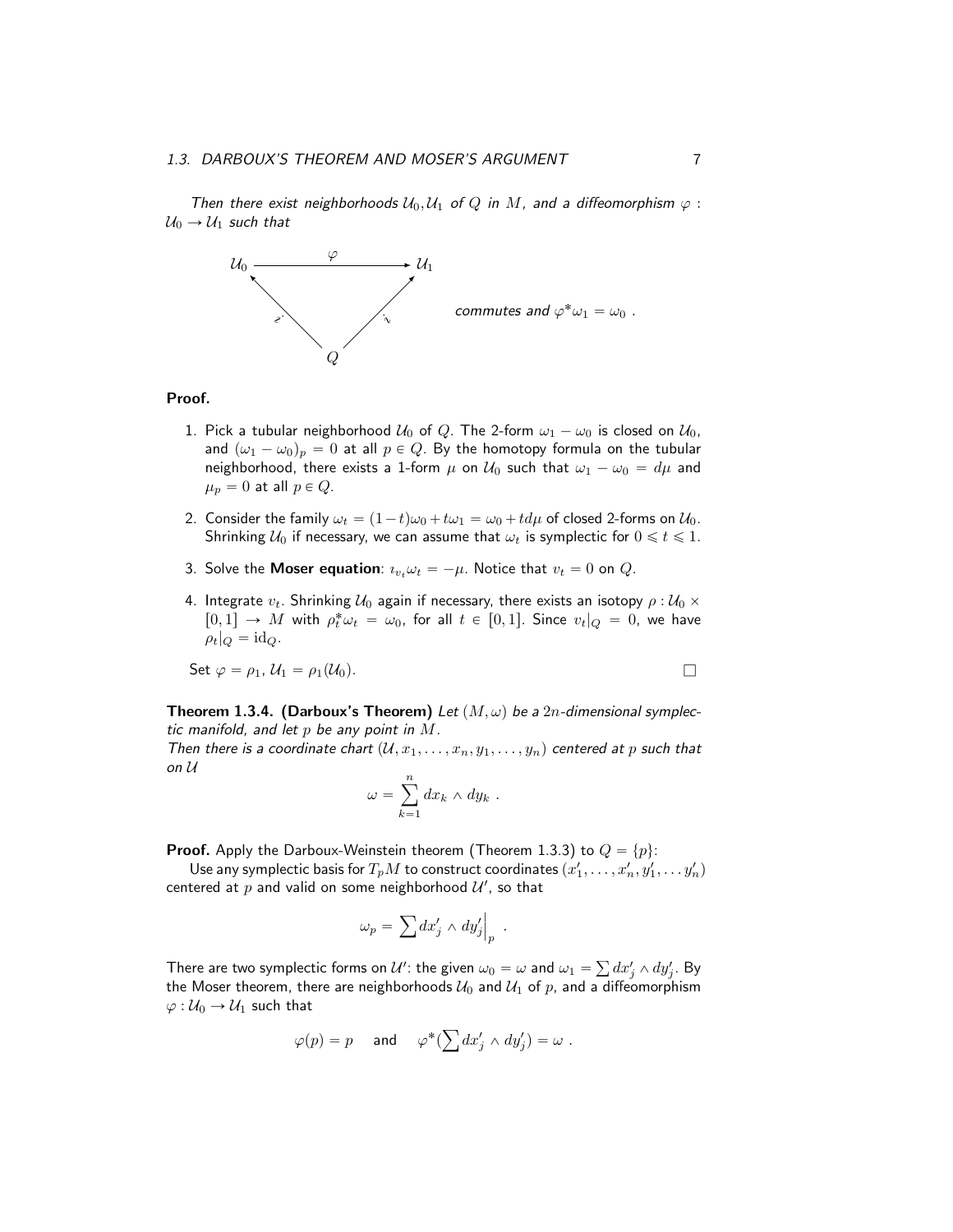*Then there exist neighborhoods $\mathcal{U}_0, \mathcal{U}_1$ of $Q$ in $M$, and a diffeomorphism $\varphi : \mathcal{U}_0 \to \mathcal{U}_1$ such that*

$$
\begin{array}{ccc}
\mathcal{U}_0 & \xrightarrow{\varphi} & \mathcal{U}_1 \\
& \nwarrow_{i} \quad {}_{i}\nearrow & \\
& Q &
\end{array}
$$

*commutes and $\varphi^*\omega_1 = \omega_0$ .*

**Proof.**

1. Pick a tubular neighborhood $\mathcal{U}_0$ of $Q$. The 2-form $\omega_1 - \omega_0$ is closed on $\mathcal{U}_0$, and $(\omega_1 - \omega_0)_p = 0$ at all $p \in Q$. By the homotopy formula on the tubular neighborhood, there exists a 1-form $\mu$ on $\mathcal{U}_0$ such that $\omega_1 - \omega_0 = d\mu$ and $\mu_p = 0$ at all $p \in Q$.

2. Consider the family $\omega_t = (1-t)\omega_0 + t\omega_1 = \omega_0 + td\mu$ of closed 2-forms on $\mathcal{U}_0$. Shrinking $\mathcal{U}_0$ if necessary, we can assume that $\omega_t$ is symplectic for $0 \leqslant t \leqslant 1$.

3. Solve the **Moser equation**: $\imath_{v_t}\omega_t = -\mu$. Notice that $v_t = 0$ on $Q$.

4. Integrate $v_t$. Shrinking $\mathcal{U}_0$ again if necessary, there exists an isotopy $\rho : \mathcal{U}_0 \times [0,1] \to M$ with $\rho_t^*\omega_t = \omega_0$, for all $t \in [0,1]$. Since $v_t|_Q = 0$, we have $\rho_t|_Q = \mathrm{id}_Q$.

Set $\varphi = \rho_1$, $\mathcal{U}_1 = \rho_1(\mathcal{U}_0)$. □

**Theorem 1.3.4. (Darboux's Theorem)** *Let $(M, \omega)$ be a $2n$-dimensional symplectic manifold, and let $p$ be any point in $M$.*
*Then there is a coordinate chart $(\mathcal{U}, x_1, \dots, x_n, y_1, \dots, y_n)$ centered at $p$ such that on $\mathcal{U}$*

$$
\omega = \sum_{k=1}^{n} dx_k \wedge dy_k \ .
$$

**Proof.** Apply the Darboux-Weinstein theorem (Theorem 1.3.3) to $Q = \{p\}$:

Use any symplectic basis for $T_pM$ to construct coordinates $(x'_1, \dots, x'_n, y'_1, \dots y'_n)$ centered at $p$ and valid on some neighborhood $\mathcal{U}'$, so that

$$
\omega_p = \sum dx'_j \wedge dy'_j \Big|_p \ .
$$

There are two symplectic forms on $\mathcal{U}'$: the given $\omega_0 = \omega$ and $\omega_1 = \sum dx'_j \wedge dy'_j$. By the Moser theorem, there are neighborhoods $\mathcal{U}_0$ and $\mathcal{U}_1$ of $p$, and a diffeomorphism $\varphi : \mathcal{U}_0 \to \mathcal{U}_1$ such that

$$
\varphi(p) = p \quad \text{and} \quad \varphi^*(\sum dx'_j \wedge dy'_j) = \omega \ .
$$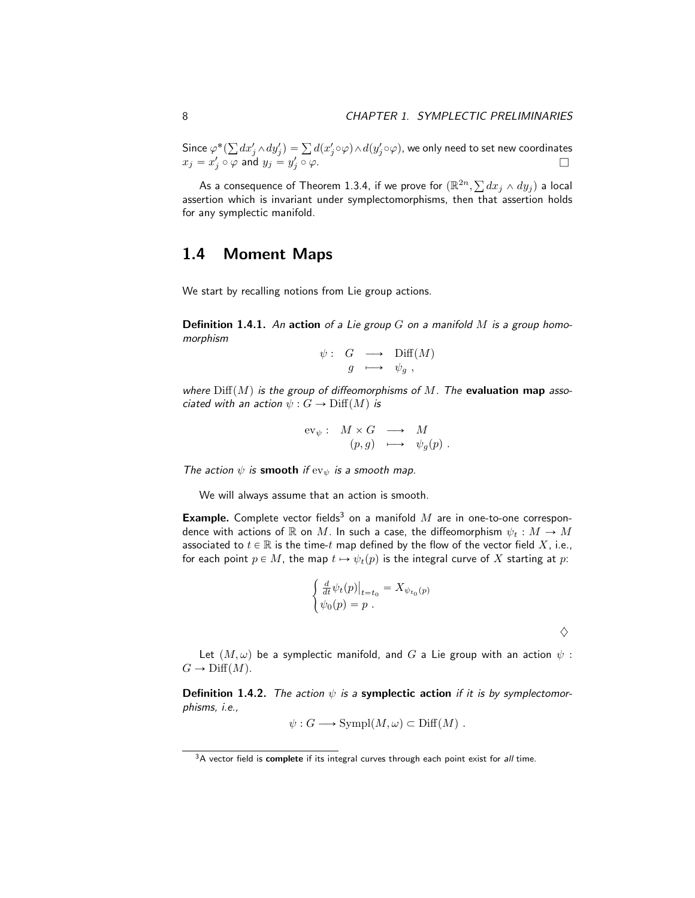Since $\varphi^*(\sum dx'_j \wedge dy'_j) = \sum d(x'_j \circ \varphi) \wedge d(y'_j \circ \varphi)$, we only need to set new coordinates $x_j = x'_j \circ \varphi$ and $y_j = y'_j \circ \varphi$. $\square$

As a consequence of Theorem 1.3.4, if we prove for $(\mathbb{R}^{2n}, \sum dx_j \wedge dy_j)$ a local assertion which is invariant under symplectomorphisms, then that assertion holds for any symplectic manifold.

## 1.4 Moment Maps

We start by recalling notions from Lie group actions.

**Definition 1.4.1.** *An* **action** *of a Lie group $G$ on a manifold $M$ is a group homomorphism*

$$
\begin{array}{rccc}
\psi : & G & \longrightarrow & \mathrm{Diff}(M) \\
& g & \longmapsto & \psi_g \ ,
\end{array}
$$

*where $\mathrm{Diff}(M)$ is the group of diffeomorphisms of $M$. The* **evaluation map** *associated with an action $\psi : G \to \mathrm{Diff}(M)$ is*

$$
\begin{array}{rccc}
\mathrm{ev}_\psi : & M \times G & \longrightarrow & M \\
& (p, g) & \longmapsto & \psi_g(p) \ .
\end{array}
$$

*The action $\psi$ is* **smooth** *if $\mathrm{ev}_\psi$ is a smooth map.*

We will always assume that an action is smooth.

**Example.** Complete vector fields[3] on a manifold $M$ are in one-to-one correspondence with actions of $\mathbb{R}$ on $M$. In such a case, the diffeomorphism $\psi_t : M \to M$ associated to $t \in \mathbb{R}$ is the time-$t$ map defined by the flow of the vector field $X$, i.e., for each point $p \in M$, the map $t \mapsto \psi_t(p)$ is the integral curve of $X$ starting at $p$:

$$
\begin{cases}
\frac{d}{dt}\psi_t(p)\big|_{t=t_0} = X_{\psi_{t_0}(p)} \\
\psi_0(p) = p \ .
\end{cases}
$$

$\diamondsuit$

Let $(M, \omega)$ be a symplectic manifold, and $G$ a Lie group with an action $\psi : G \to \mathrm{Diff}(M)$.

**Definition 1.4.2.** *The action $\psi$ is a* **symplectic action** *if it is by symplectomorphisms, i.e.,*

$$
\psi : G \longrightarrow \mathrm{Sympl}(M, \omega) \subset \mathrm{Diff}(M) \ .
$$

[3] A vector field is **complete** if its integral curves through each point exist for *all* time.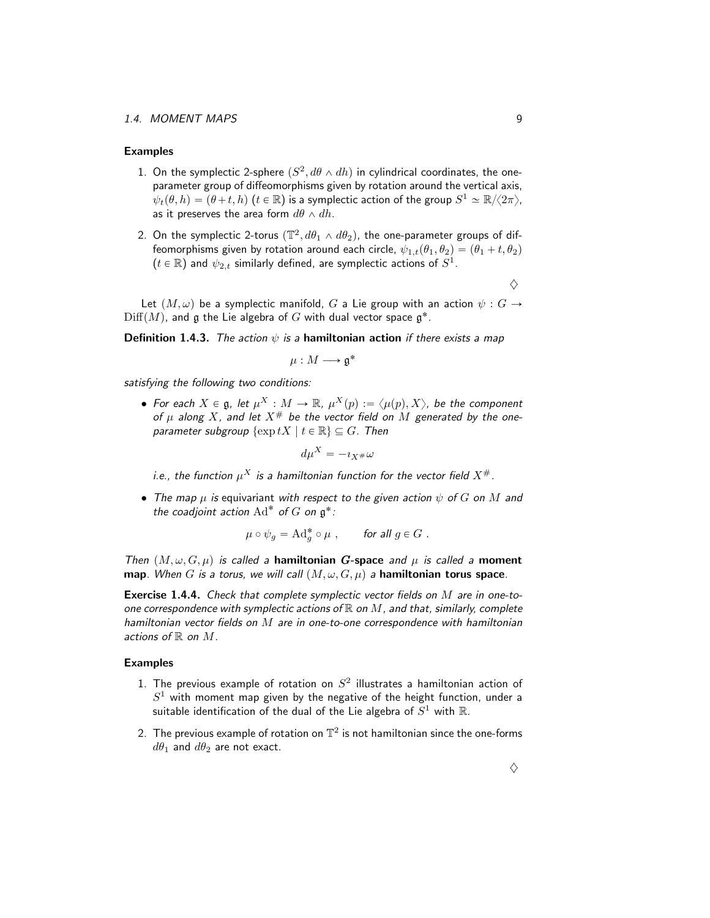#### Examples

1. On the symplectic 2-sphere $(S^2, d\theta \wedge dh)$ in cylindrical coordinates, the one-parameter group of diffeomorphisms given by rotation around the vertical axis, $\psi_t(\theta, h) = (\theta + t, h)$ $(t \in \mathbb{R})$ is a symplectic action of the group $S^1 \simeq \mathbb{R}/\langle 2\pi \rangle$, as it preserves the area form $d\theta \wedge dh$.

2. On the symplectic 2-torus $(\mathbb{T}^2, d\theta_1 \wedge d\theta_2)$, the one-parameter groups of diffeomorphisms given by rotation around each circle, $\psi_{1,t}(\theta_1, \theta_2) = (\theta_1 + t, \theta_2)$ $(t \in \mathbb{R})$ and $\psi_{2,t}$ similarly defined, are symplectic actions of $S^1$.

$\diamondsuit$

Let $(M, \omega)$ be a symplectic manifold, $G$ a Lie group with an action $\psi : G \to \mathrm{Diff}(M)$, and $\mathfrak{g}$ the Lie algebra of $G$ with dual vector space $\mathfrak{g}^*$.

**Definition 1.4.3.** *The action $\psi$ is a* **hamiltonian action** *if there exists a map*

$$\mu : M \longrightarrow \mathfrak{g}^*$$

*satisfying the following two conditions:*

- *For each $X \in \mathfrak{g}$, let $\mu^X : M \to \mathbb{R}$, $\mu^X(p) := \langle \mu(p), X \rangle$, be the component of $\mu$ along $X$, and let $X^\#$ be the vector field on $M$ generated by the one-parameter subgroup $\{\exp tX \mid t \in \mathbb{R}\} \subseteq G$. Then*

$$d\mu^X = -\imath_{X^\#}\omega$$

  *i.e., the function $\mu^X$ is a hamiltonian function for the vector field $X^\#$.*

- *The map $\mu$ is* equivariant *with respect to the given action $\psi$ of $G$ on $M$ and the coadjoint action $\mathrm{Ad}^*$ of $G$ on $\mathfrak{g}^*$:*

$$\mu \circ \psi_g = \mathrm{Ad}_g^* \circ \mu \ , \qquad \text{for all } g \in G \ .$$

*Then $(M, \omega, G, \mu)$ is called a* **hamiltonian $G$-space** *and $\mu$ is called a* **moment map**. *When $G$ is a torus, we will call $(M, \omega, G, \mu)$ a* **hamiltonian torus space**.

**Exercise 1.4.4.** *Check that complete symplectic vector fields on $M$ are in one-to-one correspondence with symplectic actions of $\mathbb{R}$ on $M$, and that, similarly, complete hamiltonian vector fields on $M$ are in one-to-one correspondence with hamiltonian actions of $\mathbb{R}$ on $M$.*

#### Examples

1. The previous example of rotation on $S^2$ illustrates a hamiltonian action of $S^1$ with moment map given by the negative of the height function, under a suitable identification of the dual of the Lie algebra of $S^1$ with $\mathbb{R}$.

2. The previous example of rotation on $\mathbb{T}^2$ is not hamiltonian since the one-forms $d\theta_1$ and $d\theta_2$ are not exact.

$\diamondsuit$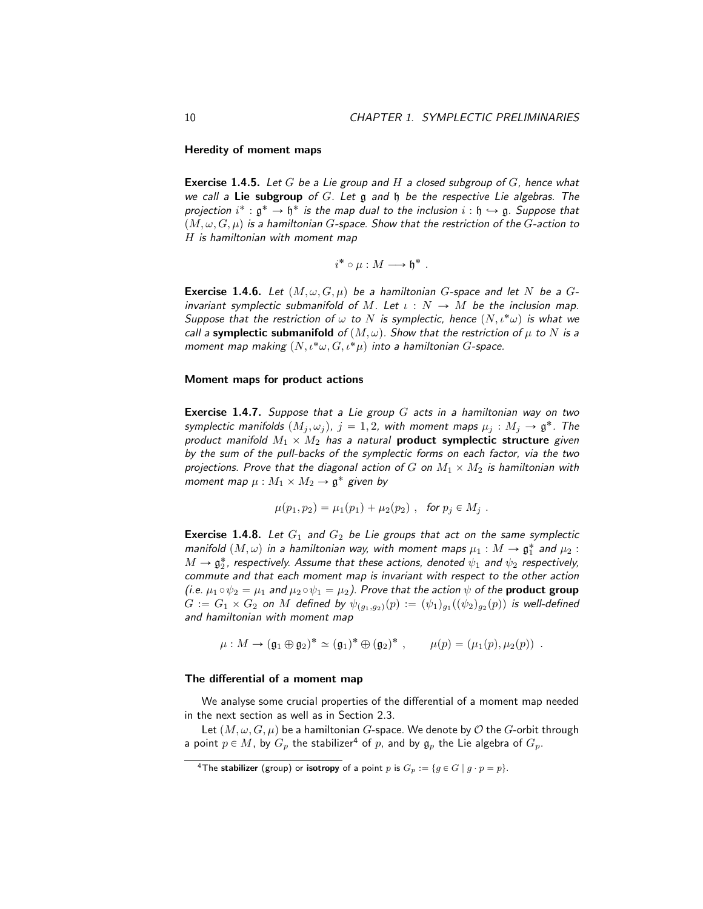#### Heredity of moment maps

**Exercise 1.4.5.** *Let $G$ be a Lie group and $H$ a closed subgroup of $G$, hence what we call a* **Lie subgroup** *of $G$. Let $\mathfrak{g}$ and $\mathfrak{h}$ be the respective Lie algebras. The projection $i^* : \mathfrak{g}^* \to \mathfrak{h}^*$ is the map dual to the inclusion $i : \mathfrak{h} \hookrightarrow \mathfrak{g}$. Suppose that $(M, \omega, G, \mu)$ is a hamiltonian $G$-space. Show that the restriction of the $G$-action to $H$ is hamiltonian with moment map*

$$i^* \circ \mu : M \longrightarrow \mathfrak{h}^* \ .$$

**Exercise 1.4.6.** *Let $(M, \omega, G, \mu)$ be a hamiltonian $G$-space and let $N$ be a $G$-invariant symplectic submanifold of $M$. Let $\iota : N \to M$ be the inclusion map. Suppose that the restriction of $\omega$ to $N$ is symplectic, hence $(N, \iota^*\omega)$ is what we call a* **symplectic submanifold** *of $(M, \omega)$. Show that the restriction of $\mu$ to $N$ is a moment map making $(N, \iota^*\omega, G, \iota^*\mu)$ into a hamiltonian $G$-space.*

#### Moment maps for product actions

**Exercise 1.4.7.** *Suppose that a Lie group $G$ acts in a hamiltonian way on two symplectic manifolds $(M_j, \omega_j)$, $j = 1, 2$, with moment maps $\mu_j : M_j \to \mathfrak{g}^*$. The product manifold $M_1 \times M_2$ has a natural* **product symplectic structure** *given by the sum of the pull-backs of the symplectic forms on each factor, via the two projections. Prove that the diagonal action of $G$ on $M_1 \times M_2$ is hamiltonian with moment map $\mu : M_1 \times M_2 \to \mathfrak{g}^*$ given by*

$$\mu(p_1, p_2) = \mu_1(p_1) + \mu_2(p_2) \ , \quad \textit{for } p_j \in M_j \ .$$

**Exercise 1.4.8.** *Let $G_1$ and $G_2$ be Lie groups that act on the same symplectic manifold $(M, \omega)$ in a hamiltonian way, with moment maps $\mu_1 : M \to \mathfrak{g}_1^*$ and $\mu_2 : M \to \mathfrak{g}_2^*$, respectively. Assume that these actions, denoted $\psi_1$ and $\psi_2$ respectively, commute and that each moment map is invariant with respect to the other action (i.e. $\mu_1 \circ \psi_2 = \mu_1$ and $\mu_2 \circ \psi_1 = \mu_2$). Prove that the action $\psi$ of the* **product group** *$G := G_1 \times G_2$ on $M$ defined by $\psi_{(g_1, g_2)}(p) := (\psi_1)_{g_1}((\psi_2)_{g_2}(p))$ is well-defined and hamiltonian with moment map*

$$\mu : M \to (\mathfrak{g}_1 \oplus \mathfrak{g}_2)^* \simeq (\mathfrak{g}_1)^* \oplus (\mathfrak{g}_2)^* \ , \qquad \mu(p) = (\mu_1(p), \mu_2(p)) \ .$$

#### The differential of a moment map

We analyse some crucial properties of the differential of a moment map needed in the next section as well as in Section 2.3.

Let $(M, \omega, G, \mu)$ be a hamiltonian $G$-space. We denote by $\mathcal{O}$ the $G$-orbit through a point $p \in M$, by $G_p$ the stabilizer[4] of $p$, and by $\mathfrak{g}_p$ the Lie algebra of $G_p$.

[4] The **stabilizer** (group) or **isotropy** of a point $p$ is $G_p := \{g \in G \mid g \cdot p = p\}$.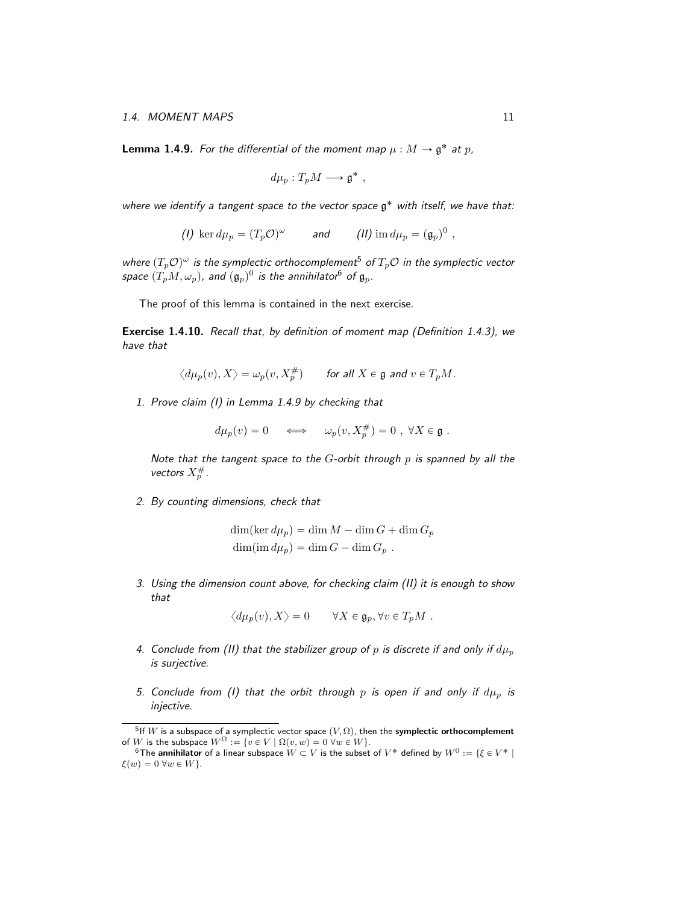**Lemma 1.4.9.** *For the differential of the moment map $\mu : M \to \mathfrak{g}^*$ at $p$,*

$$d\mu_p : T_pM \longrightarrow \mathfrak{g}^* \ ,$$

*where we identify a tangent space to the vector space $\mathfrak{g}^*$ with itself, we have that:*

$$\textit{(I)} \ \ker d\mu_p = (T_p\mathcal{O})^\omega \qquad \textit{and} \qquad \textit{(II)} \ \operatorname{im} d\mu_p = (\mathfrak{g}_p)^0 \ ,$$

*where $(T_p\mathcal{O})^\omega$ is the symplectic orthocomplement*[5] *of $T_p\mathcal{O}$ in the symplectic vector space $(T_pM, \omega_p)$, and $(\mathfrak{g}_p)^0$ is the annihilator*[6] *of $\mathfrak{g}_p$.*

The proof of this lemma is contained in the next exercise.

**Exercise 1.4.10.** *Recall that, by definition of moment map (Definition 1.4.3), we have that*

$$\langle d\mu_p(v), X\rangle = \omega_p(v, X_p^\#) \qquad \textit{for all } X \in \mathfrak{g} \textit{ and } v \in T_pM.$$

1. *Prove claim (I) in Lemma 1.4.9 by checking that*

   $$d\mu_p(v) = 0 \quad \iff \quad \omega_p(v, X_p^\#) = 0 \ , \ \forall X \in \mathfrak{g} \ .$$

   *Note that the tangent space to the $G$-orbit through $p$ is spanned by all the vectors $X_p^\#$.*

2. *By counting dimensions, check that*

   $$\begin{aligned} \dim(\ker d\mu_p) &= \dim M - \dim G + \dim G_p \\ \dim(\operatorname{im} d\mu_p) &= \dim G - \dim G_p \ . \end{aligned}$$

3. *Using the dimension count above, for checking claim (II) it is enough to show that*

   $$\langle d\mu_p(v), X\rangle = 0 \qquad \forall X \in \mathfrak{g}_p, \forall v \in T_pM \ .$$

4. *Conclude from (II) that the stabilizer group of $p$ is discrete if and only if $d\mu_p$ is surjective.*

5. *Conclude from (I) that the orbit through $p$ is open if and only if $d\mu_p$ is injective.*

---

[5] If $W$ is a subspace of a symplectic vector space $(V, \Omega)$, then the **symplectic orthocomplement** of $W$ is the subspace $W^\Omega := \{v \in V \mid \Omega(v, w) = 0 \ \forall w \in W\}$.

[6] The **annihilator** of a linear subspace $W \subset V$ is the subset of $V^*$ defined by $W^0 := \{\xi \in V^* \mid \xi(w) = 0 \ \forall w \in W\}$.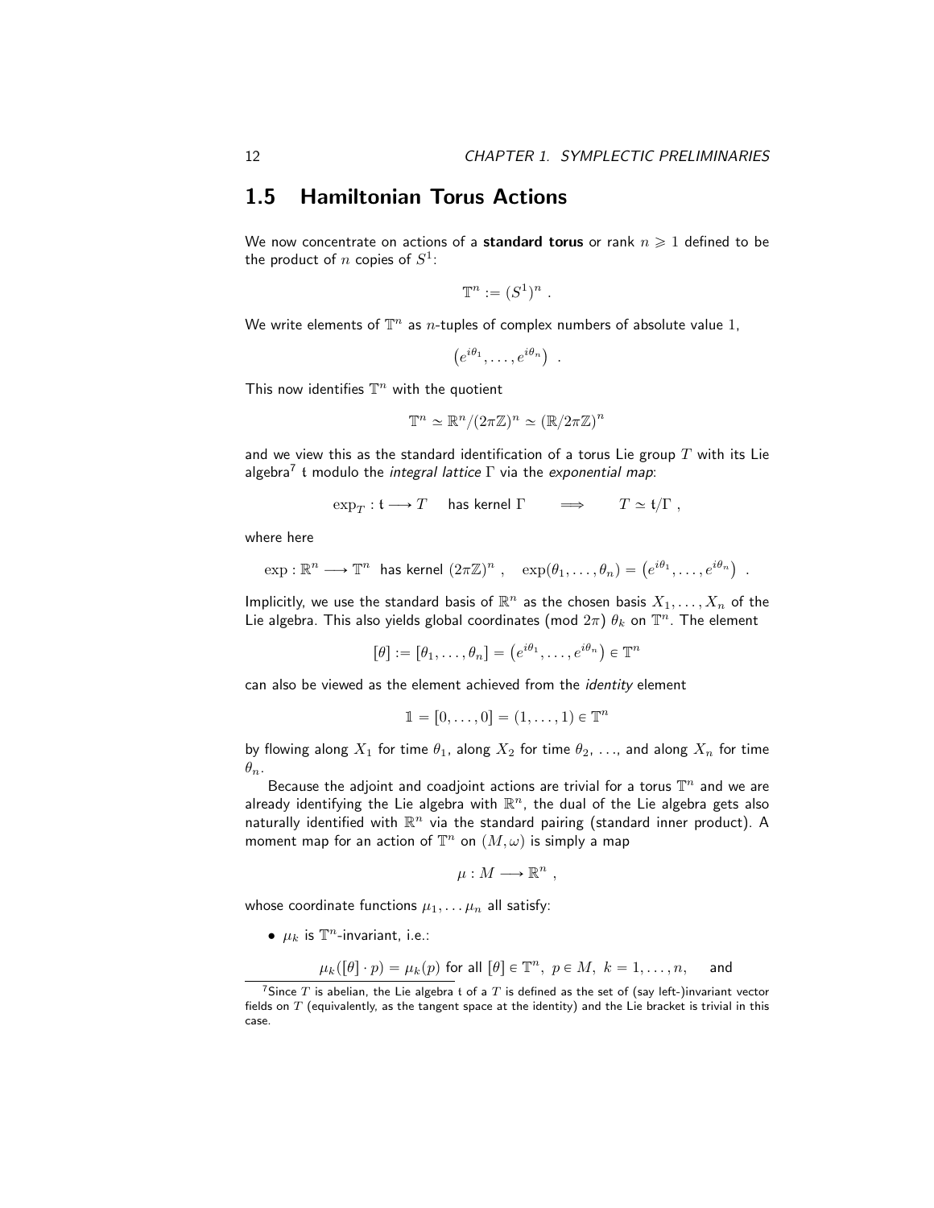## 1.5 Hamiltonian Torus Actions

We now concentrate on actions of a **standard torus** or rank $n \geqslant 1$ defined to be the product of $n$ copies of $S^1$:

$$\mathbb{T}^n := (S^1)^n \ .$$

We write elements of $\mathbb{T}^n$ as $n$-tuples of complex numbers of absolute value $1$,

$$\left(e^{i\theta_1}, \ldots, e^{i\theta_n}\right) \ .$$

This now identifies $\mathbb{T}^n$ with the quotient

$$\mathbb{T}^n \simeq \mathbb{R}^n/(2\pi\mathbb{Z})^n \simeq (\mathbb{R}/2\pi\mathbb{Z})^n$$

and we view this as the standard identification of a torus Lie group $T$ with its Lie algebra[7] $\mathfrak{t}$ modulo the *integral lattice* $\Gamma$ via the *exponential map*:

$$\exp_T : \mathfrak{t} \longrightarrow T \quad \text{ has kernel } \Gamma \qquad \Longrightarrow \qquad T \simeq \mathfrak{t}/\Gamma \ ,$$

where here

$$\exp : \mathbb{R}^n \longrightarrow \mathbb{T}^n \ \text{ has kernel } (2\pi\mathbb{Z})^n \ , \quad \exp(\theta_1, \ldots, \theta_n) = \left(e^{i\theta_1}, \ldots, e^{i\theta_n}\right) \ .$$

Implicitly, we use the standard basis of $\mathbb{R}^n$ as the chosen basis $X_1, \ldots, X_n$ of the Lie algebra. This also yields global coordinates (mod $2\pi$) $\theta_k$ on $\mathbb{T}^n$. The element

$$[\theta] := [\theta_1, \ldots, \theta_n] = \left(e^{i\theta_1}, \ldots, e^{i\theta_n}\right) \in \mathbb{T}^n$$

can also be viewed as the element achieved from the *identity* element

$$\mathbb{1} = [0, \ldots, 0] = (1, \ldots, 1) \in \mathbb{T}^n$$

by flowing along $X_1$ for time $\theta_1$, along $X_2$ for time $\theta_2$, ..., and along $X_n$ for time $\theta_n$.

Because the adjoint and coadjoint actions are trivial for a torus $\mathbb{T}^n$ and we are already identifying the Lie algebra with $\mathbb{R}^n$, the dual of the Lie algebra gets also naturally identified with $\mathbb{R}^n$ via the standard pairing (standard inner product). A moment map for an action of $\mathbb{T}^n$ on $(M, \omega)$ is simply a map

$$\mu : M \longrightarrow \mathbb{R}^n \ ,$$

whose coordinate functions $\mu_1, \ldots \mu_n$ all satisfy:

- $\mu_k$ is $\mathbb{T}^n$-invariant, i.e.:

  $\mu_k([\theta] \cdot p) = \mu_k(p)$ for all $[\theta] \in \mathbb{T}^n, \ p \in M, \ k = 1, \ldots, n,$ and

[7] Since $T$ is abelian, the Lie algebra $\mathfrak{t}$ of a $T$ is defined as the set of (say left-)invariant vector fields on $T$ (equivalently, as the tangent space at the identity) and the Lie bracket is trivial in this case.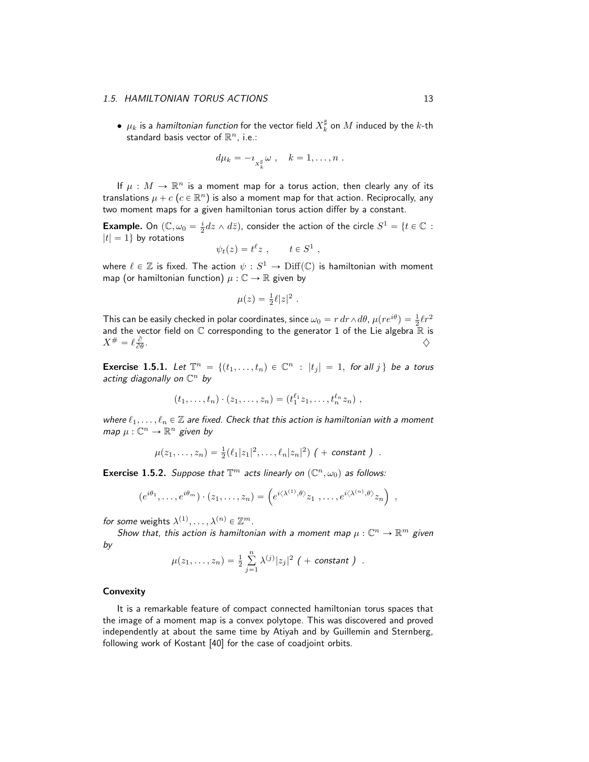- $\mu_k$ is a *hamiltonian function* for the vector field $X_k^\sharp$ on $M$ induced by the $k$-th standard basis vector of $\mathbb{R}^n$, i.e.:

$$d\mu_k = -\imath_{X_k^\sharp}\omega \ , \quad k = 1, \ldots, n \ .$$

If $\mu : M \to \mathbb{R}^n$ is a moment map for a torus action, then clearly any of its translations $\mu + c$ ($c \in \mathbb{R}^n$) is also a moment map for that action. Reciprocally, any two moment maps for a given hamiltonian torus action differ by a constant.

**Example.** On $(\mathbb{C}, \omega_0 = \frac{i}{2} dz \wedge d\bar{z})$, consider the action of the circle $S^1 = \{t \in \mathbb{C} : |t| = 1\}$ by rotations

$$\psi_t(z) = t^\ell z \ , \qquad t \in S^1 \ ,$$

where $\ell \in \mathbb{Z}$ is fixed. The action $\psi : S^1 \to \mathrm{Diff}(\mathbb{C})$ is hamiltonian with moment map (or hamiltonian function) $\mu : \mathbb{C} \to \mathbb{R}$ given by

$$\mu(z) = \tfrac{1}{2}\ell|z|^2 \ .$$

This can be easily checked in polar coordinates, since $\omega_0 = r\,dr \wedge d\theta$, $\mu(re^{i\theta}) = \frac{1}{2}\ell r^2$ and the vector field on $\mathbb{C}$ corresponding to the generator 1 of the Lie algebra $\mathbb{R}$ is $X^\# = \ell \frac{\partial}{\partial \theta}$. $\diamondsuit$

**Exercise 1.5.1.** *Let $\mathbb{T}^n = \{(t_1, \ldots, t_n) \in \mathbb{C}^n : |t_j| = 1, \text{ for all } j\}$ be a torus acting diagonally on $\mathbb{C}^n$ by*

$$(t_1, \ldots, t_n) \cdot (z_1, \ldots, z_n) = (t_1^{\ell_1} z_1, \ldots, t_n^{\ell_n} z_n) \ ,$$

*where $\ell_1, \ldots, \ell_n \in \mathbb{Z}$ are fixed. Check that this action is hamiltonian with a moment map $\mu : \mathbb{C}^n \to \mathbb{R}^n$ given by*

$$\mu(z_1, \ldots, z_n) = \tfrac{1}{2}(\ell_1|z_1|^2, \ldots, \ell_n|z_n|^2) \ (\ + \text{ constant }\ ) \ .$$

**Exercise 1.5.2.** *Suppose that $\mathbb{T}^m$ acts linearly on $(\mathbb{C}^n, \omega_0)$ as follows:*

$$(e^{i\theta_1}, \ldots, e^{i\theta_m}) \cdot (z_1, \ldots, z_n) = \left(e^{i\langle \lambda^{(1)}, \theta\rangle} z_1 \ , \ldots, e^{i\langle \lambda^{(n)}, \theta\rangle} z_n\right) \ ,$$

*for some* weights *$\lambda^{(1)}, \ldots, \lambda^{(n)} \in \mathbb{Z}^m$.*

*Show that, this action is hamiltonian with a moment map $\mu : \mathbb{C}^n \to \mathbb{R}^m$ given by*

$$\mu(z_1, \ldots, z_n) = \tfrac{1}{2} \sum_{j=1}^{n} \lambda^{(j)} |z_j|^2 \ (\ + \text{ constant }\ ) \ .$$

### Convexity

It is a remarkable feature of compact connected hamiltonian torus spaces that the image of a moment map is a convex polytope. This was discovered and proved independently at about the same time by Atiyah and by Guillemin and Sternberg, following work of Kostant [40] for the case of coadjoint orbits.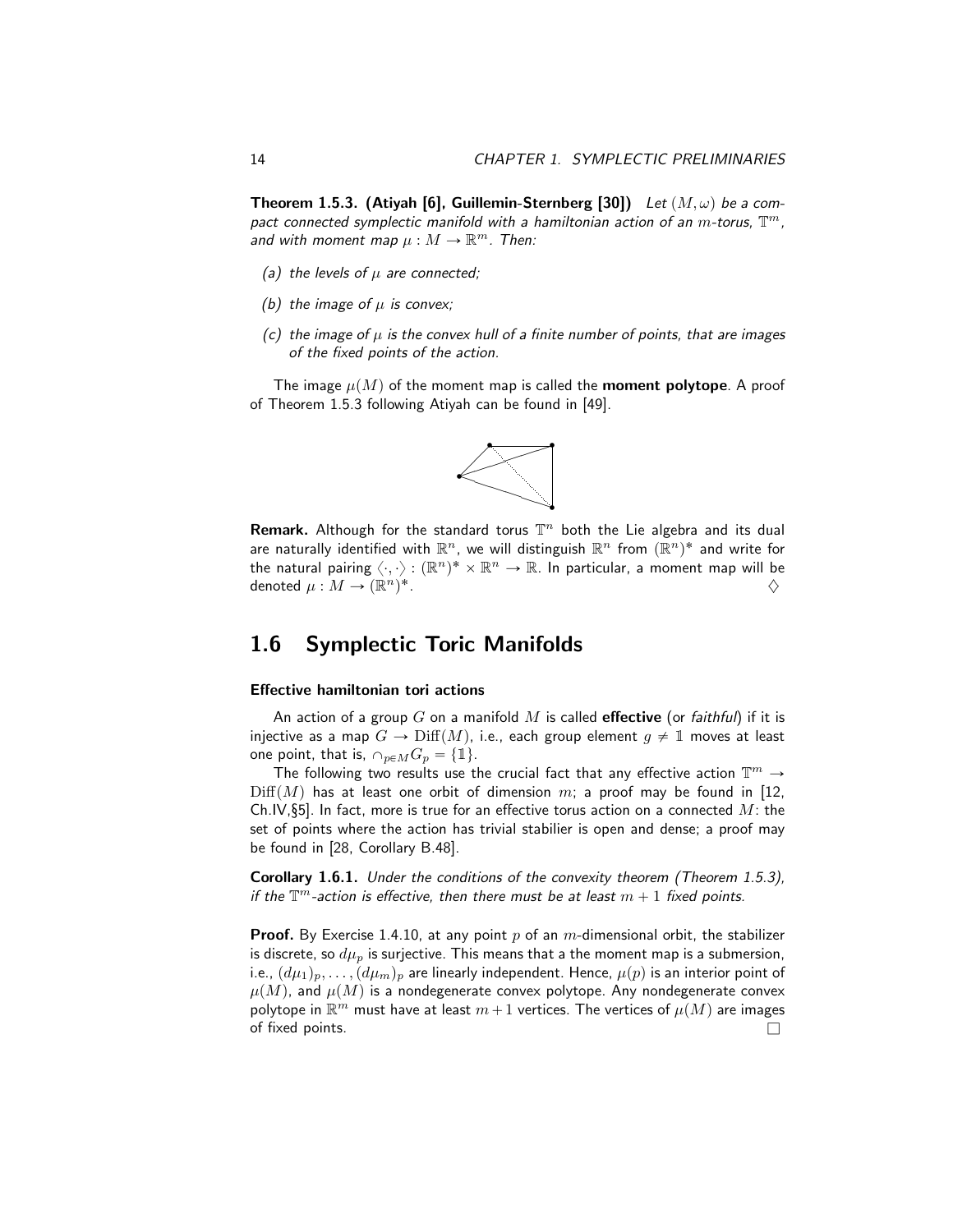**Theorem 1.5.3. (Atiyah [6], Guillemin-Sternberg [30])** *Let $(M, \omega)$ be a compact connected symplectic manifold with a hamiltonian action of an $m$-torus, $\mathbb{T}^m$, and with moment map $\mu : M \to \mathbb{R}^m$. Then:*

*(a) the levels of $\mu$ are connected;*

*(b) the image of $\mu$ is convex;*

*(c) the image of $\mu$ is the convex hull of a finite number of points, that are images of the fixed points of the action.*

The image $\mu(M)$ of the moment map is called the **moment polytope**. A proof of Theorem 1.5.3 following Atiyah can be found in [49].

**Remark.** Although for the standard torus $\mathbb{T}^n$ both the Lie algebra and its dual are naturally identified with $\mathbb{R}^n$, we will distinguish $\mathbb{R}^n$ from $(\mathbb{R}^n)^*$ and write for the natural pairing $\langle \cdot, \cdot \rangle : (\mathbb{R}^n)^* \times \mathbb{R}^n \to \mathbb{R}$. In particular, a moment map will be denoted $\mu : M \to (\mathbb{R}^n)^*$. ♢

## 1.6 Symplectic Toric Manifolds

### Effective hamiltonian tori actions

An action of a group $G$ on a manifold $M$ is called **effective** (or *faithful*) if it is injective as a map $G \to \mathrm{Diff}(M)$, i.e., each group element $g \neq \mathbb{1}$ moves at least one point, that is, $\cap_{p \in M} G_p = \{\mathbb{1}\}$.

The following two results use the crucial fact that any effective action $\mathbb{T}^m \to \mathrm{Diff}(M)$ has at least one orbit of dimension $m$; a proof may be found in [12, Ch.IV,§5]. In fact, more is true for an effective torus action on a connected $M$: the set of points where the action has trivial stabilier is open and dense; a proof may be found in [28, Corollary B.48].

**Corollary 1.6.1.** *Under the conditions of the convexity theorem (Theorem 1.5.3), if the $\mathbb{T}^m$-action is effective, then there must be at least $m + 1$ fixed points.*

**Proof.** By Exercise 1.4.10, at any point $p$ of an $m$-dimensional orbit, the stabilizer is discrete, so $d\mu_p$ is surjective. This means that a the moment map is a submersion, i.e., $(d\mu_1)_p, \ldots, (d\mu_m)_p$ are linearly independent. Hence, $\mu(p)$ is an interior point of $\mu(M)$, and $\mu(M)$ is a nondegenerate convex polytope. Any nondegenerate convex polytope in $\mathbb{R}^m$ must have at least $m + 1$ vertices. The vertices of $\mu(M)$ are images of fixed points. □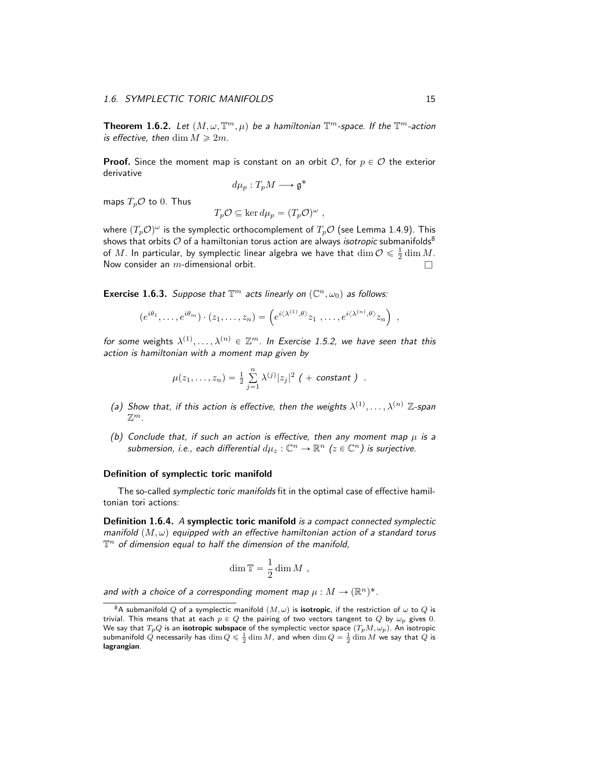**Theorem 1.6.2.** *Let $(M, \omega, \mathbb{T}^m, \mu)$ be a hamiltonian $\mathbb{T}^m$-space. If the $\mathbb{T}^m$-action is effective, then $\dim M \geqslant 2m$.*

**Proof.** Since the moment map is constant on an orbit $\mathcal{O}$, for $p \in \mathcal{O}$ the exterior derivative

$$d\mu_p : T_p M \longrightarrow \mathfrak{g}^*$$

maps $T_p\mathcal{O}$ to $0$. Thus

$$T_p\mathcal{O} \subseteq \ker d\mu_p = (T_p\mathcal{O})^\omega \ ,$$

where $(T_p\mathcal{O})^\omega$ is the symplectic orthocomplement of $T_p\mathcal{O}$ (see Lemma 1.4.9). This shows that orbits $\mathcal{O}$ of a hamiltonian torus action are always *isotropic* submanifolds[8] of $M$. In particular, by symplectic linear algebra we have that $\dim \mathcal{O} \leqslant \frac{1}{2} \dim M$. Now consider an $m$-dimensional orbit. $\square$

**Exercise 1.6.3.** *Suppose that $\mathbb{T}^m$ acts linearly on $(\mathbb{C}^n, \omega_0)$ as follows:*

$$(e^{i\theta_1}, \ldots, e^{i\theta_m}) \cdot (z_1, \ldots, z_n) = \left( e^{i\langle \lambda^{(1)}, \theta \rangle} z_1 \ , \ldots , e^{i\langle \lambda^{(n)}, \theta \rangle} z_n \right) \ ,$$

*for some* weights *$\lambda^{(1)}, \ldots, \lambda^{(n)} \in \mathbb{Z}^m$. In Exercise 1.5.2, we have seen that this action is hamiltonian with a moment map given by*

$$\mu(z_1, \ldots, z_n) = \tfrac{1}{2} \sum_{j=1}^{n} \lambda^{(j)} |z_j|^2 \ \textit{( + constant )} \ .$$

*(a) Show that, if this action is effective, then the weights $\lambda^{(1)}, \ldots, \lambda^{(n)}$ $\mathbb{Z}$-span $\mathbb{Z}^m$.*

*(b) Conclude that, if such an action is effective, then any moment map $\mu$ is a submersion, i.e., each differential $d\mu_z : \mathbb{C}^n \to \mathbb{R}^n$ $(z \in \mathbb{C}^n)$ is surjective.*

### Definition of symplectic toric manifold

The so-called *symplectic toric manifolds* fit in the optimal case of effective hamiltonian tori actions:

**Definition 1.6.4.** *A* **symplectic toric manifold** *is a compact connected symplectic manifold $(M, \omega)$ equipped with an effective hamiltonian action of a standard torus $\mathbb{T}^n$ of dimension equal to half the dimension of the manifold,*

$$\dim \mathbb{T} = \frac{1}{2} \dim M \ ,$$

*and with a choice of a corresponding moment map $\mu : M \to (\mathbb{R}^n)^*$.*

---

[8] A submanifold $Q$ of a symplectic manifold $(M, \omega)$ is **isotropic**, if the restriction of $\omega$ to $Q$ is trivial. This means that at each $p \in Q$ the pairing of two vectors tangent to $Q$ by $\omega_p$ gives $0$. We say that $T_pQ$ is an **isotropic subspace** of the symplectic vector space $(T_pM, \omega_p)$. An isotropic submanifold $Q$ necessarily has $\dim Q \leqslant \frac{1}{2} \dim M$, and when $\dim Q = \frac{1}{2} \dim M$ we say that $Q$ is **lagrangian**.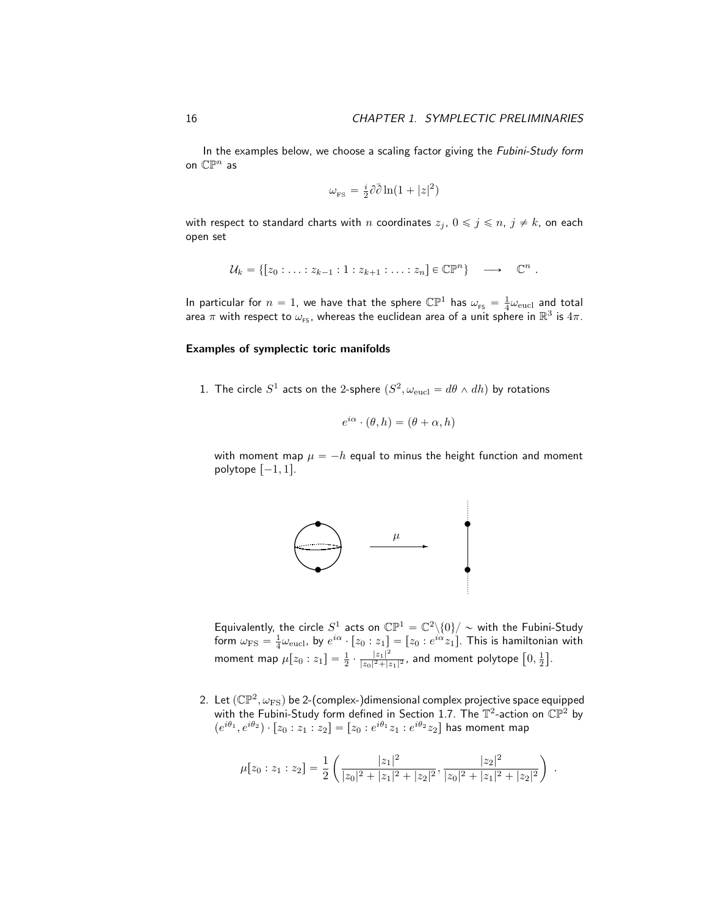In the examples below, we choose a scaling factor giving the *Fubini-Study form* on $\mathbb{CP}^n$ as

$$\omega_{\text{FS}} = \tfrac{i}{2}\partial\bar{\partial}\ln(1+|z|^2)$$

with respect to standard charts with $n$ coordinates $z_j$, $0 \leqslant j \leqslant n$, $j \neq k$, on each open set

$$\mathcal{U}_k = \{[z_0 : \ldots : z_{k-1} : 1 : z_{k+1} : \ldots : z_n] \in \mathbb{CP}^n\} \quad \longrightarrow \quad \mathbb{C}^n \ .$$

In particular for $n = 1$, we have that the sphere $\mathbb{CP}^1$ has $\omega_{\text{FS}} = \frac{1}{4}\omega_{\text{eucl}}$ and total area $\pi$ with respect to $\omega_{\text{FS}}$, whereas the euclidean area of a unit sphere in $\mathbb{R}^3$ is $4\pi$.

**Examples of symplectic toric manifolds**

1. The circle $S^1$ acts on the 2-sphere $(S^2, \omega_{\text{eucl}} = d\theta \wedge dh)$ by rotations

$$e^{i\alpha} \cdot (\theta, h) = (\theta + \alpha, h)$$

with moment map $\mu = -h$ equal to minus the height function and moment polytope $[-1, 1]$.

Equivalently, the circle $S^1$ acts on $\mathbb{CP}^1 = \mathbb{C}^2 \backslash \{0\}/\sim$ with the Fubini-Study form $\omega_{\text{FS}} = \frac{1}{4}\omega_{\text{eucl}}$, by $e^{i\alpha} \cdot [z_0 : z_1] = [z_0 : e^{i\alpha} z_1]$. This is hamiltonian with moment map $\mu[z_0 : z_1] = \frac{1}{2} \cdot \frac{|z_1|^2}{|z_0|^2 + |z_1|^2}$, and moment polytope $\left[0, \frac{1}{2}\right]$.

2. Let $(\mathbb{CP}^2, \omega_{\text{FS}})$ be 2-(complex-)dimensional complex projective space equipped with the Fubini-Study form defined in Section 1.7. The $\mathbb{T}^2$-action on $\mathbb{CP}^2$ by $(e^{i\theta_1}, e^{i\theta_2}) \cdot [z_0 : z_1 : z_2] = [z_0 : e^{i\theta_1} z_1 : e^{i\theta_2} z_2]$ has moment map

$$\mu[z_0 : z_1 : z_2] = \frac{1}{2}\left(\frac{|z_1|^2}{|z_0|^2 + |z_1|^2 + |z_2|^2}, \frac{|z_2|^2}{|z_0|^2 + |z_1|^2 + |z_2|^2}\right) \ .$$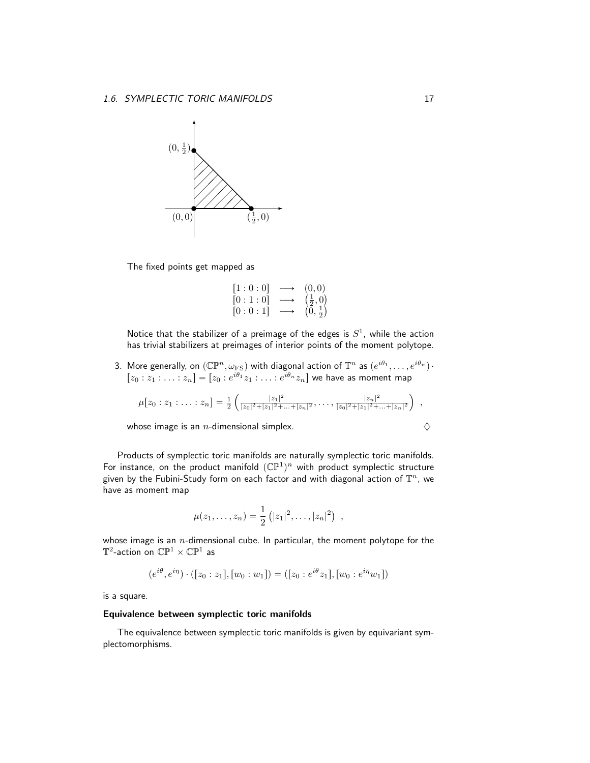The fixed points get mapped as

$$
\begin{array}{lcl}
[1:0:0] & \longmapsto & (0,0) \\
[0:1:0] & \longmapsto & \left(\frac{1}{2},0\right) \\
[0:0:1] & \longmapsto & \left(0,\frac{1}{2}\right)
\end{array}
$$

Notice that the stabilizer of a preimage of the edges is $S^1$, while the action has trivial stabilizers at preimages of interior points of the moment polytope.

3. More generally, on $(\mathbb{CP}^n, \omega_{\mathrm{FS}})$ with diagonal action of $\mathbb{T}^n$ as $(e^{i\theta_1}, \ldots, e^{i\theta_n}) \cdot [z_0 : z_1 : \ldots : z_n] = [z_0 : e^{i\theta_1} z_1 : \ldots : e^{i\theta_n} z_n]$ we have as moment map

$$
\mu[z_0 : z_1 : \ldots : z_n] = \frac{1}{2} \left( \frac{|z_1|^2}{|z_0|^2 + |z_1|^2 + \ldots + |z_n|^2}, \ldots, \frac{|z_n|^2}{|z_0|^2 + |z_1|^2 + \ldots + |z_n|^2} \right) ,
$$

whose image is an $n$-dimensional simplex. $\diamondsuit$

Products of symplectic toric manifolds are naturally symplectic toric manifolds. For instance, on the product manifold $(\mathbb{CP}^1)^n$ with product symplectic structure given by the Fubini-Study form on each factor and with diagonal action of $\mathbb{T}^n$, we have as moment map

$$
\mu(z_1, \ldots, z_n) = \frac{1}{2} \left( |z_1|^2, \ldots, |z_n|^2 \right) ,
$$

whose image is an $n$-dimensional cube. In particular, the moment polytope for the $\mathbb{T}^2$-action on $\mathbb{CP}^1 \times \mathbb{CP}^1$ as

$$
(e^{i\theta}, e^{i\eta}) \cdot ([z_0 : z_1], [w_0 : w_1]) = ([z_0 : e^{i\theta} z_1], [w_0 : e^{i\eta} w_1])
$$

is a square.

### Equivalence between symplectic toric manifolds

The equivalence between symplectic toric manifolds is given by equivariant symplectomorphisms.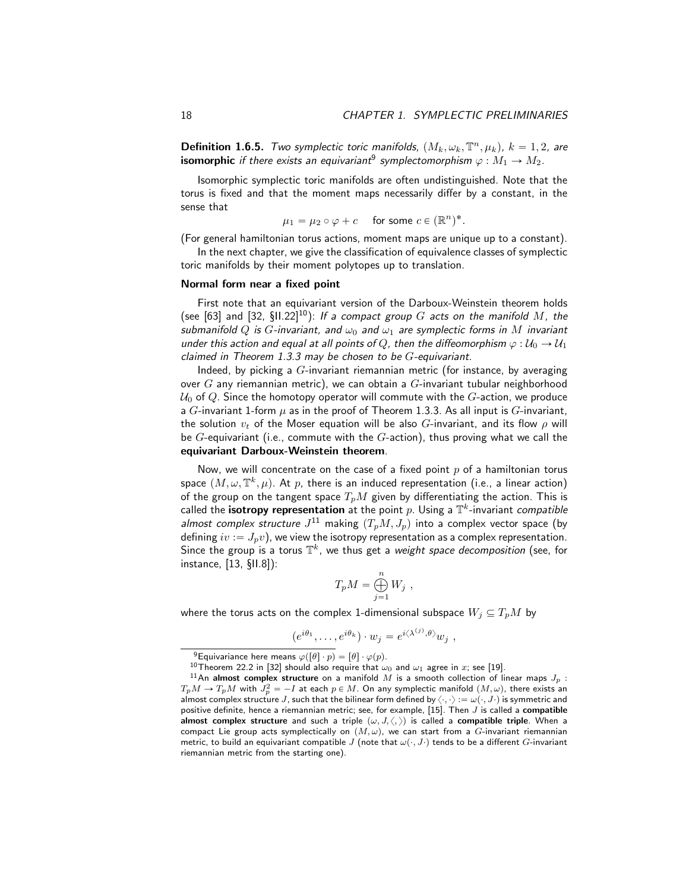**Definition 1.6.5.** *Two symplectic toric manifolds, $(M_k, \omega_k, \mathbb{T}^n, \mu_k)$, $k = 1, 2$, are* **isomorphic** *if there exists an equivariant*[9] *symplectomorphism $\varphi : M_1 \to M_2$.*

Isomorphic symplectic toric manifolds are often undistinguished. Note that the torus is fixed and that the moment maps necessarily differ by a constant, in the sense that

$$\mu_1 = \mu_2 \circ \varphi + c \quad \text{ for some } c \in (\mathbb{R}^n)^* .$$

(For general hamiltonian torus actions, moment maps are unique up to a constant).

In the next chapter, we give the classification of equivalence classes of symplectic toric manifolds by their moment polytopes up to translation.

**Normal form near a fixed point**

First note that an equivariant version of the Darboux-Weinstein theorem holds (see [63] and [32, §II.22][10]): *If a compact group $G$ acts on the manifold $M$, the submanifold $Q$ is $G$-invariant, and $\omega_0$ and $\omega_1$ are symplectic forms in $M$ invariant under this action and equal at all points of $Q$, then the diffeomorphism $\varphi : \mathcal{U}_0 \to \mathcal{U}_1$ claimed in Theorem 1.3.3 may be chosen to be $G$-equivariant.*

Indeed, by picking a $G$-invariant riemannian metric (for instance, by averaging over $G$ any riemannian metric), we can obtain a $G$-invariant tubular neighborhood $\mathcal{U}_0$ of $Q$. Since the homotopy operator will commute with the $G$-action, we produce a $G$-invariant 1-form $\mu$ as in the proof of Theorem 1.3.3. As all input is $G$-invariant, the solution $v_t$ of the Moser equation will be also $G$-invariant, and its flow $\rho$ will be $G$-equivariant (i.e., commute with the $G$-action), thus proving what we call the **equivariant Darboux-Weinstein theorem**.

Now, we will concentrate on the case of a fixed point $p$ of a hamiltonian torus space $(M, \omega, \mathbb{T}^k, \mu)$. At $p$, there is an induced representation (i.e., a linear action) of the group on the tangent space $T_pM$ given by differentiating the action. This is called the **isotropy representation** at the point $p$. Using a $\mathbb{T}^k$-invariant *compatible almost complex structure* $J$[11] making $(T_pM, J_p)$ into a complex vector space (by defining $iv := J_p v$), we view the isotropy representation as a complex representation. Since the group is a torus $\mathbb{T}^k$, we thus get a *weight space decomposition* (see, for instance, [13, §II.8]):

$$T_pM = \bigoplus_{j=1}^{n} W_j \ ,$$

where the torus acts on the complex 1-dimensional subspace $W_j \subseteq T_pM$ by

$$(e^{i\theta_1}, \ldots, e^{i\theta_k}) \cdot w_j = e^{i\langle \lambda^{(j)}, \theta \rangle} w_j \ ,$$

---

[9] Equivariance here means $\varphi([\theta] \cdot p) = [\theta] \cdot \varphi(p)$.

[10] Theorem 22.2 in [32] should also require that $\omega_0$ and $\omega_1$ agree in $x$; see [19].

[11] An **almost complex structure** on a manifold $M$ is a smooth collection of linear maps $J_p : T_pM \to T_pM$ with $J_p^2 = -I$ at each $p \in M$. On any symplectic manifold $(M, \omega)$, there exists an almost complex structure $J$, such that the bilinear form defined by $\langle \cdot, \cdot \rangle := \omega(\cdot, J\cdot)$ is symmetric and positive definite, hence a riemannian metric; see, for example, [15]. Then $J$ is called a **compatible almost complex structure** and such a triple $(\omega, J, \langle , \rangle)$ is called a **compatible triple**. When a compact Lie group acts symplectically on $(M, \omega)$, we can start from a $G$-invariant riemannian metric, to build an equivariant compatible $J$ (note that $\omega(\cdot, J\cdot)$ tends to be a different $G$-invariant riemannian metric from the starting one).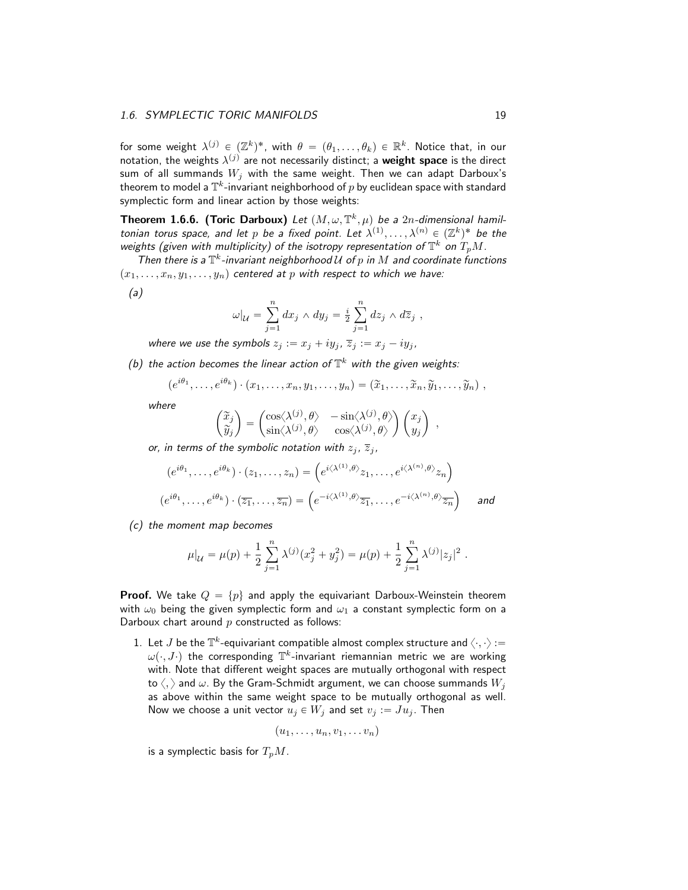for some weight $\lambda^{(j)} \in (\mathbb{Z}^k)^*$, with $\theta = (\theta_1, \ldots, \theta_k) \in \mathbb{R}^k$. Notice that, in our notation, the weights $\lambda^{(j)}$ are not necessarily distinct; a **weight space** is the direct sum of all summands $W_j$ with the same weight. Then we can adapt Darboux's theorem to model a $\mathbb{T}^k$-invariant neighborhood of $p$ by euclidean space with standard symplectic form and linear action by those weights:

**Theorem 1.6.6. (Toric Darboux)** *Let $(M, \omega, \mathbb{T}^k, \mu)$ be a $2n$-dimensional hamiltonian torus space, and let $p$ be a fixed point. Let $\lambda^{(1)}, \ldots, \lambda^{(n)} \in (\mathbb{Z}^k)^*$ be the weights (given with multiplicity) of the isotropy representation of $\mathbb{T}^k$ on $T_pM$.*

*Then there is a $\mathbb{T}^k$-invariant neighborhood $\mathcal{U}$ of $p$ in $M$ and coordinate functions $(x_1, \ldots, x_n, y_1, \ldots, y_n)$ centered at $p$ with respect to which we have:*

*(a)*

$$\omega|_{\mathcal{U}} = \sum_{j=1}^{n} dx_j \wedge dy_j = \tfrac{i}{2} \sum_{j=1}^{n} dz_j \wedge d\overline{z}_j \ ,$$

*where we use the symbols $z_j := x_j + iy_j$, $\overline{z}_j := x_j - iy_j$,*

*(b) the action becomes the linear action of $\mathbb{T}^k$ with the given weights:*

$$(e^{i\theta_1}, \ldots, e^{i\theta_k}) \cdot (x_1, \ldots, x_n, y_1, \ldots, y_n) = (\widetilde{x}_1, \ldots, \widetilde{x}_n, \widetilde{y}_1, \ldots, \widetilde{y}_n) \ ,$$

*where*

$$\begin{pmatrix} \widetilde{x}_j \\ \widetilde{y}_j \end{pmatrix} = \begin{pmatrix} \cos\langle\lambda^{(j)}, \theta\rangle & -\sin\langle\lambda^{(j)}, \theta\rangle \\ \sin\langle\lambda^{(j)}, \theta\rangle & \cos\langle\lambda^{(j)}, \theta\rangle \end{pmatrix} \begin{pmatrix} x_j \\ y_j \end{pmatrix} \ ,$$

*or, in terms of the symbolic notation with $z_j$, $\overline{z}_j$,*

$$(e^{i\theta_1}, \ldots, e^{i\theta_k}) \cdot (z_1, \ldots, z_n) = \left(e^{i\langle\lambda^{(1)},\theta\rangle} z_1, \ldots, e^{i\langle\lambda^{(n)},\theta\rangle} z_n\right)$$

$$(e^{i\theta_1}, \ldots, e^{i\theta_k}) \cdot (\overline{z_1}, \ldots, \overline{z_n}) = \left(e^{-i\langle\lambda^{(1)},\theta\rangle} \overline{z_1}, \ldots, e^{-i\langle\lambda^{(n)},\theta\rangle} \overline{z_n}\right) \quad \textit{and}$$

*(c) the moment map becomes*

$$\mu|_{\mathcal{U}} = \mu(p) + \frac{1}{2} \sum_{j=1}^{n} \lambda^{(j)}(x_j^2 + y_j^2) = \mu(p) + \frac{1}{2} \sum_{j=1}^{n} \lambda^{(j)} |z_j|^2 \ .$$

**Proof.** We take $Q = \{p\}$ and apply the equivariant Darboux-Weinstein theorem with $\omega_0$ being the given symplectic form and $\omega_1$ a constant symplectic form on a Darboux chart around $p$ constructed as follows:

1. Let $J$ be the $\mathbb{T}^k$-equivariant compatible almost complex structure and $\langle \cdot, \cdot \rangle := \omega(\cdot, J\cdot)$ the corresponding $\mathbb{T}^k$-invariant riemannian metric we are working with. Note that different weight spaces are mutually orthogonal with respect to $\langle, \rangle$ and $\omega$. By the Gram-Schmidt argument, we can choose summands $W_j$ as above within the same weight space to be mutually orthogonal as well. Now we choose a unit vector $u_j \in W_j$ and set $v_j := Ju_j$. Then

$$(u_1, \ldots, u_n, v_1, \ldots v_n)$$

is a symplectic basis for $T_pM$.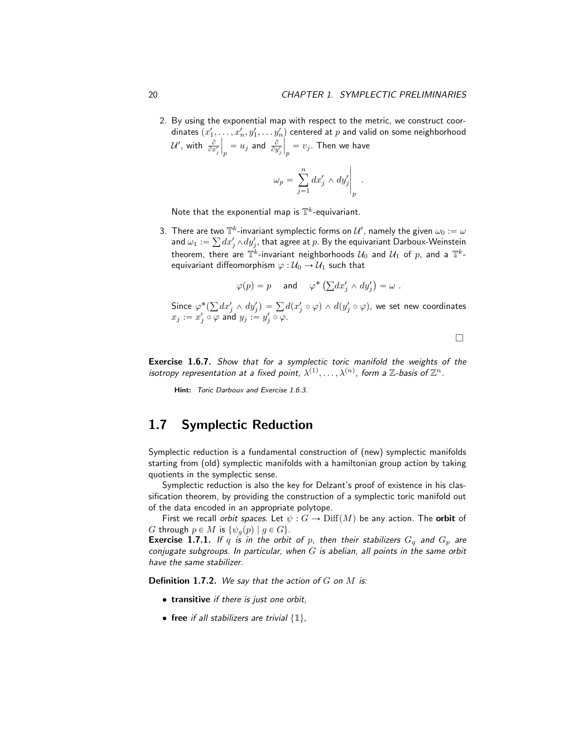2. By using the exponential map with respect to the metric, we construct coordinates $(x'_1, \ldots, x'_n, y'_1, \ldots y'_n)$ centered at $p$ and valid on some neighborhood $\mathcal{U}'$, with $\left.\frac{\partial}{\partial x'_j}\right|_p = u_j$ and $\left.\frac{\partial}{\partial y'_j}\right|_p = v_j$. Then we have

$$\omega_p = \left.\sum_{j=1}^{n} dx'_j \wedge dy'_j\right|_p .$$

Note that the exponential map is $\mathbb{T}^k$-equivariant.

3. There are two $\mathbb{T}^k$-invariant symplectic forms on $\mathcal{U}'$, namely the given $\omega_0 := \omega$ and $\omega_1 := \sum dx'_j \wedge dy'_j$, that agree at $p$. By the equivariant Darboux-Weinstein theorem, there are $\mathbb{T}^k$-invariant neighborhoods $\mathcal{U}_0$ and $\mathcal{U}_1$ of $p$, and a $\mathbb{T}^k$-equivariant diffeomorphism $\varphi : \mathcal{U}_0 \to \mathcal{U}_1$ such that

$$\varphi(p) = p \quad \text{and} \quad \varphi^*\left(\sum dx'_j \wedge dy'_j\right) = \omega .$$

Since $\varphi^*(\sum dx'_j \wedge dy'_j) = \sum d(x'_j \circ \varphi) \wedge d(y'_j \circ \varphi)$, we set new coordinates $x_j := x'_j \circ \varphi$ and $y_j := y'_j \circ \varphi$.

□

**Exercise 1.6.7.** *Show that for a symplectic toric manifold the weights of the isotropy representation at a fixed point, $\lambda^{(1)}, \ldots, \lambda^{(n)}$, form a $\mathbb{Z}$-basis of $\mathbb{Z}^n$.*

**Hint:** *Toric Darboux and Exercise 1.6.3.*

## 1.7 Symplectic Reduction

Symplectic reduction is a fundamental construction of (new) symplectic manifolds starting from (old) symplectic manifolds with a hamiltonian group action by taking quotients in the symplectic sense.

Symplectic reduction is also the key for Delzant's proof of existence in his classification theorem, by providing the construction of a symplectic toric manifold out of the data encoded in an appropriate polytope.

First we recall *orbit spaces*. Let $\psi : G \to \mathrm{Diff}(M)$ be any action. The **orbit** of $G$ through $p \in M$ is $\{\psi_g(p) \mid g \in G\}$.

**Exercise 1.7.1.** *If $q$ is in the orbit of $p$, then their stabilizers $G_q$ and $G_p$ are conjugate subgroups. In particular, when $G$ is abelian, all points in the same orbit have the same stabilizer.*

**Definition 1.7.2.** *We say that the action of $G$ on $M$ is:*

- **transitive** *if there is just one orbit,*
- **free** *if all stabilizers are trivial $\{\mathbb{1}\}$,*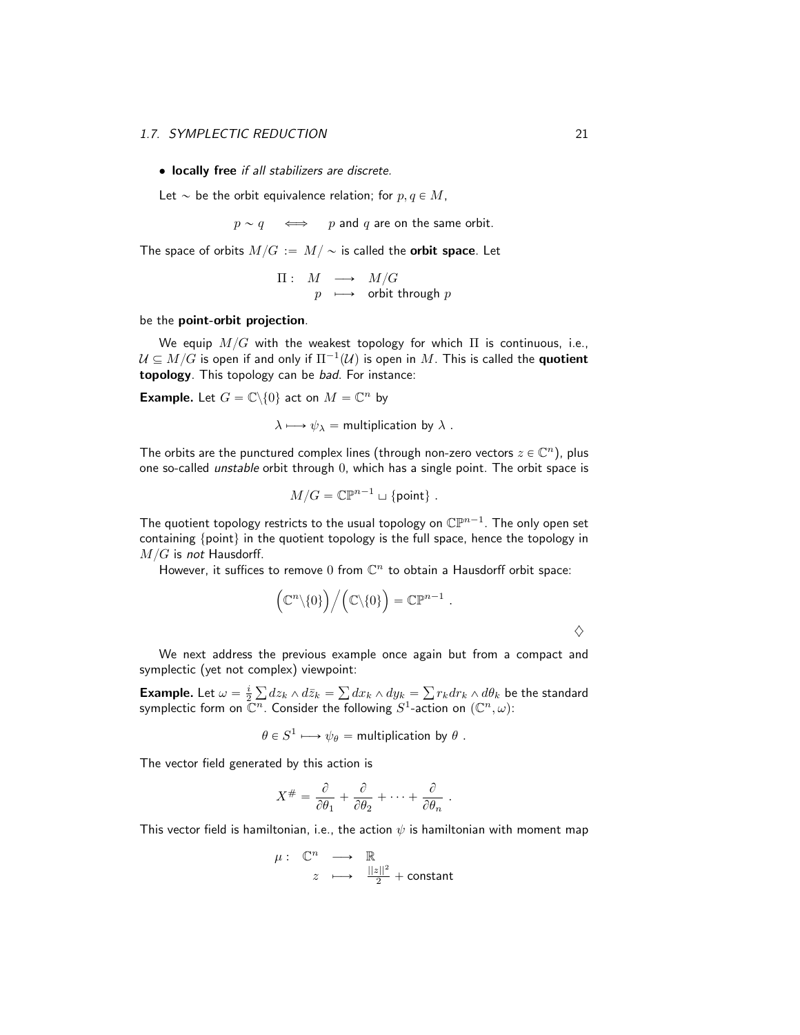- **locally free** *if all stabilizers are discrete.*

Let $\sim$ be the orbit equivalence relation; for $p, q \in M$,

$$p \sim q \quad \Longleftrightarrow \quad p \text{ and } q \text{ are on the same orbit.}$$

The space of orbits $M/G := M/\sim$ is called the **orbit space**. Let

$$\begin{array}{rccl} \Pi : & M & \longrightarrow & M/G \\ & p & \longmapsto & \text{orbit through } p \end{array}$$

be the **point-orbit projection**.

We equip $M/G$ with the weakest topology for which $\Pi$ is continuous, i.e., $\mathcal{U} \subseteq M/G$ is open if and only if $\Pi^{-1}(\mathcal{U})$ is open in $M$. This is called the **quotient topology**. This topology can be *bad*. For instance:

**Example.** Let $G = \mathbb{C}\backslash\{0\}$ act on $M = \mathbb{C}^n$ by

$$\lambda \longmapsto \psi_\lambda = \text{multiplication by } \lambda \ .$$

The orbits are the punctured complex lines (through non-zero vectors $z \in \mathbb{C}^n$), plus one so-called *unstable* orbit through $0$, which has a single point. The orbit space is

$$M/G = \mathbb{CP}^{n-1} \sqcup \{\text{point}\} \ .$$

The quotient topology restricts to the usual topology on $\mathbb{CP}^{n-1}$. The only open set containing $\{\text{point}\}$ in the quotient topology is the full space, hence the topology in $M/G$ is *not* Hausdorff.

However, it suffices to remove $0$ from $\mathbb{C}^n$ to obtain a Hausdorff orbit space:

$$\left(\mathbb{C}^n\backslash\{0\}\right)\Big/\left(\mathbb{C}\backslash\{0\}\right) = \mathbb{CP}^{n-1} \ .$$

$\diamondsuit$

We next address the previous example once again but from a compact and symplectic (yet not complex) viewpoint:

**Example.** Let $\omega = \frac{i}{2}\sum dz_k \wedge d\bar{z}_k = \sum dx_k \wedge dy_k = \sum r_k dr_k \wedge d\theta_k$ be the standard symplectic form on $\mathbb{C}^n$. Consider the following $S^1$-action on $(\mathbb{C}^n, \omega)$:

$$\theta \in S^1 \longmapsto \psi_\theta = \text{multiplication by } \theta \ .$$

The vector field generated by this action is

$$X^\# = \frac{\partial}{\partial \theta_1} + \frac{\partial}{\partial \theta_2} + \cdots + \frac{\partial}{\partial \theta_n} \ .$$

This vector field is hamiltonian, i.e., the action $\psi$ is hamiltonian with moment map

$$\begin{array}{rccl} \mu : & \mathbb{C}^n & \longrightarrow & \mathbb{R} \\ & z & \longmapsto & \frac{||z||^2}{2} + \text{constant} \end{array}$$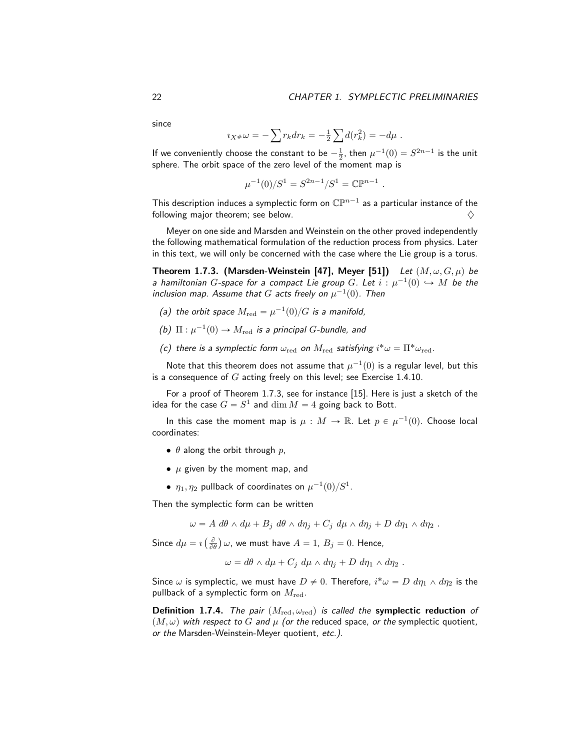since

$$\imath_{X^\#}\omega = -\sum r_k dr_k = -\tfrac{1}{2}\sum d(r_k^2) = -d\mu \ .$$

If we conveniently choose the constant to be $-\frac{1}{2}$, then $\mu^{-1}(0) = S^{2n-1}$ is the unit sphere. The orbit space of the zero level of the moment map is

$$\mu^{-1}(0)/S^1 = S^{2n-1}/S^1 = \mathbb{CP}^{n-1} \ .$$

This description induces a symplectic form on $\mathbb{CP}^{n-1}$ as a particular instance of the following major theorem; see below. $\diamondsuit$

Meyer on one side and Marsden and Weinstein on the other proved independently the following mathematical formulation of the reduction process from physics. Later in this text, we will only be concerned with the case where the Lie group is a torus.

**Theorem 1.7.3. (Marsden-Weinstein [47], Meyer [51])** *Let $(M, \omega, G, \mu)$ be a hamiltonian $G$-space for a compact Lie group $G$. Let $i : \mu^{-1}(0) \hookrightarrow M$ be the inclusion map. Assume that $G$ acts freely on $\mu^{-1}(0)$. Then*

- *(a) the orbit space $M_{\mathrm{red}} = \mu^{-1}(0)/G$ is a manifold,*
- *(b) $\Pi : \mu^{-1}(0) \to M_{\mathrm{red}}$ is a principal $G$-bundle, and*
- *(c) there is a symplectic form $\omega_{\mathrm{red}}$ on $M_{\mathrm{red}}$ satisfying $i^*\omega = \Pi^*\omega_{\mathrm{red}}$.*

Note that this theorem does not assume that $\mu^{-1}(0)$ is a regular level, but this is a consequence of $G$ acting freely on this level; see Exercise 1.4.10.

For a proof of Theorem 1.7.3, see for instance [15]. Here is just a sketch of the idea for the case $G = S^1$ and $\dim M = 4$ going back to Bott.

In this case the moment map is $\mu : M \to \mathbb{R}$. Let $p \in \mu^{-1}(0)$. Choose local coordinates:

- $\theta$ along the orbit through $p$,
- $\mu$ given by the moment map, and
- $\eta_1, \eta_2$ pullback of coordinates on $\mu^{-1}(0)/S^1$.

Then the symplectic form can be written

$$\omega = A \ d\theta \wedge d\mu + B_j \ d\theta \wedge d\eta_j + C_j \ d\mu \wedge d\eta_j + D \ d\eta_1 \wedge d\eta_2 \ .$$

Since $d\mu = \imath\left(\frac{\partial}{\partial\theta}\right)\omega$, we must have $A = 1$, $B_j = 0$. Hence,

$$\omega = d\theta \wedge d\mu + C_j \ d\mu \wedge d\eta_j + D \ d\eta_1 \wedge d\eta_2 \ .$$

Since $\omega$ is symplectic, we must have $D \neq 0$. Therefore, $i^*\omega = D \ d\eta_1 \wedge d\eta_2$ is the pullback of a symplectic form on $M_{\mathrm{red}}$.

**Definition 1.7.4.** *The pair $(M_{\mathrm{red}}, \omega_{\mathrm{red}})$ is called the* **symplectic reduction** *of $(M, \omega)$ with respect to $G$ and $\mu$ (or the* reduced space*, or the* symplectic quotient*, or the* Marsden-Weinstein-Meyer quotient*, etc.).*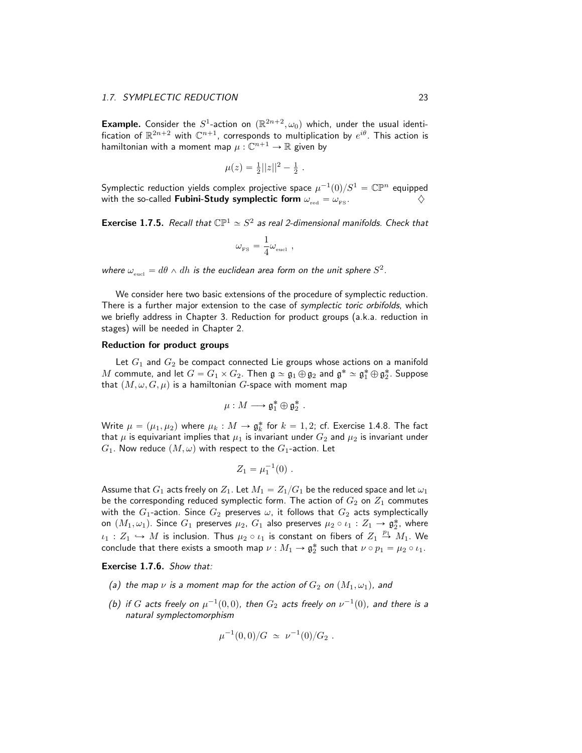**Example.** Consider the $S^1$-action on $(\mathbb{R}^{2n+2}, \omega_0)$ which, under the usual identification of $\mathbb{R}^{2n+2}$ with $\mathbb{C}^{n+1}$, corresponds to multiplication by $e^{i\theta}$. This action is hamiltonian with a moment map $\mu : \mathbb{C}^{n+1} \to \mathbb{R}$ given by

$$\mu(z) = \tfrac{1}{2}||z||^2 - \tfrac{1}{2} \ .$$

Symplectic reduction yields complex projective space $\mu^{-1}(0)/S^1 = \mathbb{CP}^n$ equipped with the so-called **Fubini-Study symplectic form** $\omega_{\text{red}} = \omega_{\text{FS}}$. ♢

**Exercise 1.7.5.** *Recall that $\mathbb{CP}^1 \simeq S^2$ as real 2-dimensional manifolds. Check that*

$$\omega_{\text{FS}} = \frac{1}{4}\omega_{\text{eucl}} \ ,$$

*where $\omega_{\text{eucl}} = d\theta \wedge dh$ is the euclidean area form on the unit sphere $S^2$.*

We consider here two basic extensions of the procedure of symplectic reduction. There is a further major extension to the case of *symplectic toric orbifolds*, which we briefly address in Chapter 3. Reduction for product groups (a.k.a. reduction in stages) will be needed in Chapter 2.

#### Reduction for product groups

Let $G_1$ and $G_2$ be compact connected Lie groups whose actions on a manifold $M$ commute, and let $G = G_1 \times G_2$. Then $\mathfrak{g} \simeq \mathfrak{g}_1 \oplus \mathfrak{g}_2$ and $\mathfrak{g}^* \simeq \mathfrak{g}_1^* \oplus \mathfrak{g}_2^*$. Suppose that $(M, \omega, G, \mu)$ is a hamiltonian $G$-space with moment map

$$\mu : M \longrightarrow \mathfrak{g}_1^* \oplus \mathfrak{g}_2^* \ .$$

Write $\mu = (\mu_1, \mu_2)$ where $\mu_k : M \to \mathfrak{g}_k^*$ for $k = 1, 2$; cf. Exercise 1.4.8. The fact that $\mu$ is equivariant implies that $\mu_1$ is invariant under $G_2$ and $\mu_2$ is invariant under $G_1$. Now reduce $(M, \omega)$ with respect to the $G_1$-action. Let

$$Z_1 = \mu_1^{-1}(0) \ .$$

Assume that $G_1$ acts freely on $Z_1$. Let $M_1 = Z_1/G_1$ be the reduced space and let $\omega_1$ be the corresponding reduced symplectic form. The action of $G_2$ on $Z_1$ commutes with the $G_1$-action. Since $G_2$ preserves $\omega$, it follows that $G_2$ acts symplectically on $(M_1, \omega_1)$. Since $G_1$ preserves $\mu_2$, $G_1$ also preserves $\mu_2 \circ \iota_1 : Z_1 \to \mathfrak{g}_2^*$, where $\iota_1 : Z_1 \hookrightarrow M$ is inclusion. Thus $\mu_2 \circ \iota_1$ is constant on fibers of $Z_1 \stackrel{p_1}{\to} M_1$. We conclude that there exists a smooth map $\nu : M_1 \to \mathfrak{g}_2^*$ such that $\nu \circ p_1 = \mu_2 \circ \iota_1$.

**Exercise 1.7.6.** *Show that:*

*(a) the map $\nu$ is a moment map for the action of $G_2$ on $(M_1, \omega_1)$, and*

*(b) if $G$ acts freely on $\mu^{-1}(0,0)$, then $G_2$ acts freely on $\nu^{-1}(0)$, and there is a natural symplectomorphism*

$$\mu^{-1}(0,0)/G \ \simeq \ \nu^{-1}(0)/G_2 \ .$$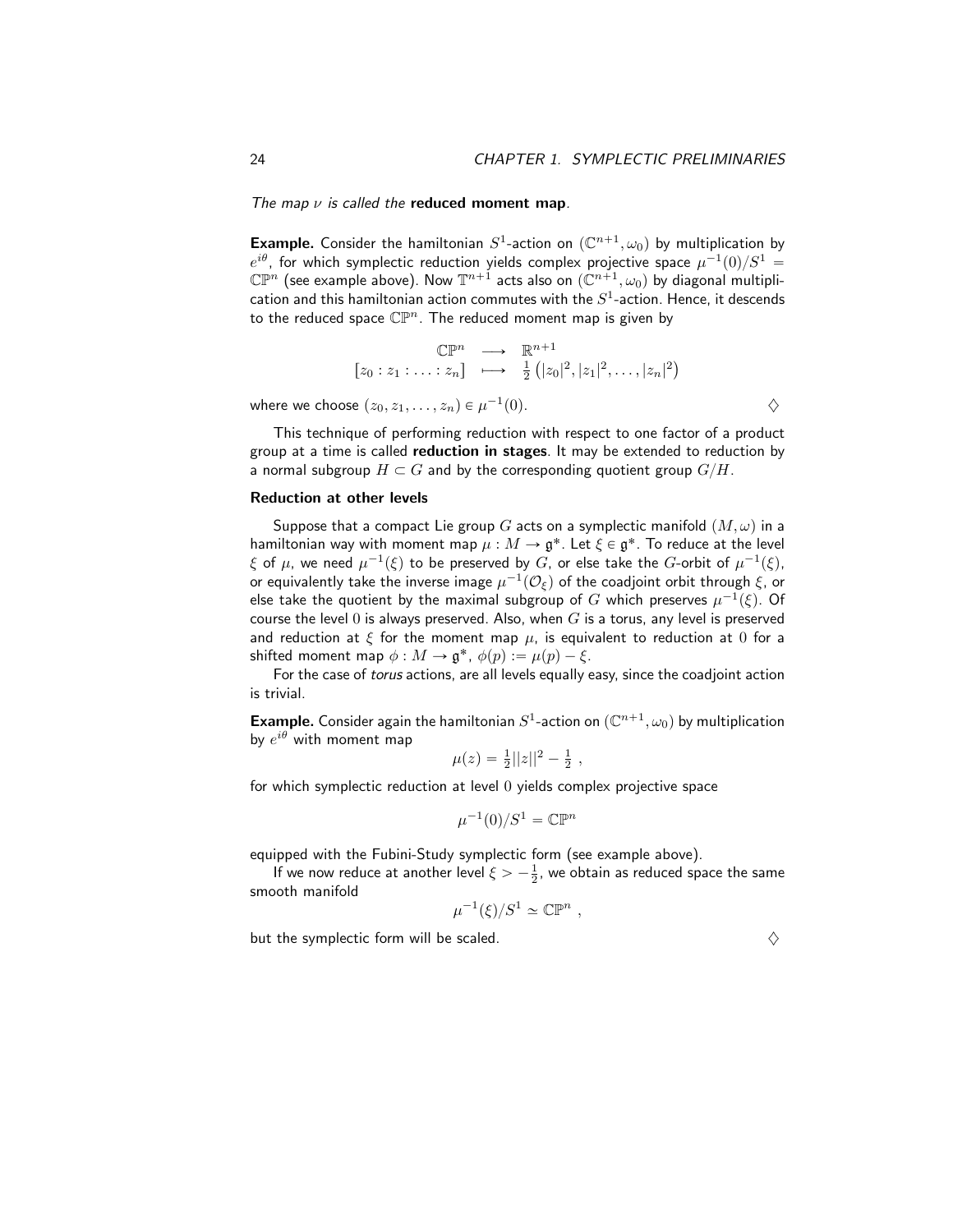*The map $\nu$ is called the* **reduced moment map**.

**Example.** Consider the hamiltonian $S^1$-action on $(\mathbb{C}^{n+1}, \omega_0)$ by multiplication by $e^{i\theta}$, for which symplectic reduction yields complex projective space $\mu^{-1}(0)/S^1 = \mathbb{CP}^n$ (see example above). Now $\mathbb{T}^{n+1}$ acts also on $(\mathbb{C}^{n+1}, \omega_0)$ by diagonal multiplication and this hamiltonian action commutes with the $S^1$-action. Hence, it descends to the reduced space $\mathbb{CP}^n$. The reduced moment map is given by

$$\begin{array}{ccc} \mathbb{CP}^n & \longrightarrow & \mathbb{R}^{n+1} \\ [z_0 : z_1 : \ldots : z_n] & \longmapsto & \frac{1}{2}\left(|z_0|^2, |z_1|^2, \ldots, |z_n|^2\right) \end{array}$$

where we choose $(z_0, z_1, \ldots, z_n) \in \mu^{-1}(0)$. $\diamondsuit$

This technique of performing reduction with respect to one factor of a product group at a time is called **reduction in stages**. It may be extended to reduction by a normal subgroup $H \subset G$ and by the corresponding quotient group $G/H$.

### Reduction at other levels

Suppose that a compact Lie group $G$ acts on a symplectic manifold $(M, \omega)$ in a hamiltonian way with moment map $\mu : M \to \mathfrak{g}^*$. Let $\xi \in \mathfrak{g}^*$. To reduce at the level $\xi$ of $\mu$, we need $\mu^{-1}(\xi)$ to be preserved by $G$, or else take the $G$-orbit of $\mu^{-1}(\xi)$, or equivalently take the inverse image $\mu^{-1}(\mathcal{O}_\xi)$ of the coadjoint orbit through $\xi$, or else take the quotient by the maximal subgroup of $G$ which preserves $\mu^{-1}(\xi)$. Of course the level $0$ is always preserved. Also, when $G$ is a torus, any level is preserved and reduction at $\xi$ for the moment map $\mu$, is equivalent to reduction at $0$ for a shifted moment map $\phi : M \to \mathfrak{g}^*$, $\phi(p) := \mu(p) - \xi$.

For the case of *torus* actions, are all levels equally easy, since the coadjoint action is trivial.

**Example.** Consider again the hamiltonian $S^1$-action on $(\mathbb{C}^{n+1}, \omega_0)$ by multiplication by $e^{i\theta}$ with moment map

$$\mu(z) = \tfrac{1}{2}||z||^2 - \tfrac{1}{2} \ ,$$

for which symplectic reduction at level $0$ yields complex projective space

$$\mu^{-1}(0)/S^1 = \mathbb{CP}^n$$

equipped with the Fubini-Study symplectic form (see example above).

If we now reduce at another level $\xi > -\frac{1}{2}$, we obtain as reduced space the same smooth manifold

$$\mu^{-1}(\xi)/S^1 \simeq \mathbb{CP}^n \ ,$$

but the symplectic form will be scaled. $\diamondsuit$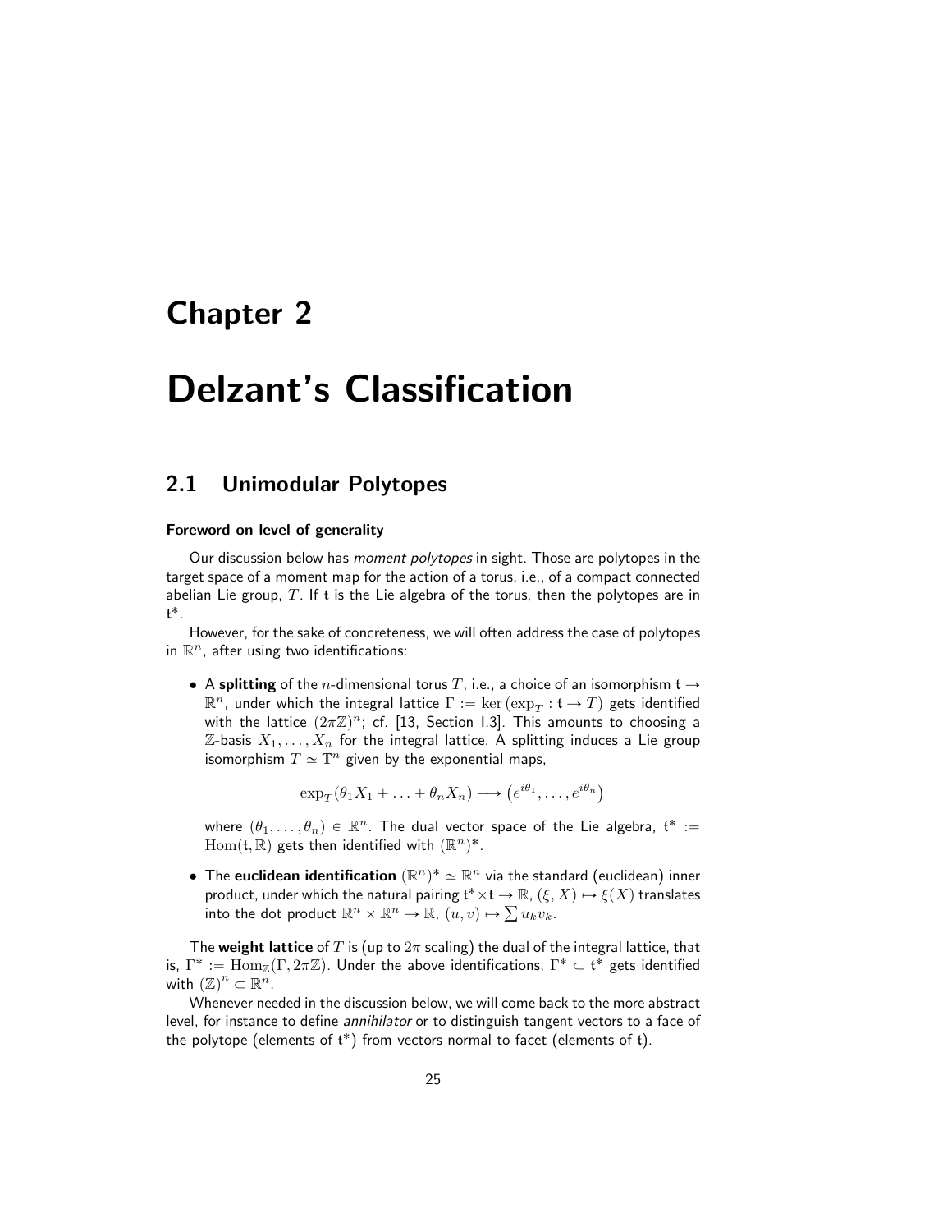# Chapter 2

# Delzant's Classification

## 2.1 Unimodular Polytopes

#### Foreword on level of generality

Our discussion below has *moment polytopes* in sight. Those are polytopes in the target space of a moment map for the action of a torus, i.e., of a compact connected abelian Lie group, $T$. If $\mathfrak{t}$ is the Lie algebra of the torus, then the polytopes are in $\mathfrak{t}^*$.

However, for the sake of concreteness, we will often address the case of polytopes in $\mathbb{R}^n$, after using two identifications:

- A **splitting** of the $n$-dimensional torus $T$, i.e., a choice of an isomorphism $\mathfrak{t} \to \mathbb{R}^n$, under which the integral lattice $\Gamma := \ker(\exp_T : \mathfrak{t} \to T)$ gets identified with the lattice $(2\pi\mathbb{Z})^n$; cf. [13, Section I.3]. This amounts to choosing a $\mathbb{Z}$-basis $X_1, \ldots, X_n$ for the integral lattice. A splitting induces a Lie group isomorphism $T \simeq \mathbb{T}^n$ given by the exponential maps,

$$\exp_T(\theta_1 X_1 + \ldots + \theta_n X_n) \longmapsto \left(e^{i\theta_1}, \ldots, e^{i\theta_n}\right)$$

  where $(\theta_1, \ldots, \theta_n) \in \mathbb{R}^n$. The dual vector space of the Lie algebra, $\mathfrak{t}^* := \mathrm{Hom}(\mathfrak{t}, \mathbb{R})$ gets then identified with $(\mathbb{R}^n)^*$.

- The **euclidean identification** $(\mathbb{R}^n)^* \simeq \mathbb{R}^n$ via the standard (euclidean) inner product, under which the natural pairing $\mathfrak{t}^* \times \mathfrak{t} \to \mathbb{R}$, $(\xi, X) \mapsto \xi(X)$ translates into the dot product $\mathbb{R}^n \times \mathbb{R}^n \to \mathbb{R}$, $(u, v) \mapsto \sum u_k v_k$.

The **weight lattice** of $T$ is (up to $2\pi$ scaling) the dual of the integral lattice, that is, $\Gamma^* := \mathrm{Hom}_{\mathbb{Z}}(\Gamma, 2\pi\mathbb{Z})$. Under the above identifications, $\Gamma^* \subset \mathfrak{t}^*$ gets identified with $(\mathbb{Z})^n \subset \mathbb{R}^n$.

Whenever needed in the discussion below, we will come back to the more abstract level, for instance to define *annihilator* or to distinguish tangent vectors to a face of the polytope (elements of $\mathfrak{t}^*$) from vectors normal to facet (elements of $\mathfrak{t}$).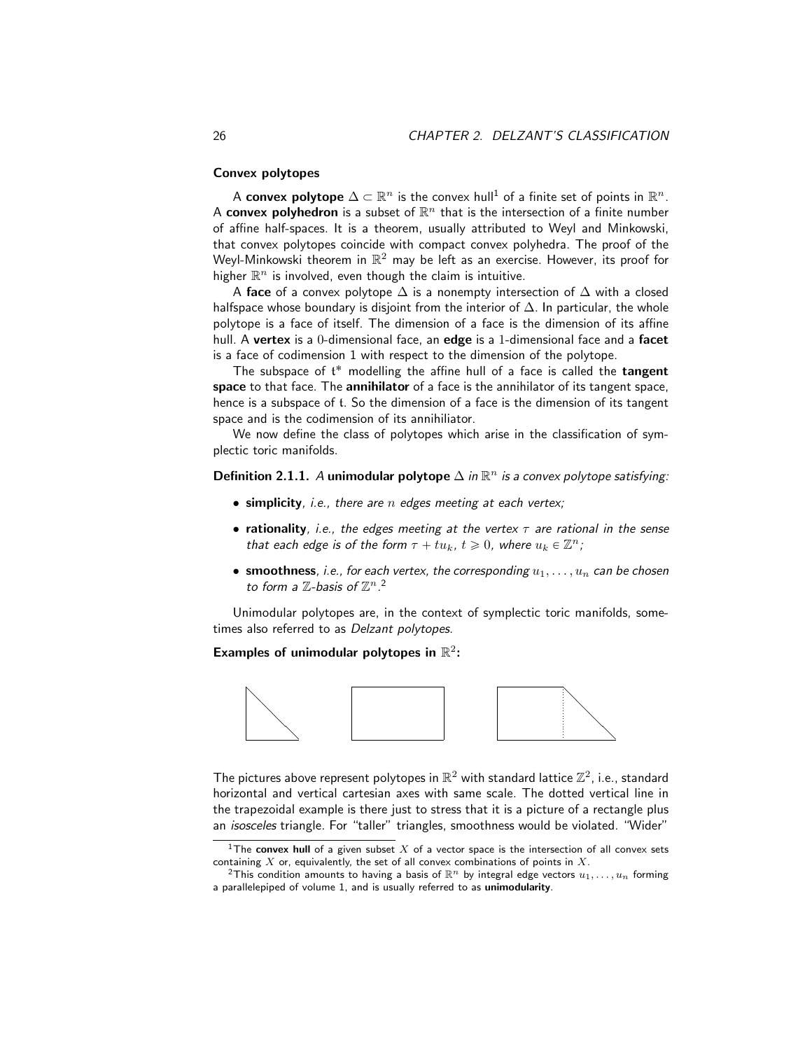## Convex polytopes

A **convex polytope** $\Delta \subset \mathbb{R}^n$ is the convex hull[1] of a finite set of points in $\mathbb{R}^n$. A **convex polyhedron** is a subset of $\mathbb{R}^n$ that is the intersection of a finite number of affine half-spaces. It is a theorem, usually attributed to Weyl and Minkowski, that convex polytopes coincide with compact convex polyhedra. The proof of the Weyl-Minkowski theorem in $\mathbb{R}^2$ may be left as an exercise. However, its proof for higher $\mathbb{R}^n$ is involved, even though the claim is intuitive.

A **face** of a convex polytope $\Delta$ is a nonempty intersection of $\Delta$ with a closed halfspace whose boundary is disjoint from the interior of $\Delta$. In particular, the whole polytope is a face of itself. The dimension of a face is the dimension of its affine hull. A **vertex** is a $0$-dimensional face, an **edge** is a $1$-dimensional face and a **facet** is a face of codimension 1 with respect to the dimension of the polytope.

The subspace of $\mathfrak{t}^*$ modelling the affine hull of a face is called the **tangent space** to that face. The **annihilator** of a face is the annihilator of its tangent space, hence is a subspace of $\mathfrak{t}$. So the dimension of a face is the dimension of its tangent space and is the codimension of its annihiliator.

We now define the class of polytopes which arise in the classification of symplectic toric manifolds.

**Definition 2.1.1.** *A* **unimodular polytope** $\Delta$ *in* $\mathbb{R}^n$ *is a convex polytope satisfying:*

- **simplicity**, *i.e., there are $n$ edges meeting at each vertex;*
- **rationality**, *i.e., the edges meeting at the vertex $\tau$ are rational in the sense that each edge is of the form $\tau + tu_k$, $t \geqslant 0$, where $u_k \in \mathbb{Z}^n$;*
- **smoothness**, *i.e., for each vertex, the corresponding $u_1, \ldots, u_n$ can be chosen to form a $\mathbb{Z}$-basis of $\mathbb{Z}^n$.*[2]

Unimodular polytopes are, in the context of symplectic toric manifolds, sometimes also referred to as *Delzant polytopes*.

**Examples of unimodular polytopes in $\mathbb{R}^2$:**

The pictures above represent polytopes in $\mathbb{R}^2$ with standard lattice $\mathbb{Z}^2$, i.e., standard horizontal and vertical cartesian axes with same scale. The dotted vertical line in the trapezoidal example is there just to stress that it is a picture of a rectangle plus an *isosceles* triangle. For "taller" triangles, smoothness would be violated. "Wider"

---

[1] The **convex hull** of a given subset $X$ of a vector space is the intersection of all convex sets containing $X$ or, equivalently, the set of all convex combinations of points in $X$.

[2] This condition amounts to having a basis of $\mathbb{R}^n$ by integral edge vectors $u_1, \ldots, u_n$ forming a parallelepiped of volume 1, and is usually referred to as **unimodularity**.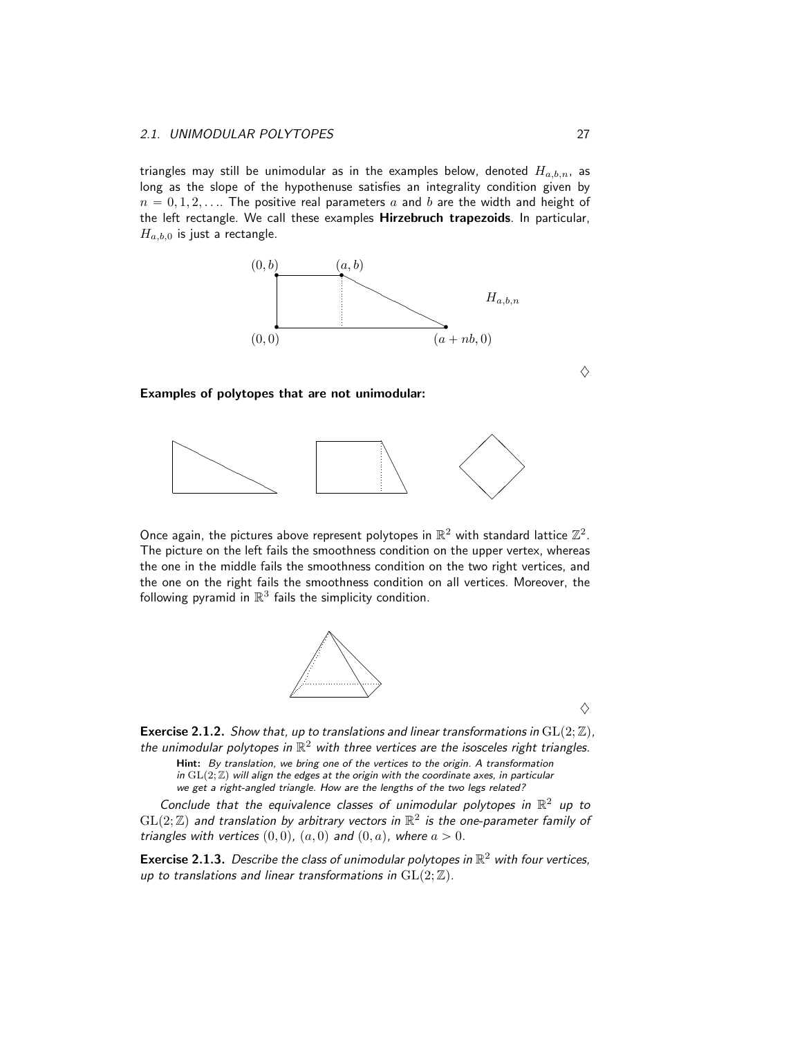triangles may still be unimodular as in the examples below, denoted $H_{a,b,n}$, as long as the slope of the hypothenuse satisfies an integrality condition given by $n = 0, 1, 2, \ldots$. The positive real parameters $a$ and $b$ are the width and height of the left rectangle. We call these examples **Hirzebruch trapezoids**. In particular, $H_{a,b,0}$ is just a rectangle.

$(0,b)$ $(a,b)$ $H_{a,b,n}$ $(0,0)$ $(a+nb,0)$

$\diamondsuit$

**Examples of polytopes that are not unimodular:**

Once again, the pictures above represent polytopes in $\mathbb{R}^2$ with standard lattice $\mathbb{Z}^2$. The picture on the left fails the smoothness condition on the upper vertex, whereas the one in the middle fails the smoothness condition on the two right vertices, and the one on the right fails the smoothness condition on all vertices. Moreover, the following pyramid in $\mathbb{R}^3$ fails the simplicity condition.

$\diamondsuit$

**Exercise 2.1.2.** *Show that, up to translations and linear transformations in $\mathrm{GL}(2;\mathbb{Z})$, the unimodular polytopes in $\mathbb{R}^2$ with three vertices are the isosceles right triangles.*

**Hint:** *By translation, we bring one of the vertices to the origin. A transformation in $\mathrm{GL}(2;\mathbb{Z})$ will align the edges at the origin with the coordinate axes, in particular we get a right-angled triangle. How are the lengths of the two legs related?*

*Conclude that the equivalence classes of unimodular polytopes in $\mathbb{R}^2$ up to $\mathrm{GL}(2;\mathbb{Z})$ and translation by arbitrary vectors in $\mathbb{R}^2$ is the one-parameter family of triangles with vertices $(0,0)$, $(a,0)$ and $(0,a)$, where $a > 0$.*

**Exercise 2.1.3.** *Describe the class of unimodular polytopes in $\mathbb{R}^2$ with four vertices, up to translations and linear transformations in $\mathrm{GL}(2;\mathbb{Z})$.*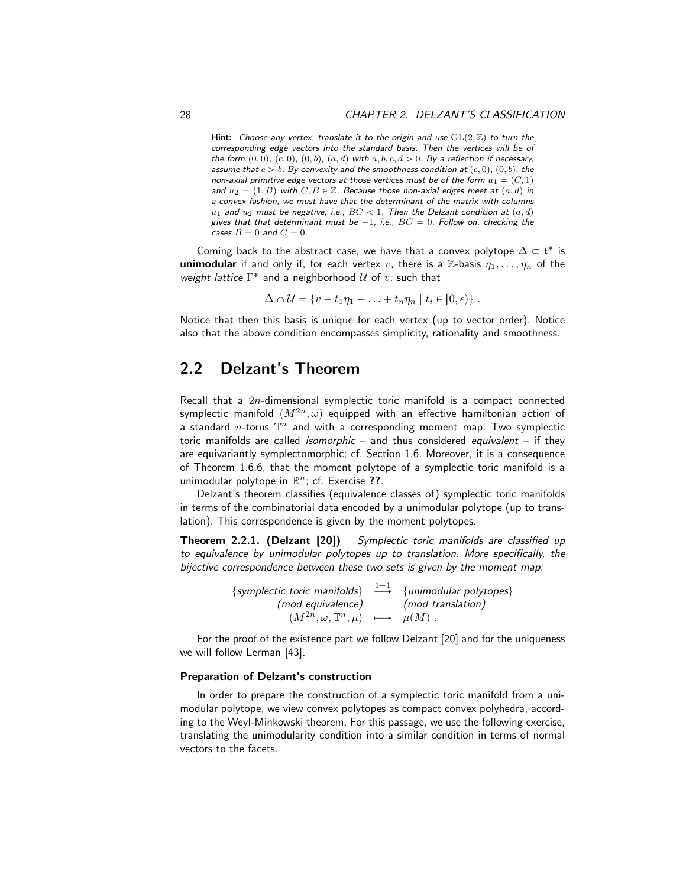**Hint:** *Choose any vertex, translate it to the origin and use $\mathrm{GL}(2;\mathbb{Z})$ to turn the corresponding edge vectors into the standard basis. Then the vertices will be of the form $(0,0)$, $(c,0)$, $(0,b)$, $(a,d)$ with $a,b,c,d>0$. By a reflection if necessary, assume that $c>b$. By convexity and the smoothness condition at $(c,0)$, $(0,b)$, the non-axial primitive edge vectors at those vertices must be of the form $u_1=(C,1)$ and $u_2=(1,B)$ with $C,B\in\mathbb{Z}$. Because those non-axial edges meet at $(a,d)$ in a convex fashion, we must have that the determinant of the matrix with columns $u_1$ and $u_2$ must be negative, i.e., $BC<1$. Then the Delzant condition at $(a,d)$ gives that that determinant must be $-1$, i.e., $BC=0$. Follow on, checking the cases $B=0$ and $C=0$.*

Coming back to the abstract case, we have that a convex polytope $\Delta\subset\mathfrak{t}^*$ is **unimodular** if and only if, for each vertex $v$, there is a $\mathbb{Z}$-basis $\eta_1,\ldots,\eta_n$ of the *weight lattice* $\Gamma^*$ and a neighborhood $\mathcal{U}$ of $v$, such that

$$\Delta\cap\mathcal{U}=\{v+t_1\eta_1+\ldots+t_n\eta_n\mid t_i\in[0,\epsilon)\}\ .$$

Notice that then this basis is unique for each vertex (up to vector order). Notice also that the above condition encompasses simplicity, rationality and smoothness.

## 2.2 Delzant's Theorem

Recall that a $2n$-dimensional symplectic toric manifold is a compact connected symplectic manifold $(M^{2n},\omega)$ equipped with an effective hamiltonian action of a standard $n$-torus $\mathbb{T}^n$ and with a corresponding moment map. Two symplectic toric manifolds are called *isomorphic* – and thus considered *equivalent* – if they are equivariantly symplectomorphic; cf. Section 1.6. Moreover, it is a consequence of Theorem 1.6.6, that the moment polytope of a symplectic toric manifold is a unimodular polytope in $\mathbb{R}^n$; cf. Exercise **??**.

Delzant's theorem classifies (equivalence classes of) symplectic toric manifolds in terms of the combinatorial data encoded by a unimodular polytope (up to translation). This correspondence is given by the moment polytopes.

**Theorem 2.2.1. (Delzant [20])** *Symplectic toric manifolds are classified up to equivalence by unimodular polytopes up to translation. More specifically, the bijective correspondence between these two sets is given by the moment map:*

$$\begin{array}{ccc}\{\textit{symplectic toric manifolds}\} & \stackrel{1-1}{\longrightarrow} & \{\textit{unimodular polytopes}\}\\ \textit{(mod equivalence)} & & \textit{(mod translation)}\\ (M^{2n},\omega,\mathbb{T}^n,\mu) & \longmapsto & \mu(M)\ .\end{array}$$

For the proof of the existence part we follow Delzant [20] and for the uniqueness we will follow Lerman [43].

#### Preparation of Delzant's construction

In order to prepare the construction of a symplectic toric manifold from a unimodular polytope, we view convex polytopes as compact convex polyhedra, according to the Weyl-Minkowski theorem. For this passage, we use the following exercise, translating the unimodularity condition into a similar condition in terms of normal vectors to the facets.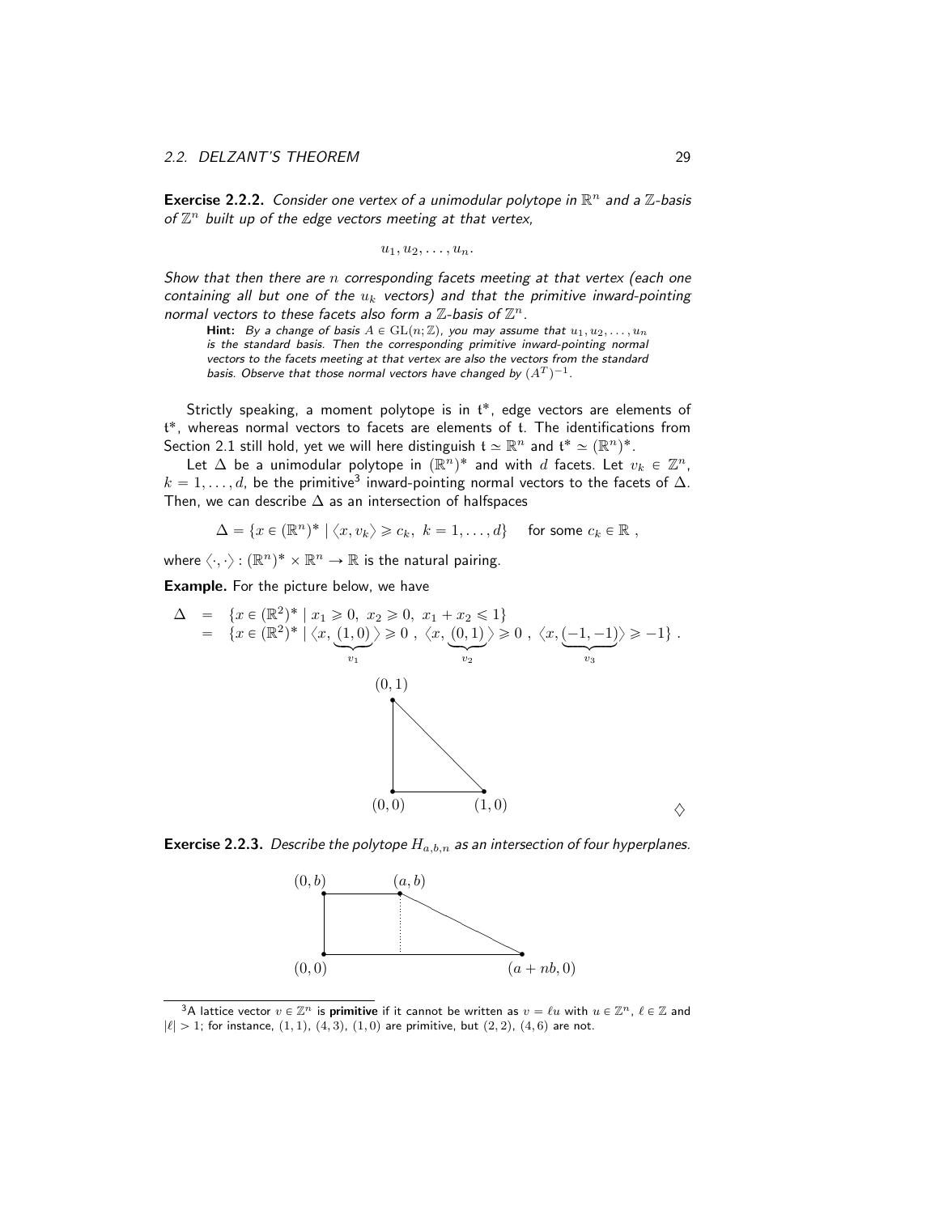**Exercise 2.2.2.** *Consider one vertex of a unimodular polytope in $\mathbb{R}^n$ and a $\mathbb{Z}$-basis of $\mathbb{Z}^n$ built up of the edge vectors meeting at that vertex,*

$$u_1, u_2, \ldots, u_n.$$

*Show that then there are $n$ corresponding facets meeting at that vertex (each one containing all but one of the $u_k$ vectors) and that the primitive inward-pointing normal vectors to these facets also form a $\mathbb{Z}$-basis of $\mathbb{Z}^n$.*

> **Hint:** *By a change of basis $A \in \mathrm{GL}(n;\mathbb{Z})$, you may assume that $u_1, u_2, \ldots, u_n$ is the standard basis. Then the corresponding primitive inward-pointing normal vectors to the facets meeting at that vertex are also the vectors from the standard basis. Observe that those normal vectors have changed by $(A^T)^{-1}$.*

Strictly speaking, a moment polytope is in $\mathfrak{t}^*$, edge vectors are elements of $\mathfrak{t}^*$, whereas normal vectors to facets are elements of $\mathfrak{t}$. The identifications from Section 2.1 still hold, yet we will here distinguish $\mathfrak{t} \simeq \mathbb{R}^n$ and $\mathfrak{t}^* \simeq (\mathbb{R}^n)^*$.

Let $\Delta$ be a unimodular polytope in $(\mathbb{R}^n)^*$ and with $d$ facets. Let $v_k \in \mathbb{Z}^n$, $k = 1, \ldots, d$, be the primitive[3] inward-pointing normal vectors to the facets of $\Delta$. Then, we can describe $\Delta$ as an intersection of halfspaces

$$\Delta = \{x \in (\mathbb{R}^n)^* \mid \langle x, v_k \rangle \geqslant c_k,\ k = 1, \ldots, d\} \quad \text{for some } c_k \in \mathbb{R}\ ,$$

where $\langle \cdot, \cdot \rangle : (\mathbb{R}^n)^* \times \mathbb{R}^n \to \mathbb{R}$ is the natural pairing.

**Example.** For the picture below, we have

$$\begin{aligned}
\Delta &= \{x \in (\mathbb{R}^2)^* \mid x_1 \geqslant 0,\ x_2 \geqslant 0,\ x_1 + x_2 \leqslant 1\} \\
&= \{x \in (\mathbb{R}^2)^* \mid \langle x, \underbrace{(1,0)}_{v_1} \rangle \geqslant 0\ ,\ \langle x, \underbrace{(0,1)}_{v_2} \rangle \geqslant 0\ ,\ \langle x, \underbrace{(-1,-1)}_{v_3} \rangle \geqslant -1\}\ .
\end{aligned}$$

$(0,1)$, $(0,0)$, $(1,0)$

$\diamondsuit$

**Exercise 2.2.3.** *Describe the polytope $H_{a,b,n}$ as an intersection of four hyperplanes.*

$(0,b)$, $(a,b)$, $(0,0)$, $(a+nb, 0)$

---

[3] A lattice vector $v \in \mathbb{Z}^n$ is **primitive** if it cannot be written as $v = \ell u$ with $u \in \mathbb{Z}^n$, $\ell \in \mathbb{Z}$ and $|\ell| > 1$; for instance, $(1,1)$, $(4,3)$, $(1,0)$ are primitive, but $(2,2)$, $(4,6)$ are not.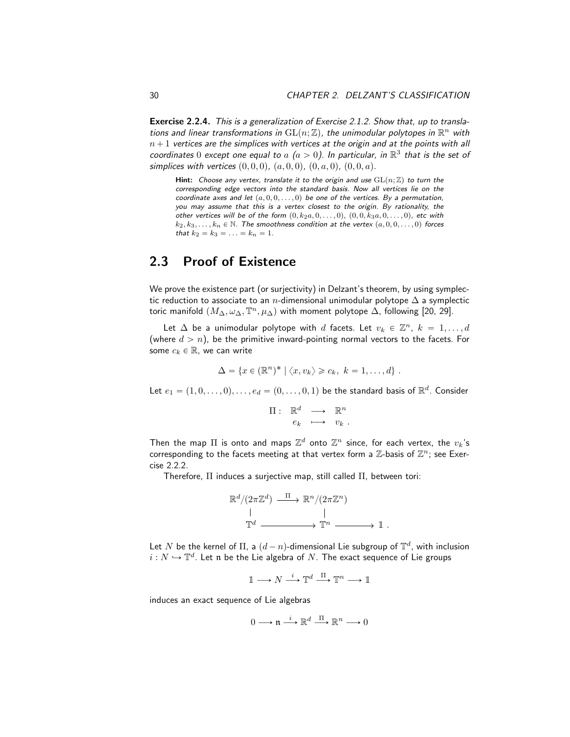**Exercise 2.2.4.** *This is a generalization of Exercise 2.1.2. Show that, up to translations and linear transformations in $\mathrm{GL}(n;\mathbb{Z})$, the unimodular polytopes in $\mathbb{R}^n$ with $n+1$ vertices are the simplices with vertices at the origin and at the points with all coordinates $0$ except one equal to $a$ ($a > 0$). In particular, in $\mathbb{R}^3$ that is the set of simplices with vertices $(0,0,0)$, $(a,0,0)$, $(0,a,0)$, $(0,0,a)$.*

> **Hint:** *Choose any vertex, translate it to the origin and use $\mathrm{GL}(n;\mathbb{Z})$ to turn the corresponding edge vectors into the standard basis. Now all vertices lie on the coordinate axes and let $(a,0,0,\ldots,0)$ be one of the vertices. By a permutation, you may assume that this is a vertex closest to the origin. By rationality, the other vertices will be of the form $(0,k_2a,0,\ldots,0)$, $(0,0,k_3a,0,\ldots,0)$, etc with $k_2,k_3,\ldots,k_n \in \mathbb{N}$. The smoothness condition at the vertex $(a,0,0,\ldots,0)$ forces that $k_2 = k_3 = \ldots = k_n = 1$.*

## 2.3 Proof of Existence

We prove the existence part (or surjectivity) in Delzant's theorem, by using symplectic reduction to associate to an $n$-dimensional unimodular polytope $\Delta$ a symplectic toric manifold $(M_\Delta, \omega_\Delta, \mathbb{T}^n, \mu_\Delta)$ with moment polytope $\Delta$, following [20, 29].

Let $\Delta$ be a unimodular polytope with $d$ facets. Let $v_k \in \mathbb{Z}^n$, $k = 1,\ldots,d$ (where $d > n$), be the primitive inward-pointing normal vectors to the facets. For some $c_k \in \mathbb{R}$, we can write

$$\Delta = \{x \in (\mathbb{R}^n)^* \mid \langle x, v_k\rangle \geqslant c_k,\ k = 1,\ldots,d\}\ .$$

Let $e_1 = (1,0,\ldots,0),\ldots,e_d = (0,\ldots,0,1)$ be the standard basis of $\mathbb{R}^d$. Consider

$$\begin{array}{rccc} \Pi: & \mathbb{R}^d & \longrightarrow & \mathbb{R}^n \\ & e_k & \longmapsto & v_k\ . \end{array}$$

Then the map $\Pi$ is onto and maps $\mathbb{Z}^d$ onto $\mathbb{Z}^n$ since, for each vertex, the $v_k$'s corresponding to the facets meeting at that vertex form a $\mathbb{Z}$-basis of $\mathbb{Z}^n$; see Exercise 2.2.2.

Therefore, $\Pi$ induces a surjective map, still called $\Pi$, between tori:

$$\begin{array}{ccccc} \mathbb{R}^d/(2\pi\mathbb{Z}^d) & \xrightarrow{\ \Pi\ } & \mathbb{R}^n/(2\pi\mathbb{Z}^n) & & \\ | & & | & & \\ \mathbb{T}^d & \longrightarrow & \mathbb{T}^n & \longrightarrow & \mathbb{1}\ . \end{array}$$

Let $N$ be the kernel of $\Pi$, a $(d-n)$-dimensional Lie subgroup of $\mathbb{T}^d$, with inclusion $i : N \hookrightarrow \mathbb{T}^d$. Let $\mathfrak{n}$ be the Lie algebra of $N$. The exact sequence of Lie groups

$$\mathbb{1} \longrightarrow N \xrightarrow{\ i\ } \mathbb{T}^d \xrightarrow{\ \Pi\ } \mathbb{T}^n \longrightarrow \mathbb{1}$$

induces an exact sequence of Lie algebras

$$0 \longrightarrow \mathfrak{n} \xrightarrow{\ i\ } \mathbb{R}^d \xrightarrow{\ \Pi\ } \mathbb{R}^n \longrightarrow 0$$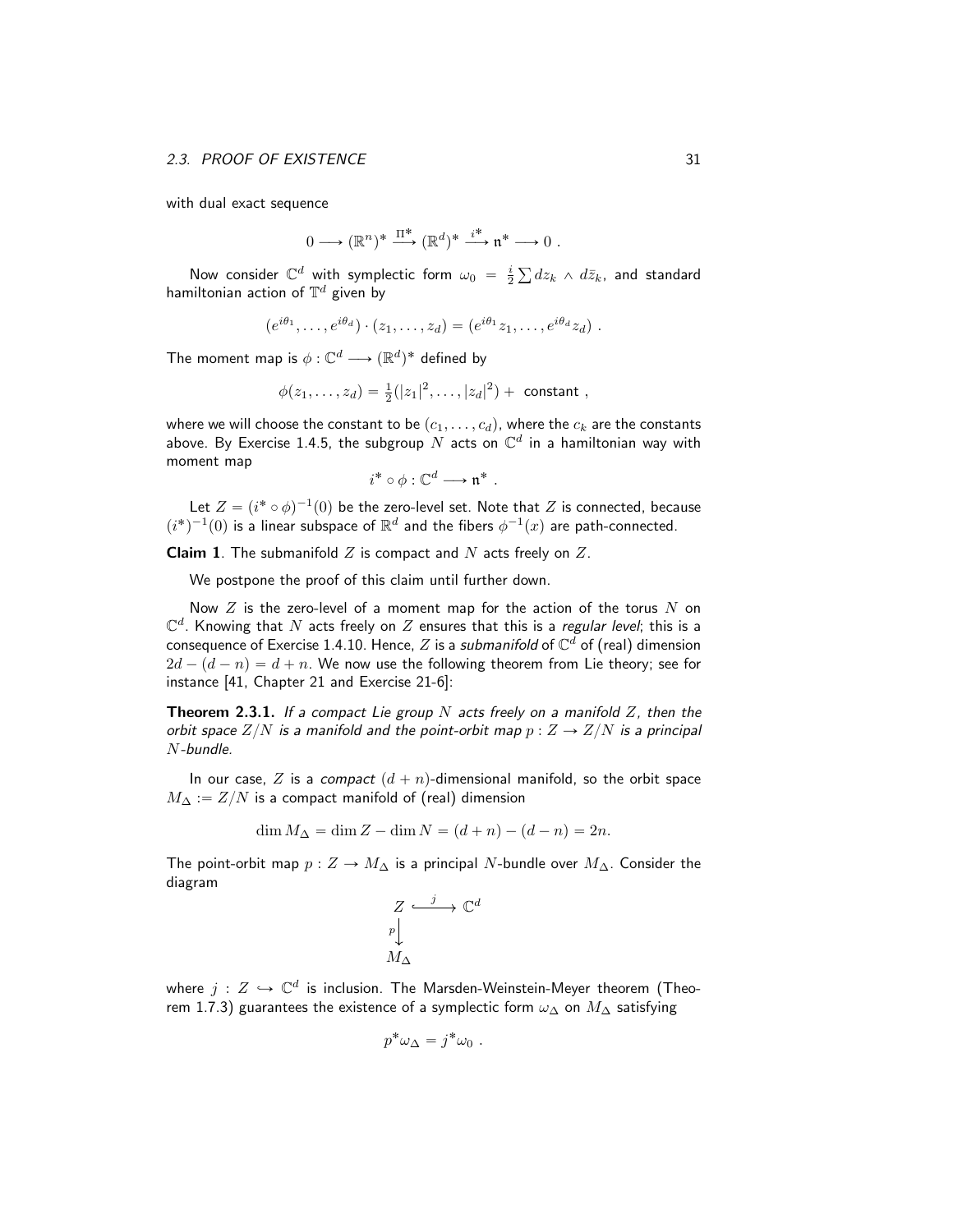with dual exact sequence

$$0 \longrightarrow (\mathbb{R}^n)^* \xrightarrow{\Pi^*} (\mathbb{R}^d)^* \xrightarrow{i^*} \mathfrak{n}^* \longrightarrow 0 \ .$$

Now consider $\mathbb{C}^d$ with symplectic form $\omega_0 = \frac{i}{2} \sum dz_k \wedge d\bar{z}_k$, and standard hamiltonian action of $\mathbb{T}^d$ given by

$$(e^{i\theta_1}, \ldots, e^{i\theta_d}) \cdot (z_1, \ldots, z_d) = (e^{i\theta_1} z_1, \ldots, e^{i\theta_d} z_d) \ .$$

The moment map is $\phi : \mathbb{C}^d \longrightarrow (\mathbb{R}^d)^*$ defined by

$$\phi(z_1, \ldots, z_d) = \tfrac{1}{2}(|z_1|^2, \ldots, |z_d|^2) + \text{ constant } ,$$

where we will choose the constant to be $(c_1, \ldots, c_d)$, where the $c_k$ are the constants above. By Exercise 1.4.5, the subgroup $N$ acts on $\mathbb{C}^d$ in a hamiltonian way with moment map

$$i^* \circ \phi : \mathbb{C}^d \longrightarrow \mathfrak{n}^* \ .$$

Let $Z = (i^* \circ \phi)^{-1}(0)$ be the zero-level set. Note that $Z$ is connected, because $(i^*)^{-1}(0)$ is a linear subspace of $\mathbb{R}^d$ and the fibers $\phi^{-1}(x)$ are path-connected.

**Claim 1**. The submanifold $Z$ is compact and $N$ acts freely on $Z$.

We postpone the proof of this claim until further down.

Now $Z$ is the zero-level of a moment map for the action of the torus $N$ on $\mathbb{C}^d$. Knowing that $N$ acts freely on $Z$ ensures that this is a *regular level*; this is a consequence of Exercise 1.4.10. Hence, $Z$ is a *submanifold* of $\mathbb{C}^d$ of (real) dimension $2d - (d - n) = d + n$. We now use the following theorem from Lie theory; see for instance [41, Chapter 21 and Exercise 21-6]:

**Theorem 2.3.1.** *If a compact Lie group $N$ acts freely on a manifold $Z$, then the orbit space $Z/N$ is a manifold and the point-orbit map $p : Z \to Z/N$ is a principal $N$-bundle.*

In our case, $Z$ is a *compact* $(d + n)$-dimensional manifold, so the orbit space $M_\Delta := Z/N$ is a compact manifold of (real) dimension

$$\dim M_\Delta = \dim Z - \dim N = (d + n) - (d - n) = 2n.$$

The point-orbit map $p : Z \to M_\Delta$ is a principal $N$-bundle over $M_\Delta$. Consider the diagram

$$\begin{array}{ccc} Z & \overset{j}{\hookrightarrow} & \mathbb{C}^d \\ {\scriptstyle p}\downarrow & & \\ M_\Delta & & \end{array}$$

where $j : Z \hookrightarrow \mathbb{C}^d$ is inclusion. The Marsden-Weinstein-Meyer theorem (Theorem 1.7.3) guarantees the existence of a symplectic form $\omega_\Delta$ on $M_\Delta$ satisfying

$$p^* \omega_\Delta = j^* \omega_0 \ .$$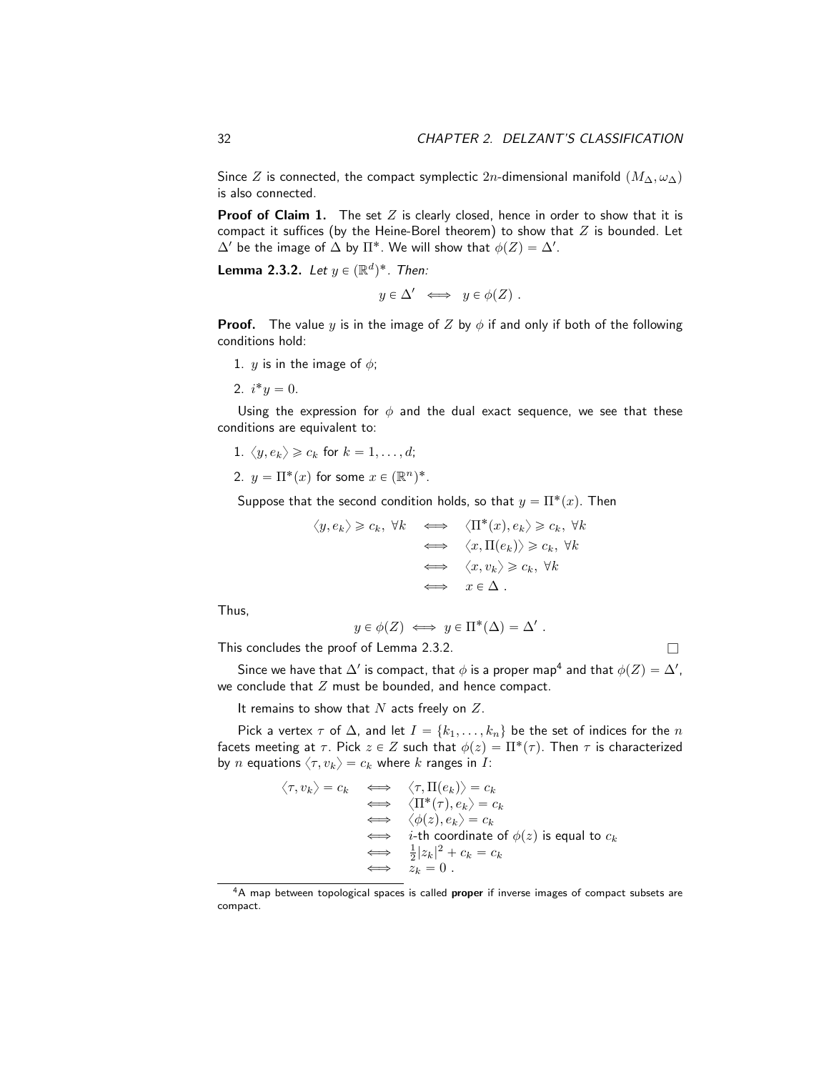Since $Z$ is connected, the compact symplectic $2n$-dimensional manifold $(M_\Delta, \omega_\Delta)$ is also connected.

**Proof of Claim 1.** The set $Z$ is clearly closed, hence in order to show that it is compact it suffices (by the Heine-Borel theorem) to show that $Z$ is bounded. Let $\Delta'$ be the image of $\Delta$ by $\Pi^*$. We will show that $\phi(Z) = \Delta'$.

**Lemma 2.3.2.** *Let $y \in (\mathbb{R}^d)^*$. Then:*

$$y \in \Delta' \iff y \in \phi(Z) \ .$$

**Proof.** The value $y$ is in the image of $Z$ by $\phi$ if and only if both of the following conditions hold:

1. $y$ is in the image of $\phi$;
2. $i^* y = 0$.

Using the expression for $\phi$ and the dual exact sequence, we see that these conditions are equivalent to:

1. $\langle y, e_k \rangle \geqslant c_k$ for $k = 1, \ldots, d$;
2. $y = \Pi^*(x)$ for some $x \in (\mathbb{R}^n)^*$.

Suppose that the second condition holds, so that $y = \Pi^*(x)$. Then

$$\begin{aligned}
\langle y, e_k \rangle \geqslant c_k, \ \forall k \quad &\iff \quad \langle \Pi^*(x), e_k \rangle \geqslant c_k, \ \forall k \\
&\iff \quad \langle x, \Pi(e_k) \rangle \geqslant c_k, \ \forall k \\
&\iff \quad \langle x, v_k \rangle \geqslant c_k, \ \forall k \\
&\iff \quad x \in \Delta \ .
\end{aligned}$$

Thus,

$$y \in \phi(Z) \iff y \in \Pi^*(\Delta) = \Delta' \ .$$

This concludes the proof of Lemma 2.3.2. $\square$

Since we have that $\Delta'$ is compact, that $\phi$ is a proper map[4] and that $\phi(Z) = \Delta'$, we conclude that $Z$ must be bounded, and hence compact.

It remains to show that $N$ acts freely on $Z$.

Pick a vertex $\tau$ of $\Delta$, and let $I = \{k_1, \ldots, k_n\}$ be the set of indices for the $n$ facets meeting at $\tau$. Pick $z \in Z$ such that $\phi(z) = \Pi^*(\tau)$. Then $\tau$ is characterized by $n$ equations $\langle \tau, v_k \rangle = c_k$ where $k$ ranges in $I$:

$$\begin{aligned}
\langle \tau, v_k \rangle = c_k \quad &\iff \quad \langle \tau, \Pi(e_k) \rangle = c_k \\
&\iff \quad \langle \Pi^*(\tau), e_k \rangle = c_k \\
&\iff \quad \langle \phi(z), e_k \rangle = c_k \\
&\iff \quad i\text{-th coordinate of } \phi(z) \text{ is equal to } c_k \\
&\iff \quad \tfrac{1}{2}|z_k|^2 + c_k = c_k \\
&\iff \quad z_k = 0 \ .
\end{aligned}$$

[4] A map between topological spaces is called **proper** if inverse images of compact subsets are compact.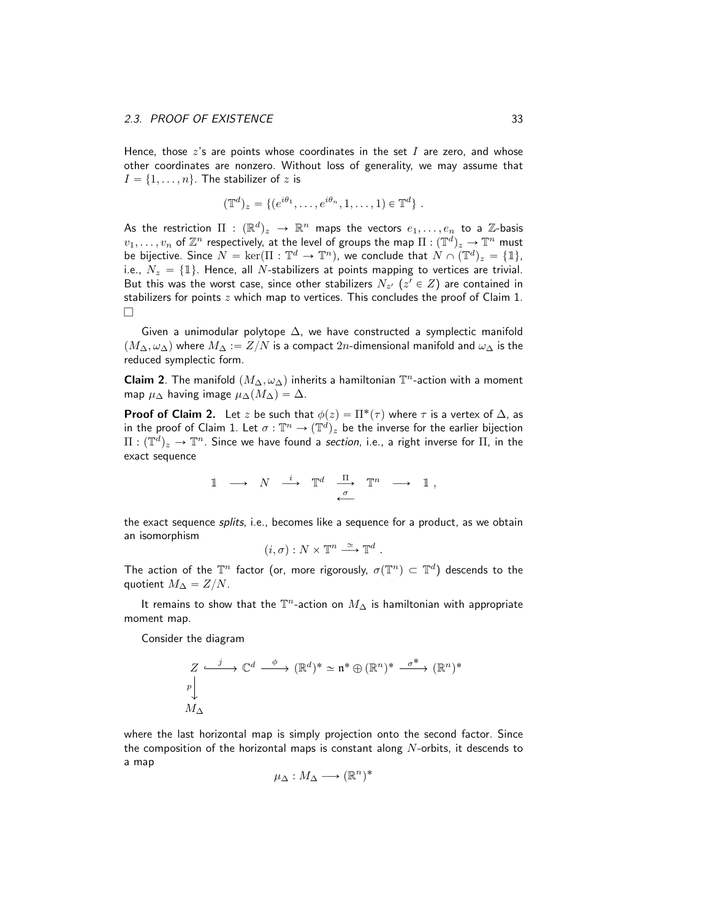Hence, those $z$'s are points whose coordinates in the set $I$ are zero, and whose other coordinates are nonzero. Without loss of generality, we may assume that $I = \{1, \ldots, n\}$. The stabilizer of $z$ is

$$(\mathbb{T}^d)_z = \{(e^{i\theta_1}, \ldots, e^{i\theta_n}, 1, \ldots, 1) \in \mathbb{T}^d\} .$$

As the restriction $\Pi : (\mathbb{R}^d)_z \to \mathbb{R}^n$ maps the vectors $e_1, \ldots, e_n$ to a $\mathbb{Z}$-basis $v_1, \ldots, v_n$ of $\mathbb{Z}^n$ respectively, at the level of groups the map $\Pi : (\mathbb{T}^d)_z \to \mathbb{T}^n$ must be bijective. Since $N = \ker(\Pi : \mathbb{T}^d \to \mathbb{T}^n)$, we conclude that $N \cap (\mathbb{T}^d)_z = \{\mathbb{1}\}$, i.e., $N_z = \{\mathbb{1}\}$. Hence, all $N$-stabilizers at points mapping to vertices are trivial. But this was the worst case, since other stabilizers $N_{z'}$ $(z' \in Z)$ are contained in stabilizers for points $z$ which map to vertices. This concludes the proof of Claim 1. $\square$

Given a unimodular polytope $\Delta$, we have constructed a symplectic manifold $(M_\Delta, \omega_\Delta)$ where $M_\Delta := Z/N$ is a compact $2n$-dimensional manifold and $\omega_\Delta$ is the reduced symplectic form.

**Claim 2**. The manifold $(M_\Delta, \omega_\Delta)$ inherits a hamiltonian $\mathbb{T}^n$-action with a moment map $\mu_\Delta$ having image $\mu_\Delta(M_\Delta) = \Delta$.

**Proof of Claim 2.** Let $z$ be such that $\phi(z) = \Pi^*(\tau)$ where $\tau$ is a vertex of $\Delta$, as in the proof of Claim 1. Let $\sigma : \mathbb{T}^n \to (\mathbb{T}^d)_z$ be the inverse for the earlier bijection $\Pi : (\mathbb{T}^d)_z \to \mathbb{T}^n$. Since we have found a *section*, i.e., a right inverse for $\Pi$, in the exact sequence

$$\mathbb{1} \longrightarrow N \overset{i}{\longrightarrow} \mathbb{T}^d \underset{\overset{\longleftarrow}{\sigma}}{\overset{\Pi}{\longrightarrow}} \mathbb{T}^n \longrightarrow \mathbb{1} ,$$

the exact sequence *splits*, i.e., becomes like a sequence for a product, as we obtain an isomorphism

$$(i, \sigma) : N \times \mathbb{T}^n \overset{\simeq}{\longrightarrow} \mathbb{T}^d .$$

The action of the $\mathbb{T}^n$ factor (or, more rigorously, $\sigma(\mathbb{T}^n) \subset \mathbb{T}^d$) descends to the quotient $M_\Delta = Z/N$.

It remains to show that the $\mathbb{T}^n$-action on $M_\Delta$ is hamiltonian with appropriate moment map.

Consider the diagram

$$\begin{array}{ccccccc} Z & \overset{j}{\hookrightarrow} & \mathbb{C}^d & \overset{\phi}{\longrightarrow} & (\mathbb{R}^d)^* \simeq \mathfrak{n}^* \oplus (\mathbb{R}^n)^* & \overset{\sigma^*}{\longrightarrow} & (\mathbb{R}^n)^* \\ {\scriptstyle p}\downarrow & & & & & & \\ M_\Delta & & & & & & \end{array}$$

where the last horizontal map is simply projection onto the second factor. Since the composition of the horizontal maps is constant along $N$-orbits, it descends to a map

$$\mu_\Delta : M_\Delta \longrightarrow (\mathbb{R}^n)^*$$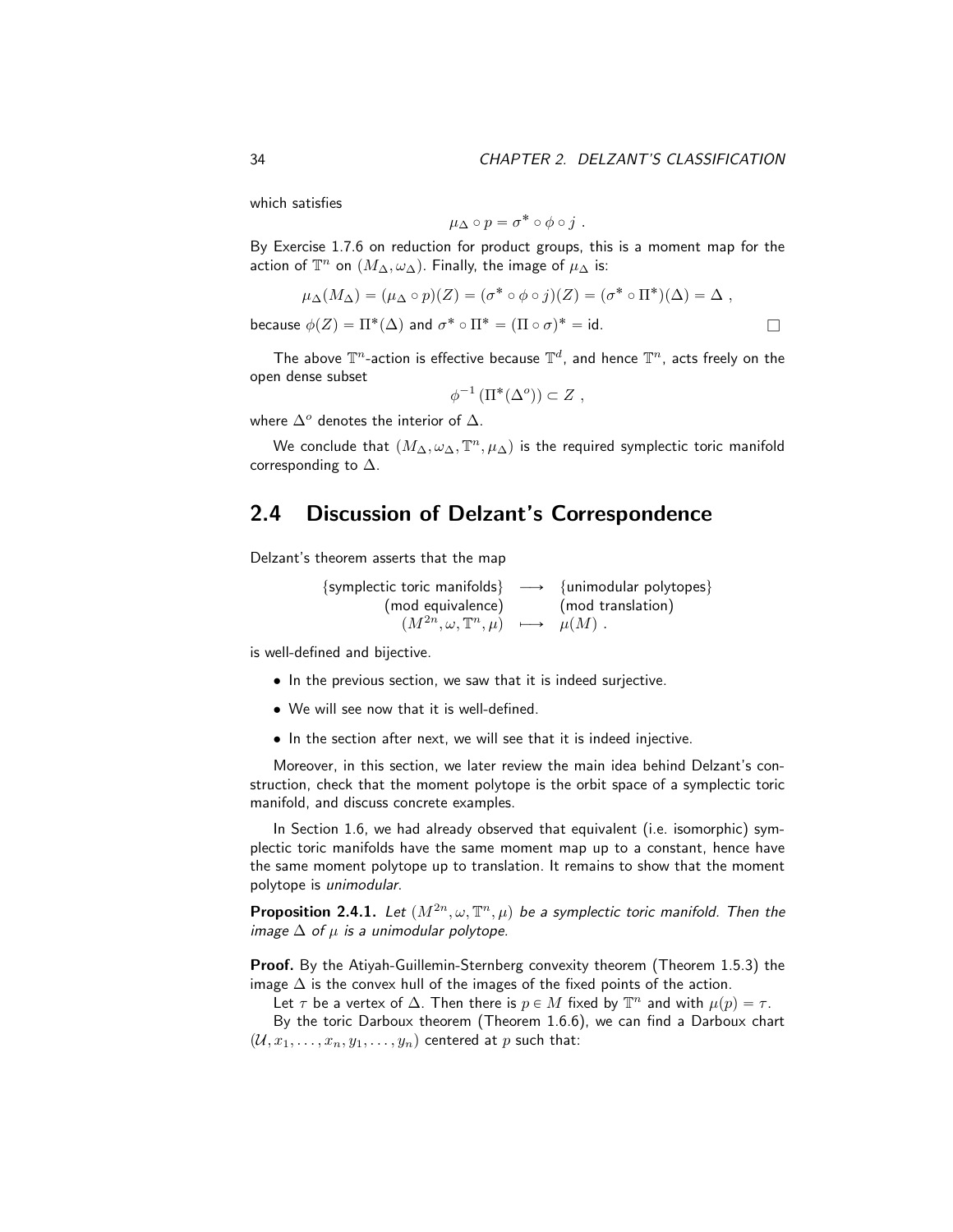which satisfies

$$\mu_\Delta \circ p = \sigma^* \circ \phi \circ j \ .$$

By Exercise 1.7.6 on reduction for product groups, this is a moment map for the action of $\mathbb{T}^n$ on $(M_\Delta, \omega_\Delta)$. Finally, the image of $\mu_\Delta$ is:

$$\mu_\Delta(M_\Delta) = (\mu_\Delta \circ p)(Z) = (\sigma^* \circ \phi \circ j)(Z) = (\sigma^* \circ \Pi^*)(\Delta) = \Delta \ ,$$

because $\phi(Z) = \Pi^*(\Delta)$ and $\sigma^* \circ \Pi^* = (\Pi \circ \sigma)^* = \mathsf{id}$. $\square$

The above $\mathbb{T}^n$-action is effective because $\mathbb{T}^d$, and hence $\mathbb{T}^n$, acts freely on the open dense subset

$$\phi^{-1}\left(\Pi^*(\Delta^o)\right) \subset Z \ ,$$

where $\Delta^o$ denotes the interior of $\Delta$.

We conclude that $(M_\Delta, \omega_\Delta, \mathbb{T}^n, \mu_\Delta)$ is the required symplectic toric manifold corresponding to $\Delta$.

## 2.4 Discussion of Delzant's Correspondence

Delzant's theorem asserts that the map

$$\begin{array}{ccc} \{\text{symplectic toric manifolds}\} & \longrightarrow & \{\text{unimodular polytopes}\} \\ (\text{mod equivalence}) & & (\text{mod translation}) \\ (M^{2n}, \omega, \mathbb{T}^n, \mu) & \longmapsto & \mu(M) \ . \end{array}$$

is well-defined and bijective.

- In the previous section, we saw that it is indeed surjective.
- We will see now that it is well-defined.
- In the section after next, we will see that it is indeed injective.

Moreover, in this section, we later review the main idea behind Delzant's construction, check that the moment polytope is the orbit space of a symplectic toric manifold, and discuss concrete examples.

In Section 1.6, we had already observed that equivalent (i.e. isomorphic) symplectic toric manifolds have the same moment map up to a constant, hence have the same moment polytope up to translation. It remains to show that the moment polytope is *unimodular*.

**Proposition 2.4.1.** *Let $(M^{2n}, \omega, \mathbb{T}^n, \mu)$ be a symplectic toric manifold. Then the image $\Delta$ of $\mu$ is a unimodular polytope.*

**Proof.** By the Atiyah-Guillemin-Sternberg convexity theorem (Theorem 1.5.3) the image $\Delta$ is the convex hull of the images of the fixed points of the action.

Let $\tau$ be a vertex of $\Delta$. Then there is $p \in M$ fixed by $\mathbb{T}^n$ and with $\mu(p) = \tau$.

By the toric Darboux theorem (Theorem 1.6.6), we can find a Darboux chart $(\mathcal{U}, x_1, \ldots, x_n, y_1, \ldots, y_n)$ centered at $p$ such that: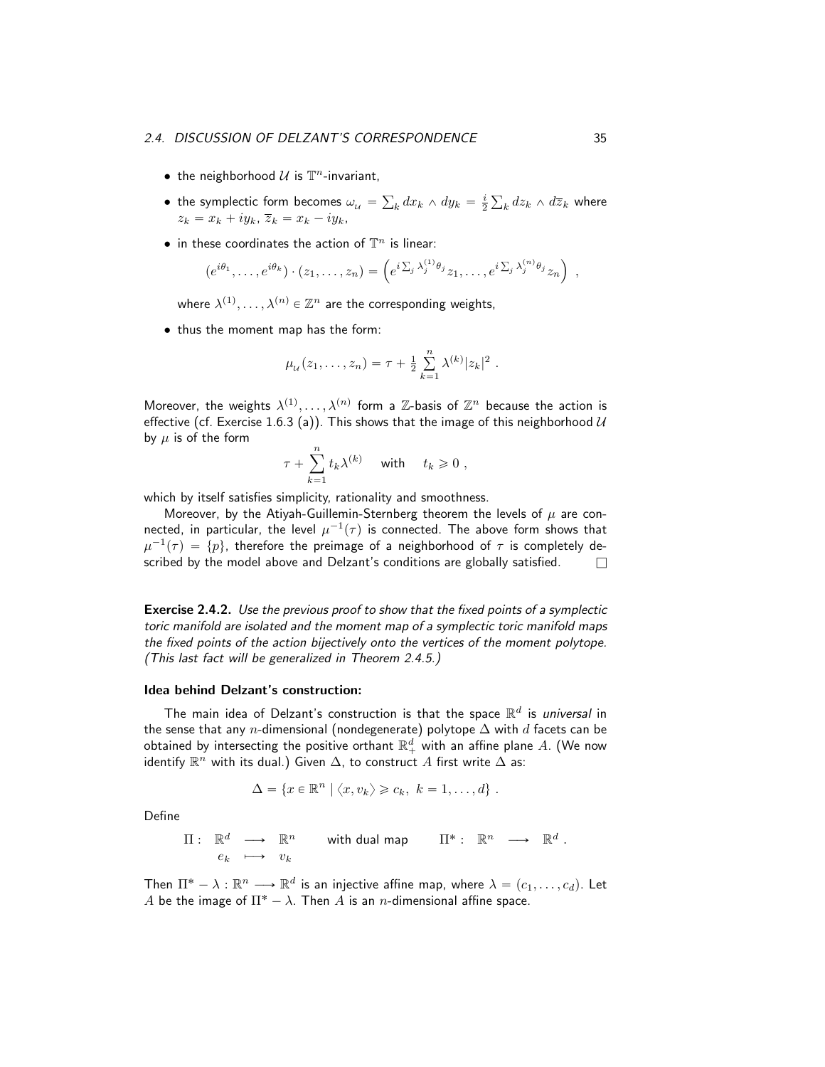- the neighborhood $\mathcal{U}$ is $\mathbb{T}^n$-invariant,
- the symplectic form becomes $\omega_{\mathcal{U}} = \sum_k dx_k \wedge dy_k = \frac{i}{2}\sum_k dz_k \wedge d\overline{z}_k$ where $z_k = x_k + iy_k$, $\overline{z}_k = x_k - iy_k$,
- in these coordinates the action of $\mathbb{T}^n$ is linear:

$$(e^{i\theta_1}, \ldots, e^{i\theta_k}) \cdot (z_1, \ldots, z_n) = \left( e^{i\sum_j \lambda_j^{(1)}\theta_j} z_1, \ldots, e^{i\sum_j \lambda_j^{(n)}\theta_j} z_n \right) ,$$

where $\lambda^{(1)}, \ldots, \lambda^{(n)} \in \mathbb{Z}^n$ are the corresponding weights,

- thus the moment map has the form:

$$\mu_{\mathcal{U}}(z_1, \ldots, z_n) = \tau + \tfrac{1}{2} \sum_{k=1}^{n} \lambda^{(k)} |z_k|^2 .$$

Moreover, the weights $\lambda^{(1)}, \ldots, \lambda^{(n)}$ form a $\mathbb{Z}$-basis of $\mathbb{Z}^n$ because the action is effective (cf. Exercise 1.6.3 (a)). This shows that the image of this neighborhood $\mathcal{U}$ by $\mu$ is of the form

$$\tau + \sum_{k=1}^{n} t_k \lambda^{(k)} \quad \text{ with } \quad t_k \geqslant 0 ,$$

which by itself satisfies simplicity, rationality and smoothness.

Moreover, by the Atiyah-Guillemin-Sternberg theorem the levels of $\mu$ are connected, in particular, the level $\mu^{-1}(\tau)$ is connected. The above form shows that $\mu^{-1}(\tau) = \{p\}$, therefore the preimage of a neighborhood of $\tau$ is completely described by the model above and Delzant's conditions are globally satisfied. $\square$

**Exercise 2.4.2.** *Use the previous proof to show that the fixed points of a symplectic toric manifold are isolated and the moment map of a symplectic toric manifold maps the fixed points of the action bijectively onto the vertices of the moment polytope. (This last fact will be generalized in Theorem 2.4.5.)*

**Idea behind Delzant's construction:**

The main idea of Delzant's construction is that the space $\mathbb{R}^d$ is *universal* in the sense that any $n$-dimensional (nondegenerate) polytope $\Delta$ with $d$ facets can be obtained by intersecting the positive orthant $\mathbb{R}^d_+$ with an affine plane $A$. (We now identify $\mathbb{R}^n$ with its dual.) Given $\Delta$, to construct $A$ first write $\Delta$ as:

$$\Delta = \{x \in \mathbb{R}^n \mid \langle x, v_k \rangle \geqslant c_k, \ k = 1, \ldots, d\} .$$

Define

$$\Pi : \begin{array}{ccc} \mathbb{R}^d & \longrightarrow & \mathbb{R}^n \\ e_k & \longmapsto & v_k \end{array} \qquad \text{with dual map} \qquad \Pi^* : \ \mathbb{R}^n \longrightarrow \mathbb{R}^d .$$

Then $\Pi^* - \lambda : \mathbb{R}^n \longrightarrow \mathbb{R}^d$ is an injective affine map, where $\lambda = (c_1, \ldots, c_d)$. Let $A$ be the image of $\Pi^* - \lambda$. Then $A$ is an $n$-dimensional affine space.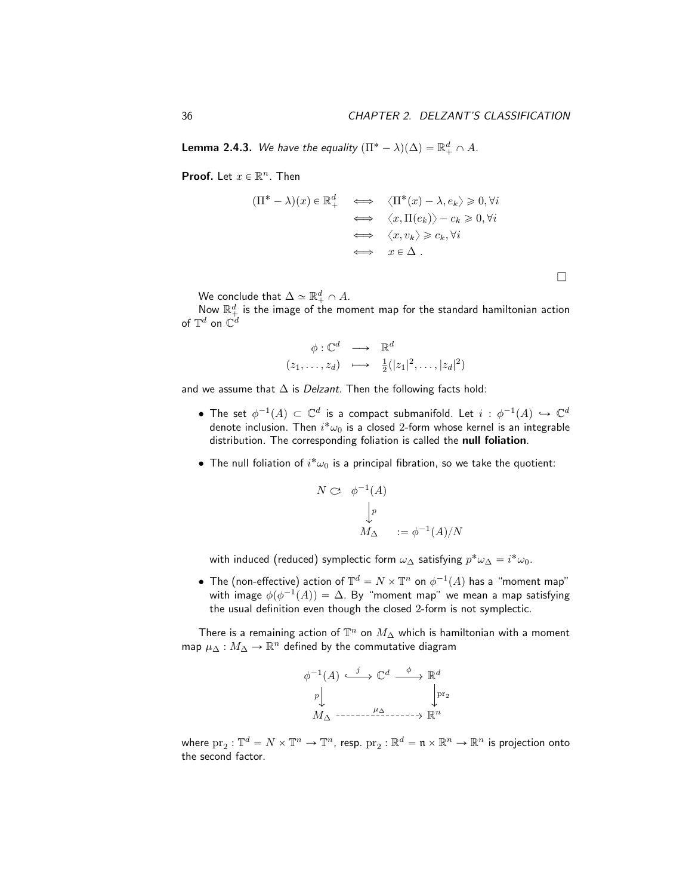**Lemma 2.4.3.** *We have the equality* $(\Pi^* - \lambda)(\Delta) = \mathbb{R}^d_+ \cap A$.

**Proof.** Let $x \in \mathbb{R}^n$. Then

$$
\begin{aligned}
(\Pi^* - \lambda)(x) \in \mathbb{R}^d_+ \quad &\iff \quad \langle \Pi^*(x) - \lambda, e_k \rangle \geqslant 0, \forall i \\
&\iff \quad \langle x, \Pi(e_k) \rangle - c_k \geqslant 0, \forall i \\
&\iff \quad \langle x, v_k \rangle \geqslant c_k, \forall i \\
&\iff \quad x \in \Delta \; .
\end{aligned}
$$

$\square$

We conclude that $\Delta \simeq \mathbb{R}^d_+ \cap A$.

Now $\mathbb{R}^d_+$ is the image of the moment map for the standard hamiltonian action of $\mathbb{T}^d$ on $\mathbb{C}^d$

$$
\begin{aligned}
\phi : \mathbb{C}^d \quad &\longrightarrow \quad \mathbb{R}^d \\
(z_1, \ldots, z_d) \quad &\longmapsto \quad \tfrac{1}{2}(|z_1|^2, \ldots, |z_d|^2)
\end{aligned}
$$

and we assume that $\Delta$ is *Delzant*. Then the following facts hold:

- The set $\phi^{-1}(A) \subset \mathbb{C}^d$ is a compact submanifold. Let $i : \phi^{-1}(A) \hookrightarrow \mathbb{C}^d$ denote inclusion. Then $i^*\omega_0$ is a closed 2-form whose kernel is an integrable distribution. The corresponding foliation is called the **null foliation**.

- The null foliation of $i^*\omega_0$ is a principal fibration, so we take the quotient:

$$
\begin{array}{ccl}
N \circlearrowright & \phi^{-1}(A) & \\
& \big\downarrow p & \\
& M_\Delta & := \phi^{-1}(A)/N
\end{array}
$$

  with induced (reduced) symplectic form $\omega_\Delta$ satisfying $p^*\omega_\Delta = i^*\omega_0$.

- The (non-effective) action of $\mathbb{T}^d = N \times \mathbb{T}^n$ on $\phi^{-1}(A)$ has a "moment map" with image $\phi(\phi^{-1}(A)) = \Delta$. By "moment map" we mean a map satisfying the usual definition even though the closed 2-form is not symplectic.

There is a remaining action of $\mathbb{T}^n$ on $M_\Delta$ which is hamiltonian with a moment map $\mu_\Delta : M_\Delta \to \mathbb{R}^n$ defined by the commutative diagram

$$
\begin{array}{ccccc}
\phi^{-1}(A) & \overset{j}{\hookrightarrow} & \mathbb{C}^d & \overset{\phi}{\longrightarrow} & \mathbb{R}^d \\
{\scriptstyle p}\big\downarrow & & & & \big\downarrow{\scriptstyle \mathrm{pr}_2} \\
M_\Delta & & \overset{\mu_\Delta}{\dashrightarrow} & & \mathbb{R}^n
\end{array}
$$

where $\mathrm{pr}_2 : \mathbb{T}^d = N \times \mathbb{T}^n \to \mathbb{T}^n$, resp. $\mathrm{pr}_2 : \mathbb{R}^d = \mathfrak{n} \times \mathbb{R}^n \to \mathbb{R}^n$ is projection onto the second factor.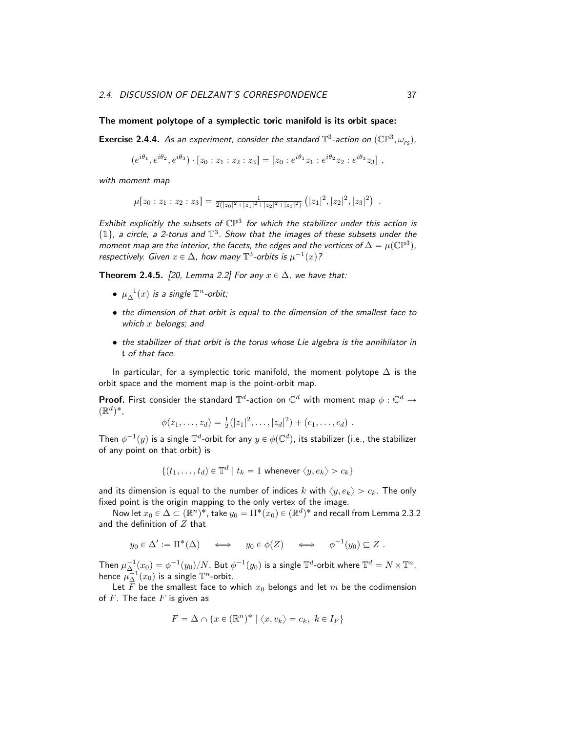**The moment polytope of a symplectic toric manifold is its orbit space:**

**Exercise 2.4.4.** *As an experiment, consider the standard $\mathbb{T}^3$-action on $(\mathbb{CP}^3, \omega_{\text{FS}})$,*

$$(e^{i\theta_1}, e^{i\theta_2}, e^{i\theta_3}) \cdot [z_0 : z_1 : z_2 : z_3] = [z_0 : e^{i\theta_1} z_1 : e^{i\theta_2} z_2 : e^{i\theta_3} z_3] \ ,$$

*with moment map*

$$\mu[z_0 : z_1 : z_2 : z_3] = \tfrac{1}{2(|z_0|^2+|z_1|^2+|z_2|^2+|z_3|^2)} \left(|z_1|^2, |z_2|^2, |z_3|^2\right) \ .$$

*Exhibit explicitly the subsets of $\mathbb{CP}^3$ for which the stabilizer under this action is $\{\mathbb{1}\}$, a circle, a 2-torus and $\mathbb{T}^3$. Show that the images of these subsets under the moment map are the interior, the facets, the edges and the vertices of $\Delta = \mu(\mathbb{CP}^3)$, respectively. Given $x \in \Delta$, how many $\mathbb{T}^3$-orbits is $\mu^{-1}(x)$?*

**Theorem 2.4.5.** *[20, Lemma 2.2] For any $x \in \Delta$, we have that:*

- *$\mu_\Delta^{-1}(x)$ is a single $\mathbb{T}^n$-orbit;*
- *the dimension of that orbit is equal to the dimension of the smallest face to which $x$ belongs; and*
- *the stabilizer of that orbit is the torus whose Lie algebra is the annihilator in $\mathfrak{t}$ of that face.*

In particular, for a symplectic toric manifold, the moment polytope $\Delta$ is the orbit space and the moment map is the point-orbit map.

**Proof.** First consider the standard $\mathbb{T}^d$-action on $\mathbb{C}^d$ with moment map $\phi : \mathbb{C}^d \to (\mathbb{R}^d)^*$,

$$\phi(z_1, \ldots, z_d) = \tfrac{1}{2}(|z_1|^2, \ldots, |z_d|^2) + (c_1, \ldots, c_d) \ .$$

Then $\phi^{-1}(y)$ is a single $\mathbb{T}^d$-orbit for any $y \in \phi(\mathbb{C}^d)$, its stabilizer (i.e., the stabilizer of any point on that orbit) is

$$\{(t_1, \ldots, t_d) \in \mathbb{T}^d \mid t_k = 1 \text{ whenever } \langle y, e_k \rangle > c_k\}$$

and its dimension is equal to the number of indices $k$ with $\langle y, e_k \rangle > c_k$. The only fixed point is the origin mapping to the only vertex of the image.

Now let $x_0 \in \Delta \subset (\mathbb{R}^n)^*$, take $y_0 = \Pi^*(x_0) \in (\mathbb{R}^d)^*$ and recall from Lemma 2.3.2 and the definition of $Z$ that

$$y_0 \in \Delta' := \Pi^*(\Delta) \quad \iff \quad y_0 \in \phi(Z) \quad \iff \quad \phi^{-1}(y_0) \subseteq Z \ .$$

Then $\mu_\Delta^{-1}(x_0) = \phi^{-1}(y_0)/N$. But $\phi^{-1}(y_0)$ is a single $\mathbb{T}^d$-orbit where $\mathbb{T}^d = N \times \mathbb{T}^n$, hence $\mu_\Delta^{-1}(x_0)$ is a single $\mathbb{T}^n$-orbit.

Let $F$ be the smallest face to which $x_0$ belongs and let $m$ be the codimension of $F$. The face $F$ is given as

$$F = \Delta \cap \{x \in (\mathbb{R}^n)^* \mid \langle x, v_k \rangle = c_k, \ k \in I_F\}$$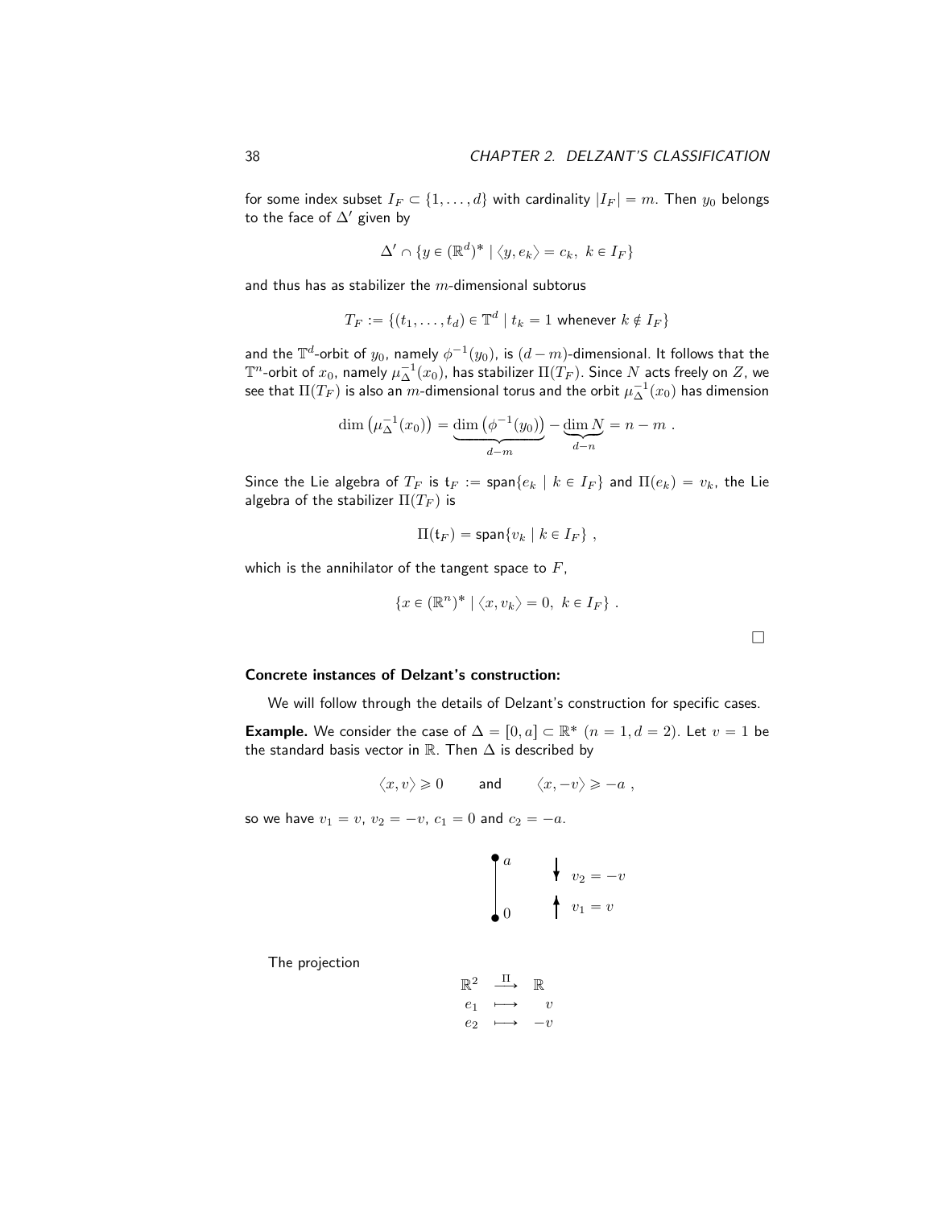for some index subset $I_F \subset \{1, \ldots, d\}$ with cardinality $|I_F| = m$. Then $y_0$ belongs to the face of $\Delta'$ given by

$$\Delta' \cap \{y \in (\mathbb{R}^d)^* \mid \langle y, e_k \rangle = c_k, \; k \in I_F\}$$

and thus has as stabilizer the $m$-dimensional subtorus

$$T_F := \{(t_1, \ldots, t_d) \in \mathbb{T}^d \mid t_k = 1 \text{ whenever } k \notin I_F\}$$

and the $\mathbb{T}^d$-orbit of $y_0$, namely $\phi^{-1}(y_0)$, is $(d-m)$-dimensional. It follows that the $\mathbb{T}^n$-orbit of $x_0$, namely $\mu_\Delta^{-1}(x_0)$, has stabilizer $\Pi(T_F)$. Since $N$ acts freely on $Z$, we see that $\Pi(T_F)$ is also an $m$-dimensional torus and the orbit $\mu_\Delta^{-1}(x_0)$ has dimension

$$\dim\left(\mu_\Delta^{-1}(x_0)\right) = \underbrace{\dim\left(\phi^{-1}(y_0)\right)}_{d-m} - \underbrace{\dim N}_{d-n} = n - m \; .$$

Since the Lie algebra of $T_F$ is $\mathfrak{t}_F := \text{span}\{e_k \mid k \in I_F\}$ and $\Pi(e_k) = v_k$, the Lie algebra of the stabilizer $\Pi(T_F)$ is

$$\Pi(\mathfrak{t}_F) = \text{span}\{v_k \mid k \in I_F\} \; ,$$

which is the annihilator of the tangent space to $F$,

$$\{x \in (\mathbb{R}^n)^* \mid \langle x, v_k \rangle = 0, \; k \in I_F\} \; .$$

□

**Concrete instances of Delzant's construction:**

We will follow through the details of Delzant's construction for specific cases.

**Example.** We consider the case of $\Delta = [0, a] \subset \mathbb{R}^*$ $(n = 1, d = 2)$. Let $v = 1$ be the standard basis vector in $\mathbb{R}$. Then $\Delta$ is described by

$$\langle x, v \rangle \geqslant 0 \qquad \text{and} \qquad \langle x, -v \rangle \geqslant -a \; ,$$

so we have $v_1 = v$, $v_2 = -v$, $c_1 = 0$ and $c_2 = -a$.

$a$ $\qquad v_2 = -v$

$0$ $\qquad v_1 = v$

The projection

$$\begin{array}{ccc} \mathbb{R}^2 & \xrightarrow{\Pi} & \mathbb{R} \\ e_1 & \longmapsto & v \\ e_2 & \longmapsto & -v \end{array}$$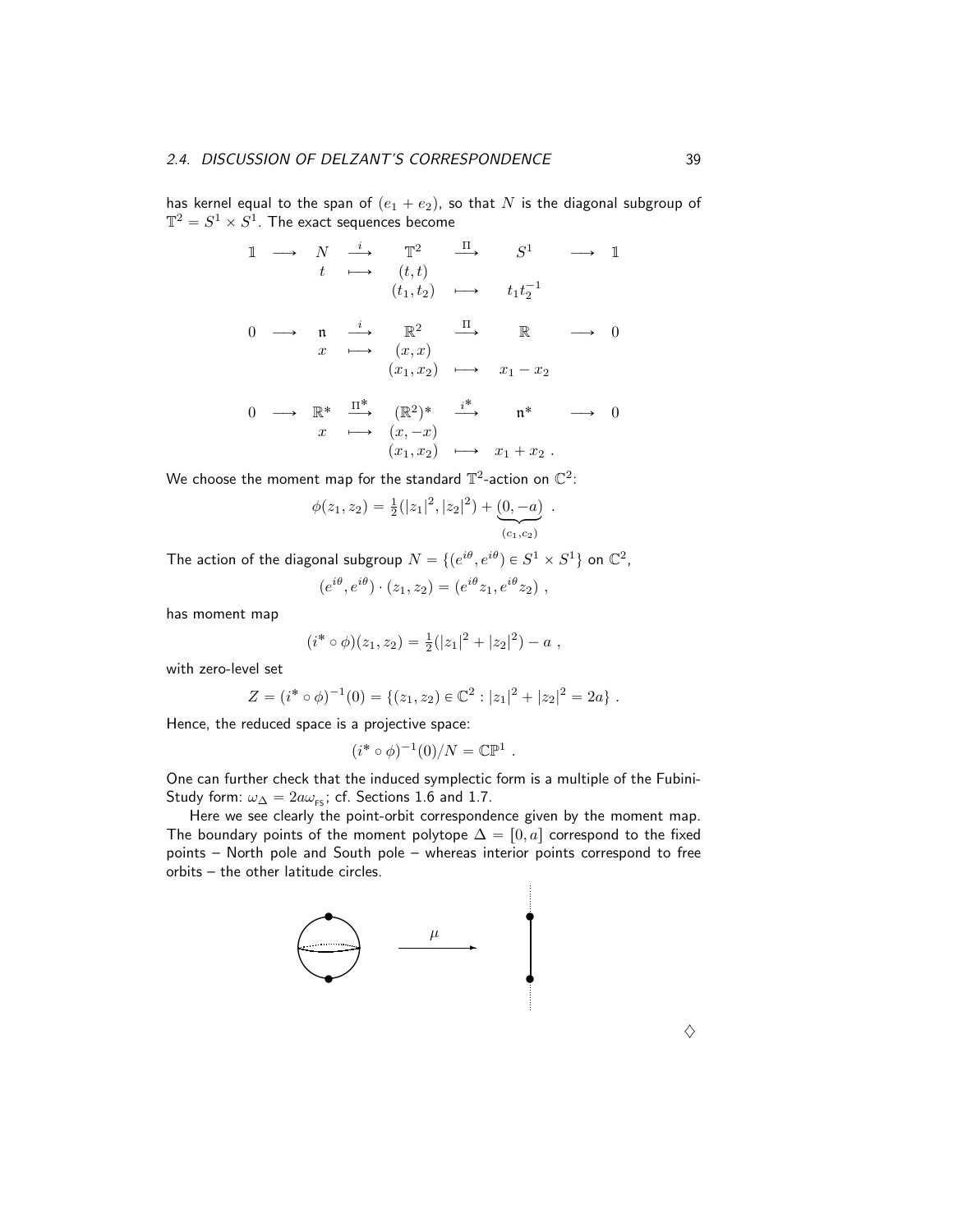has kernel equal to the span of $(e_1 + e_2)$, so that $N$ is the diagonal subgroup of $\mathbb{T}^2 = S^1 \times S^1$. The exact sequences become

$$
\begin{array}{ccccccccc}
\mathbb{1} & \longrightarrow & N & \stackrel{i}{\longrightarrow} & \mathbb{T}^2 & \stackrel{\Pi}{\longrightarrow} & S^1 & \longrightarrow & \mathbb{1} \\
 & & t & \longmapsto & (t,t) & & & & \\
 & & & & (t_1,t_2) & \longmapsto & t_1 t_2^{-1} & & \\
 & & & & & & & & \\
0 & \longrightarrow & \mathfrak{n} & \stackrel{i}{\longrightarrow} & \mathbb{R}^2 & \stackrel{\Pi}{\longrightarrow} & \mathbb{R} & \longrightarrow & 0 \\
 & & x & \longmapsto & (x,x) & & & & \\
 & & & & (x_1,x_2) & \longmapsto & x_1 - x_2 & & \\
 & & & & & & & & \\
0 & \longrightarrow & \mathbb{R}^* & \stackrel{\Pi^*}{\longrightarrow} & (\mathbb{R}^2)^* & \stackrel{i^*}{\longrightarrow} & \mathfrak{n}^* & \longrightarrow & 0 \\
 & & x & \longmapsto & (x,-x) & & & & \\
 & & & & (x_1,x_2) & \longmapsto & x_1 + x_2 \ . & &
\end{array}
$$

We choose the moment map for the standard $\mathbb{T}^2$-action on $\mathbb{C}^2$:

$$\phi(z_1, z_2) = \tfrac{1}{2}(|z_1|^2, |z_2|^2) + \underbrace{(0, -a)}_{(c_1, c_2)} \ .$$

The action of the diagonal subgroup $N = \{(e^{i\theta}, e^{i\theta}) \in S^1 \times S^1\}$ on $\mathbb{C}^2$,

$$(e^{i\theta}, e^{i\theta}) \cdot (z_1, z_2) = (e^{i\theta} z_1, e^{i\theta} z_2) \ ,$$

has moment map

$$(i^* \circ \phi)(z_1, z_2) = \tfrac{1}{2}(|z_1|^2 + |z_2|^2) - a \ ,$$

with zero-level set

$$Z = (i^* \circ \phi)^{-1}(0) = \{(z_1, z_2) \in \mathbb{C}^2 : |z_1|^2 + |z_2|^2 = 2a\} \ .$$

Hence, the reduced space is a projective space:

$$(i^* \circ \phi)^{-1}(0)/N = \mathbb{CP}^1 \ .$$

One can further check that the induced symplectic form is a multiple of the Fubini-Study form: $\omega_\Delta = 2a\omega_{\text{FS}}$; cf. Sections 1.6 and 1.7.

Here we see clearly the point-orbit correspondence given by the moment map. The boundary points of the moment polytope $\Delta = [0, a]$ correspond to the fixed points – North pole and South pole – whereas interior points correspond to free orbits – the other latitude circles.

$\diamondsuit$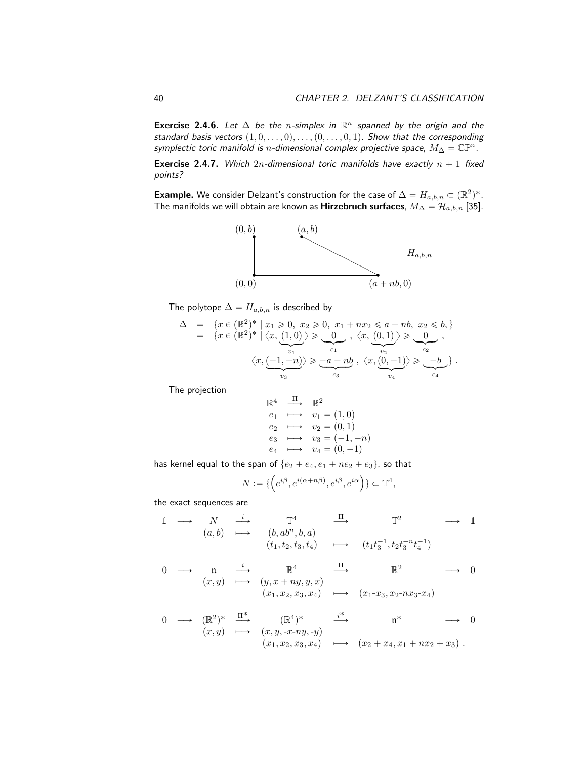**Exercise 2.4.6.** *Let $\Delta$ be the $n$-simplex in $\mathbb{R}^n$ spanned by the origin and the standard basis vectors $(1,0,\ldots,0),\ldots,(0,\ldots,0,1)$. Show that the corresponding symplectic toric manifold is $n$-dimensional complex projective space, $M_\Delta = \mathbb{CP}^n$.*

**Exercise 2.4.7.** *Which $2n$-dimensional toric manifolds have exactly $n+1$ fixed points?*

**Example.** We consider Delzant's construction for the case of $\Delta = H_{a,b,n} \subset (\mathbb{R}^2)^*$. The manifolds we will obtain are known as **Hirzebruch surfaces**, $M_\Delta = \mathcal{H}_{a,b,n}$ [35].

(Figure: trapezoid $H_{a,b,n}$ with vertices $(0,0)$, $(0,b)$, $(a,b)$, $(a+nb,0)$.)

The polytope $\Delta = H_{a,b,n}$ is described by

$$
\begin{aligned}
\Delta &= \{x \in (\mathbb{R}^2)^* \mid x_1 \geqslant 0,\ x_2 \geqslant 0,\ x_1 + nx_2 \leqslant a + nb,\ x_2 \leqslant b, \} \\
&= \{x \in (\mathbb{R}^2)^* \mid \langle x, \underbrace{(1,0)}_{v_1} \rangle \geqslant \underbrace{0}_{c_1},\ \langle x, \underbrace{(0,1)}_{v_2} \rangle \geqslant \underbrace{0}_{c_2}, \\
&\qquad \langle x, \underbrace{(-1,-n)}_{v_3} \rangle \geqslant \underbrace{-a-nb}_{c_3},\ \langle x, \underbrace{(0,-1)}_{v_4} \rangle \geqslant \underbrace{-b}_{c_4} \}.
\end{aligned}
$$

The projection

$$
\begin{array}{rcl}
\mathbb{R}^4 & \xrightarrow{\ \Pi\ } & \mathbb{R}^2 \\
e_1 & \longmapsto & v_1 = (1,0) \\
e_2 & \longmapsto & v_2 = (0,1) \\
e_3 & \longmapsto & v_3 = (-1,-n) \\
e_4 & \longmapsto & v_4 = (0,-1)
\end{array}
$$

has kernel equal to the span of $\{e_2 + e_4, e_1 + ne_2 + e_3\}$, so that

$$
N := \{\left(e^{i\beta}, e^{i(\alpha+n\beta)}, e^{i\beta}, e^{i\alpha}\right)\} \subset \mathbb{T}^4,
$$

the exact sequences are

$$
\begin{array}{ccccccccc}
\mathbb{1} & \longrightarrow & N & \xrightarrow{\ i\ } & \mathbb{T}^4 & \xrightarrow{\ \Pi\ } & \mathbb{T}^2 & \longrightarrow & \mathbb{1} \\
 & & (a,b) & \longmapsto & (b, ab^n, b, a) & & & & \\
 & & & & (t_1,t_2,t_3,t_4) & \longmapsto & (t_1t_3^{-1}, t_2t_3^{-n}t_4^{-1}) & &
\end{array}
$$

$$
\begin{array}{ccccccccc}
0 & \longrightarrow & \mathfrak{n} & \xrightarrow{\ i\ } & \mathbb{R}^4 & \xrightarrow{\ \Pi\ } & \mathbb{R}^2 & \longrightarrow & 0 \\
 & & (x,y) & \longmapsto & (y, x+ny, y, x) & & & & \\
 & & & & (x_1,x_2,x_3,x_4) & \longmapsto & (x_1 - x_3, x_2 - nx_3 - x_4) & &
\end{array}
$$

$$
\begin{array}{ccccccccc}
0 & \longrightarrow & (\mathbb{R}^2)^* & \xrightarrow{\ \Pi^*\ } & (\mathbb{R}^4)^* & \xrightarrow{\ i^*\ } & \mathfrak{n}^* & \longrightarrow & 0 \\
 & & (x,y) & \longmapsto & (x, y, -x-ny, -y) & & & & \\
 & & & & (x_1,x_2,x_3,x_4) & \longmapsto & (x_2 + x_4, x_1 + nx_2 + x_3)\ . & &
\end{array}
$$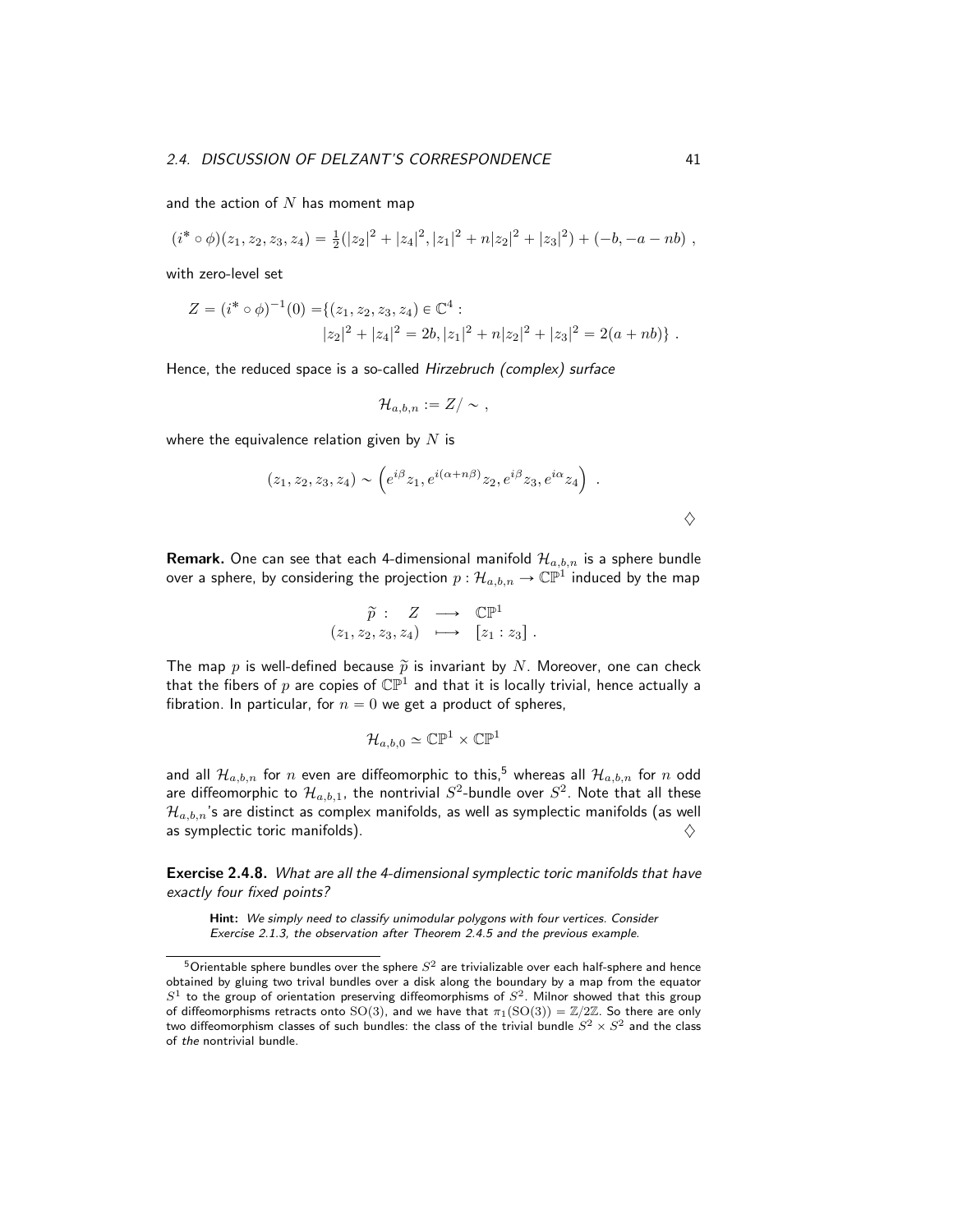and the action of $N$ has moment map

$$(i^* \circ \phi)(z_1, z_2, z_3, z_4) = \tfrac{1}{2}(|z_2|^2 + |z_4|^2, |z_1|^2 + n|z_2|^2 + |z_3|^2) + (-b, -a - nb) ,$$

with zero-level set

$$\begin{aligned} Z = (i^* \circ \phi)^{-1}(0) = \{ & (z_1, z_2, z_3, z_4) \in \mathbb{C}^4 : \\ & |z_2|^2 + |z_4|^2 = 2b, |z_1|^2 + n|z_2|^2 + |z_3|^2 = 2(a + nb)\} . \end{aligned}$$

Hence, the reduced space is a so-called *Hirzebruch (complex) surface*

$$\mathcal{H}_{a,b,n} := Z/\sim ,$$

where the equivalence relation given by $N$ is

$$(z_1, z_2, z_3, z_4) \sim \left( e^{i\beta} z_1, e^{i(\alpha + n\beta)} z_2, e^{i\beta} z_3, e^{i\alpha} z_4 \right) .$$

$\diamondsuit$

**Remark.** One can see that each 4-dimensional manifold $\mathcal{H}_{a,b,n}$ is a sphere bundle over a sphere, by considering the projection $p : \mathcal{H}_{a,b,n} \to \mathbb{CP}^1$ induced by the map

$$\begin{array}{rccc} \widetilde{p} : & Z & \longrightarrow & \mathbb{CP}^1 \\ & (z_1, z_2, z_3, z_4) & \longmapsto & [z_1 : z_3] . \end{array}$$

The map $p$ is well-defined because $\widetilde{p}$ is invariant by $N$. Moreover, one can check that the fibers of $p$ are copies of $\mathbb{CP}^1$ and that it is locally trivial, hence actually a fibration. In particular, for $n = 0$ we get a product of spheres,

$$\mathcal{H}_{a,b,0} \simeq \mathbb{CP}^1 \times \mathbb{CP}^1$$

and all $\mathcal{H}_{a,b,n}$ for $n$ even are diffeomorphic to this,[5] whereas all $\mathcal{H}_{a,b,n}$ for $n$ odd are diffeomorphic to $\mathcal{H}_{a,b,1}$, the nontrivial $S^2$-bundle over $S^2$. Note that all these $\mathcal{H}_{a,b,n}$'s are distinct as complex manifolds, as well as symplectic manifolds (as well as symplectic toric manifolds). $\diamondsuit$

**Exercise 2.4.8.** *What are all the 4-dimensional symplectic toric manifolds that have exactly four fixed points?*

**Hint:** *We simply need to classify unimodular polygons with four vertices. Consider Exercise 2.1.3, the observation after Theorem 2.4.5 and the previous example.*

---

[5] Orientable sphere bundles over the sphere $S^2$ are trivializable over each half-sphere and hence obtained by gluing two trival bundles over a disk along the boundary by a map from the equator $S^1$ to the group of orientation preserving diffeomorphisms of $S^2$. Milnor showed that this group of diffeomorphisms retracts onto $\mathrm{SO}(3)$, and we have that $\pi_1(\mathrm{SO}(3)) = \mathbb{Z}/2\mathbb{Z}$. So there are only two diffeomorphism classes of such bundles: the class of the trivial bundle $S^2 \times S^2$ and the class of *the* nontrivial bundle.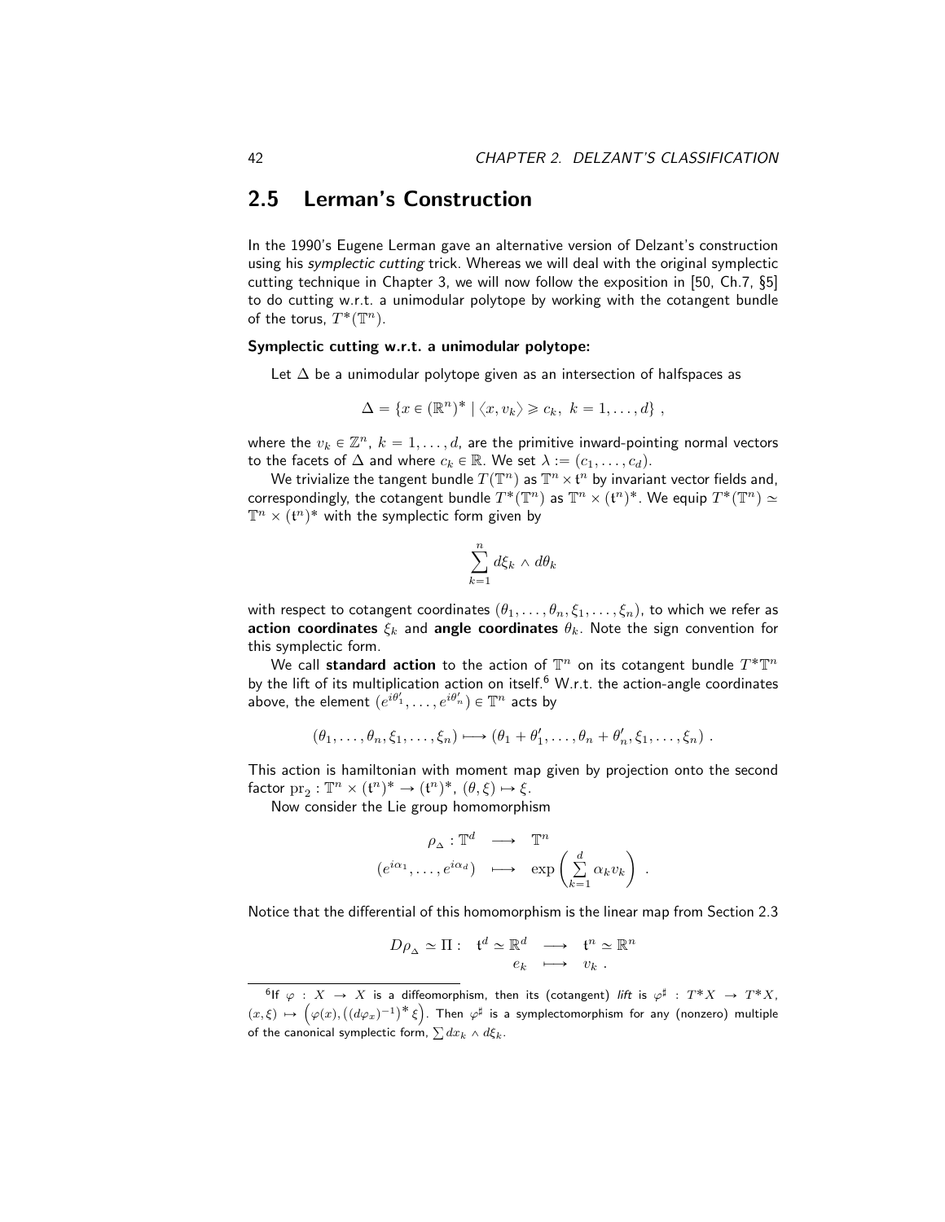## 2.5 Lerman's Construction

In the 1990's Eugene Lerman gave an alternative version of Delzant's construction using his *symplectic cutting* trick. Whereas we will deal with the original symplectic cutting technique in Chapter 3, we will now follow the exposition in [50, Ch.7, §5] to do cutting w.r.t. a unimodular polytope by working with the cotangent bundle of the torus, $T^*(\mathbb{T}^n)$.

**Symplectic cutting w.r.t. a unimodular polytope:**

Let $\Delta$ be a unimodular polytope given as an intersection of halfspaces as

$$\Delta = \{x \in (\mathbb{R}^n)^* \mid \langle x, v_k \rangle \geqslant c_k,\ k = 1, \dots, d\} ,$$

where the $v_k \in \mathbb{Z}^n$, $k = 1, \dots, d$, are the primitive inward-pointing normal vectors to the facets of $\Delta$ and where $c_k \in \mathbb{R}$. We set $\lambda := (c_1, \dots, c_d)$.

We trivialize the tangent bundle $T(\mathbb{T}^n)$ as $\mathbb{T}^n \times \mathfrak{t}^n$ by invariant vector fields and, correspondingly, the cotangent bundle $T^*(\mathbb{T}^n)$ as $\mathbb{T}^n \times (\mathfrak{t}^n)^*$. We equip $T^*(\mathbb{T}^n) \simeq \mathbb{T}^n \times (\mathfrak{t}^n)^*$ with the symplectic form given by

$$\sum_{k=1}^{n} d\xi_k \wedge d\theta_k$$

with respect to cotangent coordinates $(\theta_1, \dots, \theta_n, \xi_1, \dots, \xi_n)$, to which we refer as **action coordinates** $\xi_k$ and **angle coordinates** $\theta_k$. Note the sign convention for this symplectic form.

We call **standard action** to the action of $\mathbb{T}^n$ on its cotangent bundle $T^*\mathbb{T}^n$ by the lift of its multiplication action on itself.[6] W.r.t. the action-angle coordinates above, the element $(e^{i\theta'_1}, \dots, e^{i\theta'_n}) \in \mathbb{T}^n$ acts by

$$(\theta_1, \dots, \theta_n, \xi_1, \dots, \xi_n) \longmapsto (\theta_1 + \theta'_1, \dots, \theta_n + \theta'_n, \xi_1, \dots, \xi_n) .$$

This action is hamiltonian with moment map given by projection onto the second factor $\mathrm{pr}_2 : \mathbb{T}^n \times (\mathfrak{t}^n)^* \to (\mathfrak{t}^n)^*$, $(\theta, \xi) \mapsto \xi$.

Now consider the Lie group homomorphism

$$\begin{array}{rcl} \rho_\Delta : \mathbb{T}^d & \longrightarrow & \mathbb{T}^n \\ (e^{i\alpha_1}, \dots, e^{i\alpha_d}) & \longmapsto & \exp\left( \sum\limits_{k=1}^{d} \alpha_k v_k \right) \end{array} .$$

Notice that the differential of this homomorphism is the linear map from Section 2.3

$$\begin{array}{rrcl} D\rho_\Delta \simeq \Pi : & \mathfrak{t}^d \simeq \mathbb{R}^d & \longrightarrow & \mathfrak{t}^n \simeq \mathbb{R}^n \\ & e_k & \longmapsto & v_k . \end{array}$$

[6] If $\varphi : X \to X$ is a diffeomorphism, then its (cotangent) *lift* is $\varphi^\sharp : T^*X \to T^*X$, $(x, \xi) \mapsto \left(\varphi(x), \left((d\varphi_x)^{-1}\right)^* \xi\right)$. Then $\varphi^\sharp$ is a symplectomorphism for any (nonzero) multiple of the canonical symplectic form, $\sum dx_k \wedge d\xi_k$.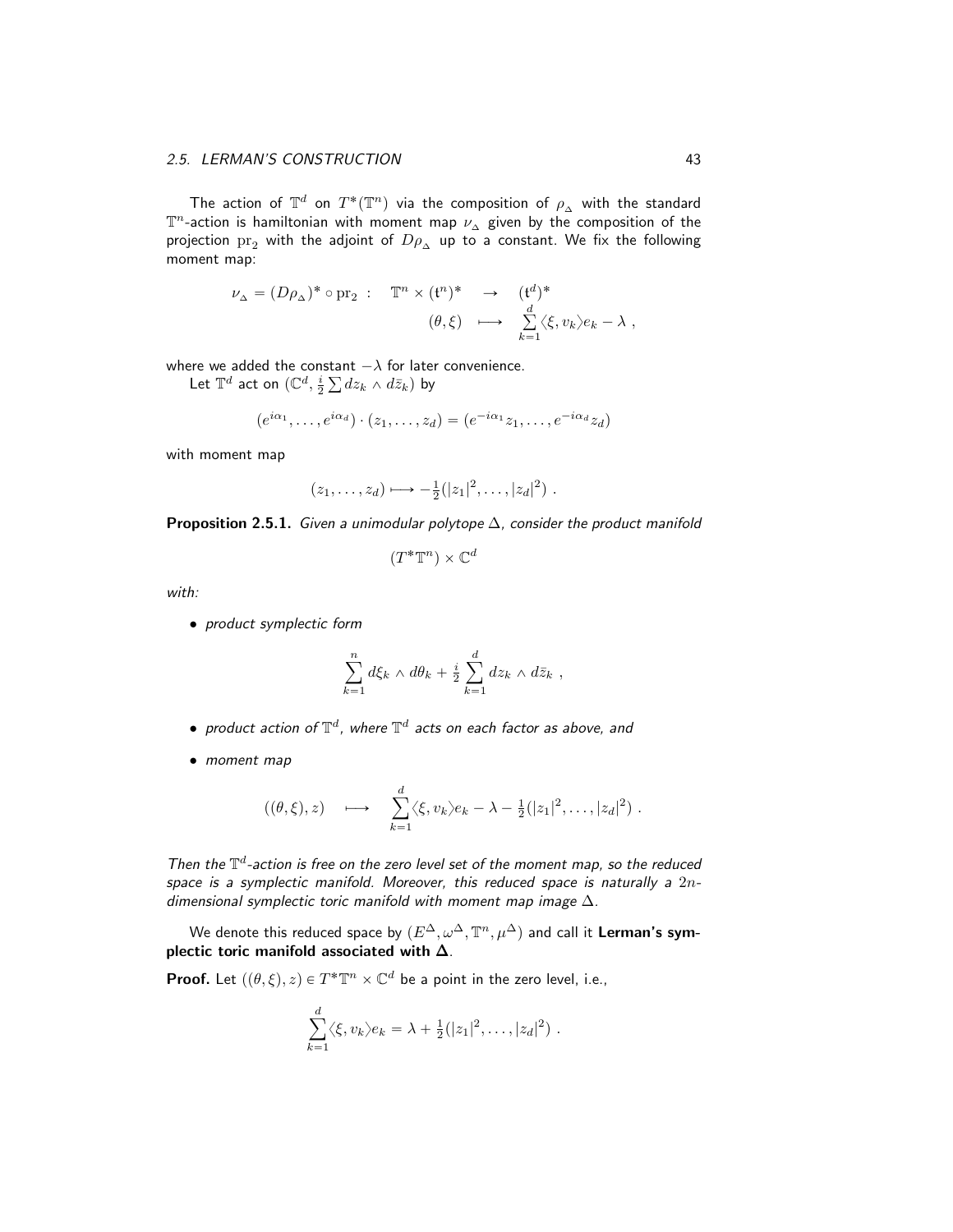The action of $\mathbb{T}^d$ on $T^*(\mathbb{T}^n)$ via the composition of $\rho_\Delta$ with the standard $\mathbb{T}^n$-action is hamiltonian with moment map $\nu_\Delta$ given by the composition of the projection $\mathrm{pr}_2$ with the adjoint of $D\rho_\Delta$ up to a constant. We fix the following moment map:

$$
\begin{array}{rccl}
\nu_\Delta = (D\rho_\Delta)^* \circ \mathrm{pr}_2 \ : & \mathbb{T}^n \times (\mathfrak{t}^n)^* & \longrightarrow & (\mathfrak{t}^d)^* \\
& (\theta, \xi) & \longmapsto & \sum\limits_{k=1}^{d} \langle \xi, v_k \rangle e_k - \lambda \ ,
\end{array}
$$

where we added the constant $-\lambda$ for later convenience.

Let $\mathbb{T}^d$ act on $(\mathbb{C}^d, \frac{i}{2}\sum dz_k \wedge d\bar{z}_k)$ by

$$
(e^{i\alpha_1}, \ldots, e^{i\alpha_d}) \cdot (z_1, \ldots, z_d) = (e^{-i\alpha_1} z_1, \ldots, e^{-i\alpha_d} z_d)
$$

with moment map

$$
(z_1, \ldots, z_d) \longmapsto -\tfrac{1}{2}(|z_1|^2, \ldots, |z_d|^2) \ .
$$

**Proposition 2.5.1.** *Given a unimodular polytope $\Delta$, consider the product manifold*

$$
(T^*\mathbb{T}^n) \times \mathbb{C}^d
$$

*with:*

- *product symplectic form*

$$
\sum_{k=1}^{n} d\xi_k \wedge d\theta_k + \tfrac{i}{2} \sum_{k=1}^{d} dz_k \wedge d\bar{z}_k \ ,
$$

- *product action of $\mathbb{T}^d$, where $\mathbb{T}^d$ acts on each factor as above, and*
- *moment map*

$$
((\theta, \xi), z) \quad \longmapsto \quad \sum_{k=1}^{d} \langle \xi, v_k \rangle e_k - \lambda - \tfrac{1}{2}(|z_1|^2, \ldots, |z_d|^2) \ .
$$

*Then the $\mathbb{T}^d$-action is free on the zero level set of the moment map, so the reduced space is a symplectic manifold. Moreover, this reduced space is naturally a $2n$-dimensional symplectic toric manifold with moment map image $\Delta$.*

We denote this reduced space by $(E^\Delta, \omega^\Delta, \mathbb{T}^n, \mu^\Delta)$ and call it **Lerman's symplectic toric manifold associated with $\boldsymbol{\Delta}$**.

**Proof.** Let $((\theta, \xi), z) \in T^*\mathbb{T}^n \times \mathbb{C}^d$ be a point in the zero level, i.e.,

$$
\sum_{k=1}^{d} \langle \xi, v_k \rangle e_k = \lambda + \tfrac{1}{2}(|z_1|^2, \ldots, |z_d|^2) \ .
$$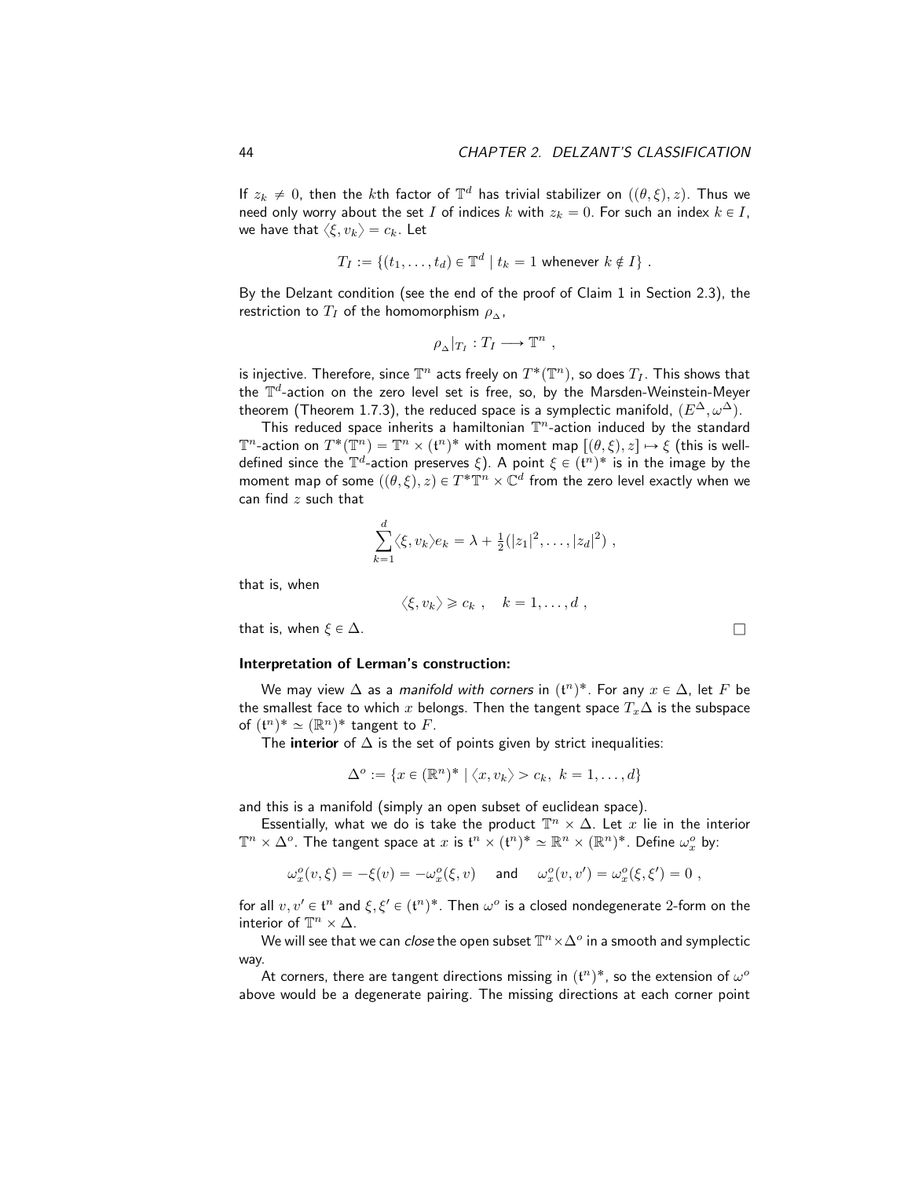If $z_k \neq 0$, then the $k$th factor of $\mathbb{T}^d$ has trivial stabilizer on $((\theta,\xi),z)$. Thus we need only worry about the set $I$ of indices $k$ with $z_k = 0$. For such an index $k \in I$, we have that $\langle \xi, v_k \rangle = c_k$. Let

$$T_I := \{(t_1,\dots,t_d) \in \mathbb{T}^d \mid t_k = 1 \text{ whenever } k \notin I\} \ .$$

By the Delzant condition (see the end of the proof of Claim 1 in Section 2.3), the restriction to $T_I$ of the homomorphism $\rho_{\Delta}$,

$$\rho_{\Delta}|_{T_I} : T_I \longrightarrow \mathbb{T}^n \ ,$$

is injective. Therefore, since $\mathbb{T}^n$ acts freely on $T^*(\mathbb{T}^n)$, so does $T_I$. This shows that the $\mathbb{T}^d$-action on the zero level set is free, so, by the Marsden-Weinstein-Meyer theorem (Theorem 1.7.3), the reduced space is a symplectic manifold, $(E^{\Delta},\omega^{\Delta})$.

This reduced space inherits a hamiltonian $\mathbb{T}^n$-action induced by the standard $\mathbb{T}^n$-action on $T^*(\mathbb{T}^n) = \mathbb{T}^n \times (\mathfrak{t}^n)^*$ with moment map $[(\theta,\xi),z] \mapsto \xi$ (this is well-defined since the $\mathbb{T}^d$-action preserves $\xi$). A point $\xi \in (\mathfrak{t}^n)^*$ is in the image by the moment map of some $((\theta,\xi),z) \in T^*\mathbb{T}^n \times \mathbb{C}^d$ from the zero level exactly when we can find $z$ such that

$$\sum_{k=1}^{d} \langle \xi, v_k \rangle e_k = \lambda + \tfrac{1}{2}(|z_1|^2,\dots,|z_d|^2) \ ,$$

that is, when

$$\langle \xi, v_k \rangle \geqslant c_k \ , \quad k = 1,\dots,d \ ,$$

that is, when $\xi \in \Delta$. □

**Interpretation of Lerman's construction:**

We may view $\Delta$ as a *manifold with corners* in $(\mathfrak{t}^n)^*$. For any $x \in \Delta$, let $F$ be the smallest face to which $x$ belongs. Then the tangent space $T_x\Delta$ is the subspace of $(\mathfrak{t}^n)^* \simeq (\mathbb{R}^n)^*$ tangent to $F$.

The **interior** of $\Delta$ is the set of points given by strict inequalities:

$$\Delta^o := \{x \in (\mathbb{R}^n)^* \mid \langle x, v_k \rangle > c_k, \ k = 1,\dots,d\}$$

and this is a manifold (simply an open subset of euclidean space).

Essentially, what we do is take the product $\mathbb{T}^n \times \Delta$. Let $x$ lie in the interior $\mathbb{T}^n \times \Delta^o$. The tangent space at $x$ is $\mathfrak{t}^n \times (\mathfrak{t}^n)^* \simeq \mathbb{R}^n \times (\mathbb{R}^n)^*$. Define $\omega^o_x$ by:

$$\omega^o_x(v,\xi) = -\xi(v) = -\omega^o_x(\xi,v) \quad \text{ and } \quad \omega^o_x(v,v') = \omega^o_x(\xi,\xi') = 0 \ ,$$

for all $v,v' \in \mathfrak{t}^n$ and $\xi,\xi' \in (\mathfrak{t}^n)^*$. Then $\omega^o$ is a closed nondegenerate 2-form on the interior of $\mathbb{T}^n \times \Delta$.

We will see that we can *close* the open subset $\mathbb{T}^n \times \Delta^o$ in a smooth and symplectic way.

At corners, there are tangent directions missing in $(\mathfrak{t}^n)^*$, so the extension of $\omega^o$ above would be a degenerate pairing. The missing directions at each corner point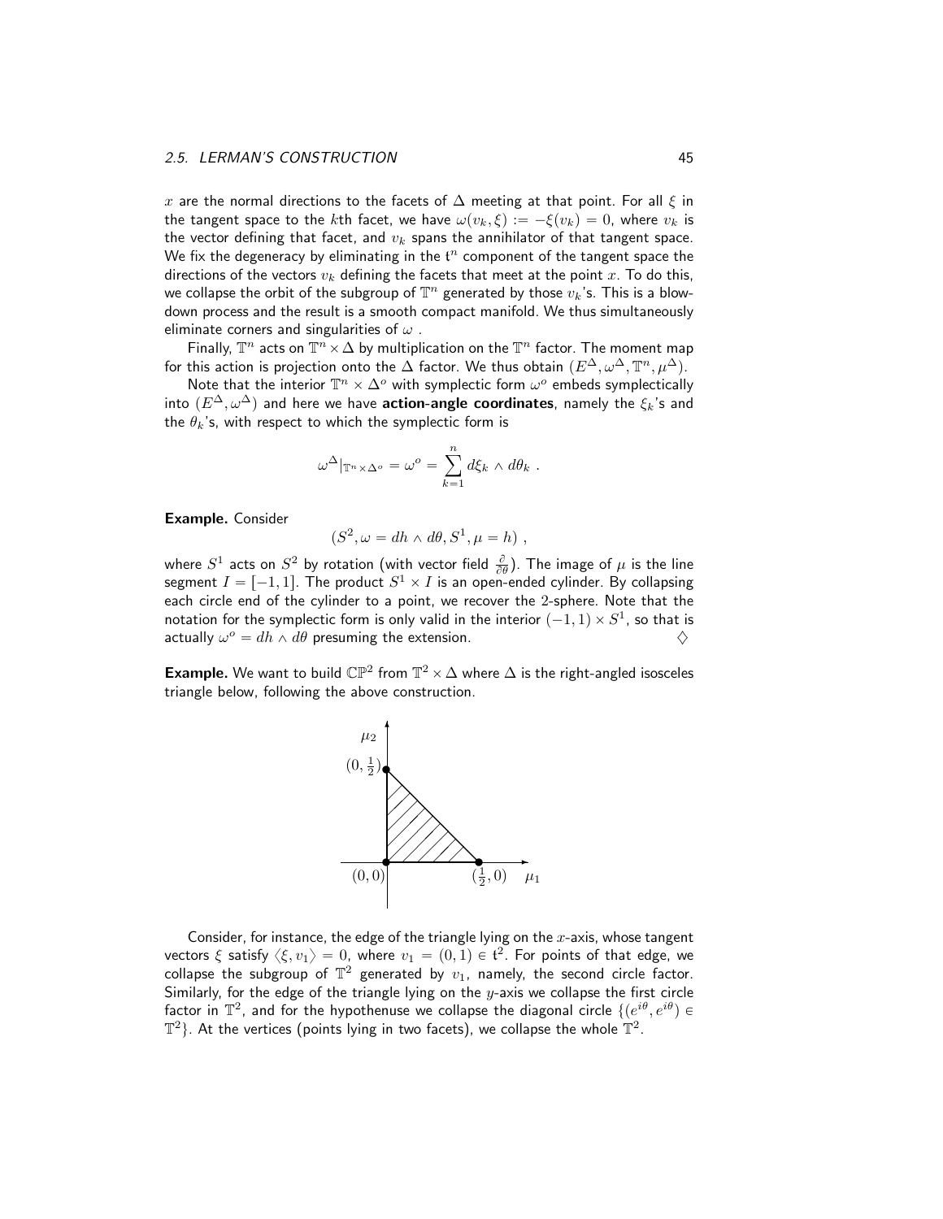$x$ are the normal directions to the facets of $\Delta$ meeting at that point. For all $\xi$ in the tangent space to the $k$th facet, we have $\omega(v_k, \xi) := -\xi(v_k) = 0$, where $v_k$ is the vector defining that facet, and $v_k$ spans the annihilator of that tangent space. We fix the degeneracy by eliminating in the $\mathfrak{t}^n$ component of the tangent space the directions of the vectors $v_k$ defining the facets that meet at the point $x$. To do this, we collapse the orbit of the subgroup of $\mathbb{T}^n$ generated by those $v_k$'s. This is a blow-down process and the result is a smooth compact manifold. We thus simultaneously eliminate corners and singularities of $\omega$ .

Finally, $\mathbb{T}^n$ acts on $\mathbb{T}^n \times \Delta$ by multiplication on the $\mathbb{T}^n$ factor. The moment map for this action is projection onto the $\Delta$ factor. We thus obtain $(E^\Delta, \omega^\Delta, \mathbb{T}^n, \mu^\Delta)$.

Note that the interior $\mathbb{T}^n \times \Delta^o$ with symplectic form $\omega^o$ embeds symplectically into $(E^\Delta, \omega^\Delta)$ and here we have **action-angle coordinates**, namely the $\xi_k$'s and the $\theta_k$'s, with respect to which the symplectic form is

$$\omega^\Delta|_{\mathbb{T}^n \times \Delta^o} = \omega^o = \sum_{k=1}^{n} d\xi_k \wedge d\theta_k \ .$$

**Example.** Consider

$$(S^2, \omega = dh \wedge d\theta, S^1, \mu = h) \ ,$$

where $S^1$ acts on $S^2$ by rotation (with vector field $\frac{\partial}{\partial \theta}$). The image of $\mu$ is the line segment $I = [-1, 1]$. The product $S^1 \times I$ is an open-ended cylinder. By collapsing each circle end of the cylinder to a point, we recover the 2-sphere. Note that the notation for the symplectic form is only valid in the interior $(-1, 1) \times S^1$, so that is actually $\omega^o = dh \wedge d\theta$ presuming the extension. ♢

**Example.** We want to build $\mathbb{CP}^2$ from $\mathbb{T}^2 \times \Delta$ where $\Delta$ is the right-angled isosceles triangle below, following the above construction.

Consider, for instance, the edge of the triangle lying on the $x$-axis, whose tangent vectors $\xi$ satisfy $\langle \xi, v_1 \rangle = 0$, where $v_1 = (0, 1) \in \mathfrak{t}^2$. For points of that edge, we collapse the subgroup of $\mathbb{T}^2$ generated by $v_1$, namely, the second circle factor. Similarly, for the edge of the triangle lying on the $y$-axis we collapse the first circle factor in $\mathbb{T}^2$, and for the hypothenuse we collapse the diagonal circle $\{(e^{i\theta}, e^{i\theta}) \in \mathbb{T}^2\}$. At the vertices (points lying in two facets), we collapse the whole $\mathbb{T}^2$.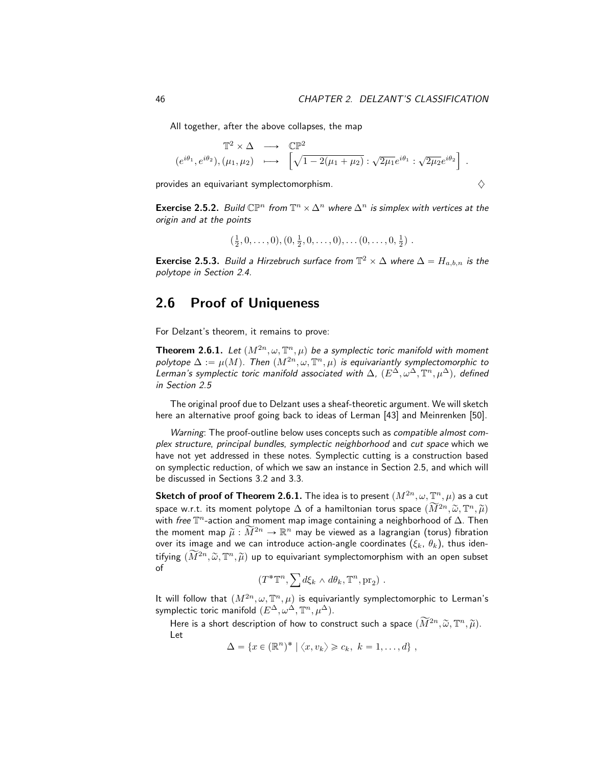All together, after the above collapses, the map

$$
\begin{array}{ccc}
\mathbb{T}^2 \times \Delta & \longrightarrow & \mathbb{CP}^2 \\
(e^{i\theta_1}, e^{i\theta_2}), (\mu_1, \mu_2) & \longmapsto & \left[\sqrt{1-2(\mu_1+\mu_2)} : \sqrt{2\mu_1}e^{i\theta_1} : \sqrt{2\mu_2}e^{i\theta_2}\right]
\end{array} .
$$

provides an equivariant symplectomorphism. $\diamondsuit$

**Exercise 2.5.2.** *Build $\mathbb{CP}^n$ from $\mathbb{T}^n \times \Delta^n$ where $\Delta^n$ is simplex with vertices at the origin and at the points*

$$(\tfrac{1}{2}, 0, \ldots, 0), (0, \tfrac{1}{2}, 0, \ldots, 0), \ldots (0, \ldots, 0, \tfrac{1}{2}) .$$

**Exercise 2.5.3.** *Build a Hirzebruch surface from $\mathbb{T}^2 \times \Delta$ where $\Delta = H_{a,b,n}$ is the polytope in Section 2.4.*

## 2.6 Proof of Uniqueness

For Delzant's theorem, it remains to prove:

**Theorem 2.6.1.** *Let $(M^{2n}, \omega, \mathbb{T}^n, \mu)$ be a symplectic toric manifold with moment polytope $\Delta := \mu(M)$. Then $(M^{2n}, \omega, \mathbb{T}^n, \mu)$ is equivariantly symplectomorphic to Lerman's symplectic toric manifold associated with $\Delta$, $(E^\Delta, \omega^\Delta, \mathbb{T}^n, \mu^\Delta)$, defined in Section 2.5*

The original proof due to Delzant uses a sheaf-theoretic argument. We will sketch here an alternative proof going back to ideas of Lerman [43] and Meinrenken [50].

*Warning*: The proof-outline below uses concepts such as *compatible almost complex structure*, *principal bundles*, *symplectic neighborhood* and *cut space* which we have not yet addressed in these notes. Symplectic cutting is a construction based on symplectic reduction, of which we saw an instance in Section 2.5, and which will be discussed in Sections 3.2 and 3.3.

**Sketch of proof of Theorem 2.6.1.** The idea is to present $(M^{2n}, \omega, \mathbb{T}^n, \mu)$ as a cut space w.r.t. its moment polytope $\Delta$ of a hamiltonian torus space $(\widetilde{M}^{2n}, \widetilde{\omega}, \mathbb{T}^n, \widetilde{\mu})$ with *free* $\mathbb{T}^n$-action and moment map image containing a neighborhood of $\Delta$. Then the moment map $\widetilde{\mu} : \widetilde{M}^{2n} \to \mathbb{R}^n$ may be viewed as a lagrangian (torus) fibration over its image and we can introduce action-angle coordinates $(\xi_k,\ \theta_k)$, thus identifying $(\widetilde{M}^{2n}, \widetilde{\omega}, \mathbb{T}^n, \widetilde{\mu})$ up to equivariant symplectomorphism with an open subset of

$$(T^*\mathbb{T}^n, \sum d\xi_k \wedge d\theta_k, \mathbb{T}^n, \mathrm{pr}_2) .$$

It will follow that $(M^{2n}, \omega, \mathbb{T}^n, \mu)$ is equivariantly symplectomorphic to Lerman's symplectic toric manifold $(E^\Delta, \omega^\Delta, \mathbb{T}^n, \mu^\Delta)$.

Here is a short description of how to construct such a space $(\widetilde{M}^{2n}, \widetilde{\omega}, \mathbb{T}^n, \widetilde{\mu})$.
Let

$$\Delta = \{x \in (\mathbb{R}^n)^* \mid \langle x, v_k \rangle \geqslant c_k,\ k = 1, \ldots, d\} ,$$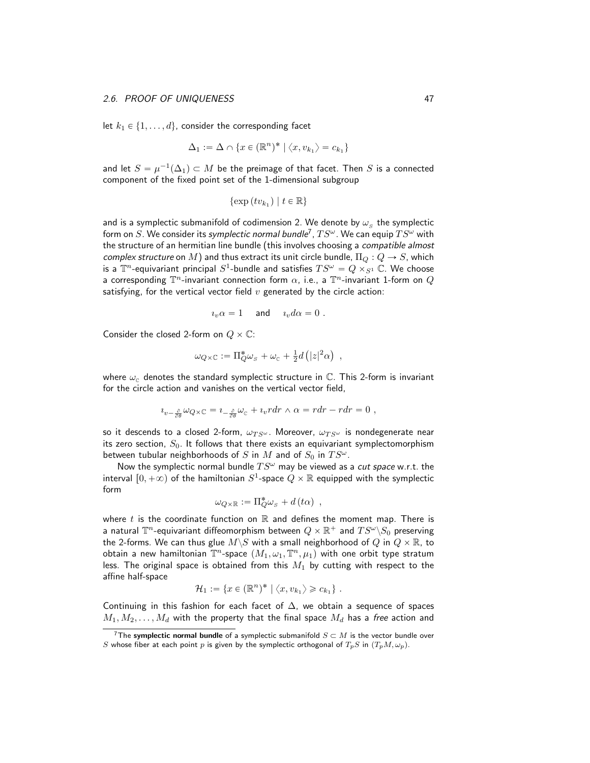let $k_1 \in \{1, \ldots, d\}$, consider the corresponding facet

$$\Delta_1 := \Delta \cap \{x \in (\mathbb{R}^n)^* \mid \langle x, v_{k_1} \rangle = c_{k_1}\}$$

and let $S = \mu^{-1}(\Delta_1) \subset M$ be the preimage of that facet. Then $S$ is a connected component of the fixed point set of the 1-dimensional subgroup

$$\{\exp(tv_{k_1}) \mid t \in \mathbb{R}\}$$

and is a symplectic submanifold of codimension 2. We denote by $\omega_S$ the symplectic form on $S$. We consider its *symplectic normal bundle*[7], $TS^\omega$. We can equip $TS^\omega$ with the structure of an hermitian line bundle (this involves choosing a *compatible almost complex structure* on $M$) and thus extract its unit circle bundle, $\Pi_Q : Q \to S$, which is a $\mathbb{T}^n$-equivariant principal $S^1$-bundle and satisfies $TS^\omega = Q \times_{S^1} \mathbb{C}$. We choose a corresponding $\mathbb{T}^n$-invariant connection form $\alpha$, i.e., a $\mathbb{T}^n$-invariant 1-form on $Q$ satisfying, for the vertical vector field $v$ generated by the circle action:

$$\imath_v \alpha = 1 \quad \text{and} \quad \imath_v d\alpha = 0 \ .$$

Consider the closed 2-form on $Q \times \mathbb{C}$:

$$\omega_{Q\times\mathbb{C}} := \Pi_Q^* \omega_S + \omega_{\mathbb{C}} + \tfrac{1}{2} d\left(|z|^2 \alpha\right) \ ,$$

where $\omega_{\mathbb{C}}$ denotes the standard symplectic structure in $\mathbb{C}$. This 2-form is invariant for the circle action and vanishes on the vertical vector field,

$$\imath_{v - \frac{\partial}{\partial\theta}} \omega_{Q\times\mathbb{C}} = \imath_{-\frac{\partial}{\partial\theta}} \omega_{\mathbb{C}} + \imath_v r dr \wedge \alpha = r dr - r dr = 0 \ ,$$

so it descends to a closed 2-form, $\omega_{TS^\omega}$. Moreover, $\omega_{TS^\omega}$ is nondegenerate near its zero section, $S_0$. It follows that there exists an equivariant symplectomorphism between tubular neighborhoods of $S$ in $M$ and of $S_0$ in $TS^\omega$.

Now the symplectic normal bundle $TS^\omega$ may be viewed as a *cut space* w.r.t. the interval $[0, +\infty)$ of the hamiltonian $S^1$-space $Q \times \mathbb{R}$ equipped with the symplectic form

$$\omega_{Q\times\mathbb{R}} := \Pi_Q^* \omega_S + d(t\alpha) \ ,$$

where $t$ is the coordinate function on $\mathbb{R}$ and defines the moment map. There is a natural $\mathbb{T}^n$-equivariant diffeomorphism between $Q \times \mathbb{R}^+$ and $TS^\omega \backslash S_0$ preserving the 2-forms. We can thus glue $M \backslash S$ with a small neighborhood of $Q$ in $Q \times \mathbb{R}$, to obtain a new hamiltonian $\mathbb{T}^n$-space $(M_1, \omega_1, \mathbb{T}^n, \mu_1)$ with one orbit type stratum less. The original space is obtained from this $M_1$ by cutting with respect to the affine half-space

$$\mathcal{H}_1 := \{x \in (\mathbb{R}^n)^* \mid \langle x, v_{k_1} \rangle \geqslant c_{k_1}\} \ .$$

Continuing in this fashion for each facet of $\Delta$, we obtain a sequence of spaces $M_1, M_2, \ldots, M_d$ with the property that the final space $M_d$ has a *free* action and

[7] The **symplectic normal bundle** of a symplectic submanifold $S \subset M$ is the vector bundle over $S$ whose fiber at each point $p$ is given by the symplectic orthogonal of $T_pS$ in $(T_pM, \omega_p)$.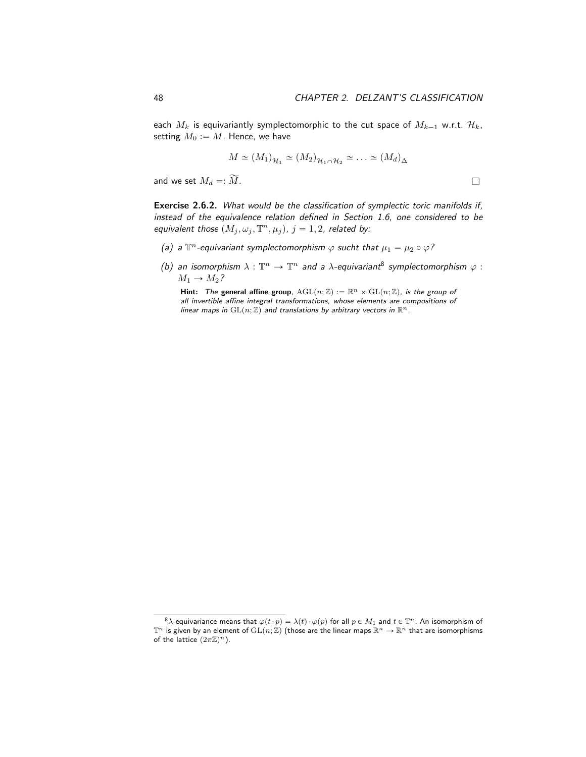each $M_k$ is equivariantly symplectomorphic to the cut space of $M_{k-1}$ w.r.t. $\mathcal{H}_k$, setting $M_0 := M$. Hence, we have

$$M \simeq (M_1)_{\mathcal{H}_1} \simeq (M_2)_{\mathcal{H}_1 \cap \mathcal{H}_2} \simeq \ldots \simeq (M_d)_{\Delta}$$

and we set $M_d =: \widetilde{M}$. □

**Exercise 2.6.2.** *What would be the classification of symplectic toric manifolds if, instead of the equivalence relation defined in Section 1.6, one considered to be equivalent those* $(M_j, \omega_j, \mathbb{T}^n, \mu_j)$*,* $j = 1, 2$*, related by:*

*(a) a* $\mathbb{T}^n$*-equivariant symplectomorphism* $\varphi$ *sucht that* $\mu_1 = \mu_2 \circ \varphi$*?*

*(b) an isomorphism* $\lambda : \mathbb{T}^n \to \mathbb{T}^n$ *and a* $\lambda$*-equivariant*[8] *symplectomorphism* $\varphi : M_1 \to M_2$*?*

**Hint:** *The* **general affine group**, $\mathrm{AGL}(n;\mathbb{Z}) := \mathbb{R}^n \rtimes \mathrm{GL}(n;\mathbb{Z})$, *is the group of all invertible affine integral transformations, whose elements are compositions of linear maps in* $\mathrm{GL}(n;\mathbb{Z})$ *and translations by arbitrary vectors in* $\mathbb{R}^n$.

[8] $\lambda$-equivariance means that $\varphi(t \cdot p) = \lambda(t) \cdot \varphi(p)$ for all $p \in M_1$ and $t \in \mathbb{T}^n$. An isomorphism of $\mathbb{T}^n$ is given by an element of $\mathrm{GL}(n;\mathbb{Z})$ (those are the linear maps $\mathbb{R}^n \to \mathbb{R}^n$ that are isomorphisms of the lattice $(2\pi\mathbb{Z})^n$).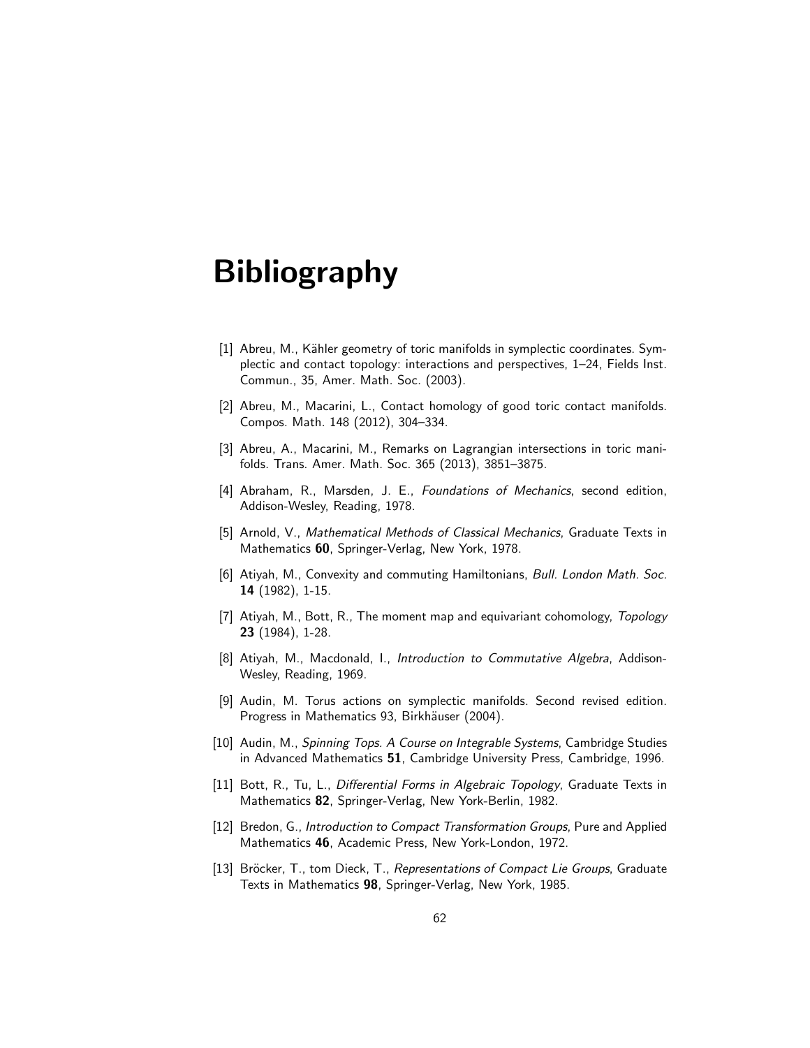# Bibliography

[1] Abreu, M., Kähler geometry of toric manifolds in symplectic coordinates. Symplectic and contact topology: interactions and perspectives, 1–24, Fields Inst. Commun., 35, Amer. Math. Soc. (2003).

[2] Abreu, M., Macarini, L., Contact homology of good toric contact manifolds. Compos. Math. 148 (2012), 304–334.

[3] Abreu, A., Macarini, M., Remarks on Lagrangian intersections in toric manifolds. Trans. Amer. Math. Soc. 365 (2013), 3851–3875.

[4] Abraham, R., Marsden, J. E., *Foundations of Mechanics*, second edition, Addison-Wesley, Reading, 1978.

[5] Arnold, V., *Mathematical Methods of Classical Mechanics*, Graduate Texts in Mathematics **60**, Springer-Verlag, New York, 1978.

[6] Atiyah, M., Convexity and commuting Hamiltonians, *Bull. London Math. Soc.* **14** (1982), 1-15.

[7] Atiyah, M., Bott, R., The moment map and equivariant cohomology, *Topology* **23** (1984), 1-28.

[8] Atiyah, M., Macdonald, I., *Introduction to Commutative Algebra*, Addison-Wesley, Reading, 1969.

[9] Audin, M. Torus actions on symplectic manifolds. Second revised edition. Progress in Mathematics 93, Birkhäuser (2004).

[10] Audin, M., *Spinning Tops. A Course on Integrable Systems*, Cambridge Studies in Advanced Mathematics **51**, Cambridge University Press, Cambridge, 1996.

[11] Bott, R., Tu, L., *Differential Forms in Algebraic Topology*, Graduate Texts in Mathematics **82**, Springer-Verlag, New York-Berlin, 1982.

[12] Bredon, G., *Introduction to Compact Transformation Groups*, Pure and Applied Mathematics **46**, Academic Press, New York-London, 1972.

[13] Bröcker, T., tom Dieck, T., *Representations of Compact Lie Groups*, Graduate Texts in Mathematics **98**, Springer-Verlag, New York, 1985.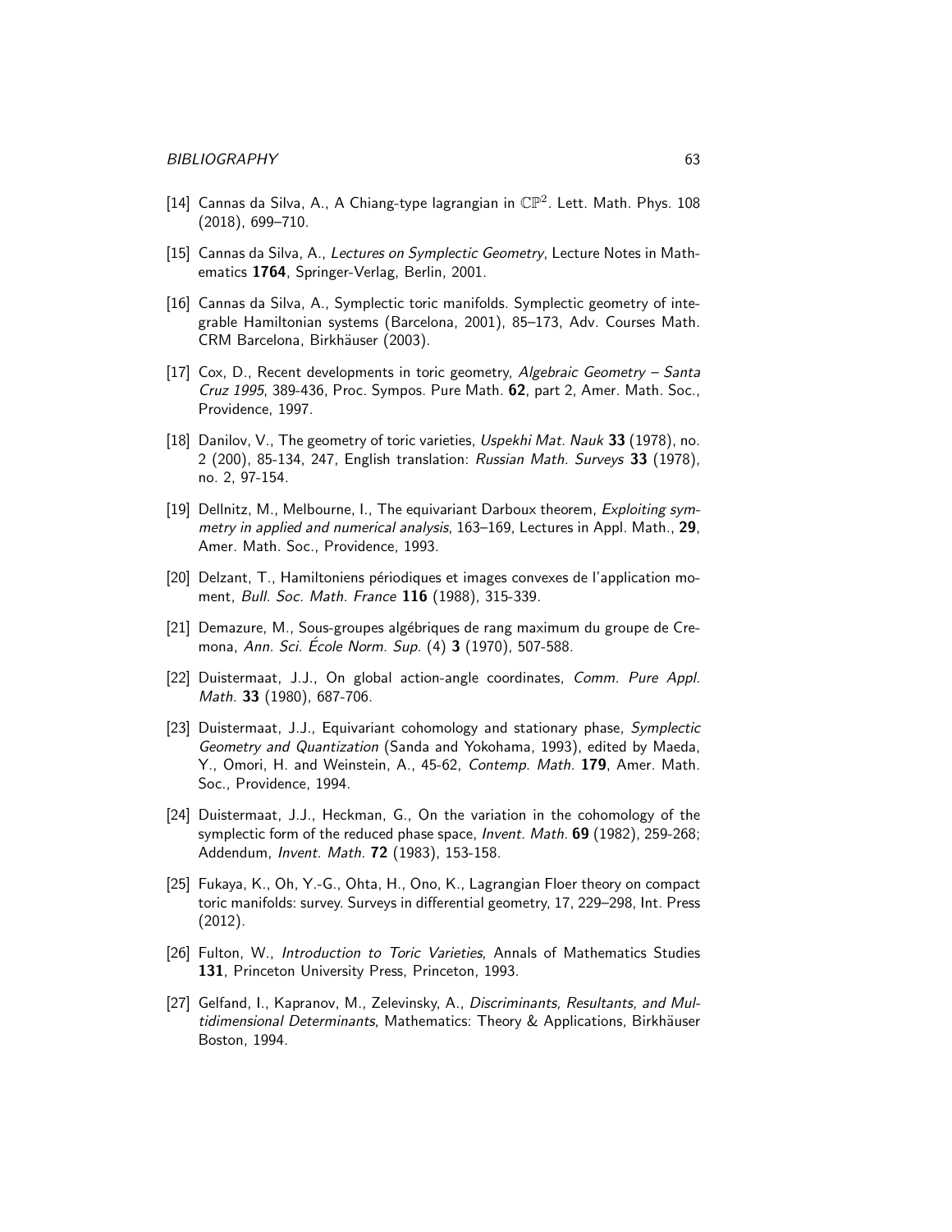[14] Cannas da Silva, A., A Chiang-type lagrangian in $\mathbb{CP}^2$. Lett. Math. Phys. 108 (2018), 699–710.

[15] Cannas da Silva, A., *Lectures on Symplectic Geometry*, Lecture Notes in Mathematics **1764**, Springer-Verlag, Berlin, 2001.

[16] Cannas da Silva, A., Symplectic toric manifolds. Symplectic geometry of integrable Hamiltonian systems (Barcelona, 2001), 85–173, Adv. Courses Math. CRM Barcelona, Birkhäuser (2003).

[17] Cox, D., Recent developments in toric geometry, *Algebraic Geometry – Santa Cruz 1995*, 389-436, Proc. Sympos. Pure Math. **62**, part 2, Amer. Math. Soc., Providence, 1997.

[18] Danilov, V., The geometry of toric varieties, *Uspekhi Mat. Nauk* **33** (1978), no. 2 (200), 85-134, 247, English translation: *Russian Math. Surveys* **33** (1978), no. 2, 97-154.

[19] Dellnitz, M., Melbourne, I., The equivariant Darboux theorem, *Exploiting symmetry in applied and numerical analysis*, 163–169, Lectures in Appl. Math., **29**, Amer. Math. Soc., Providence, 1993.

[20] Delzant, T., Hamiltoniens périodiques et images convexes de l'application moment, *Bull. Soc. Math. France* **116** (1988), 315-339.

[21] Demazure, M., Sous-groupes algébriques de rang maximum du groupe de Cremona, *Ann. Sci. École Norm. Sup.* (4) **3** (1970), 507-588.

[22] Duistermaat, J.J., On global action-angle coordinates, *Comm. Pure Appl. Math.* **33** (1980), 687-706.

[23] Duistermaat, J.J., Equivariant cohomology and stationary phase, *Symplectic Geometry and Quantization* (Sanda and Yokohama, 1993), edited by Maeda, Y., Omori, H. and Weinstein, A., 45-62, *Contemp. Math.* **179**, Amer. Math. Soc., Providence, 1994.

[24] Duistermaat, J.J., Heckman, G., On the variation in the cohomology of the symplectic form of the reduced phase space, *Invent. Math.* **69** (1982), 259-268; Addendum, *Invent. Math.* **72** (1983), 153-158.

[25] Fukaya, K., Oh, Y.-G., Ohta, H., Ono, K., Lagrangian Floer theory on compact toric manifolds: survey. Surveys in differential geometry, 17, 229–298, Int. Press (2012).

[26] Fulton, W., *Introduction to Toric Varieties*, Annals of Mathematics Studies **131**, Princeton University Press, Princeton, 1993.

[27] Gelfand, I., Kapranov, M., Zelevinsky, A., *Discriminants, Resultants, and Multidimensional Determinants*, Mathematics: Theory & Applications, Birkhäuser Boston, 1994.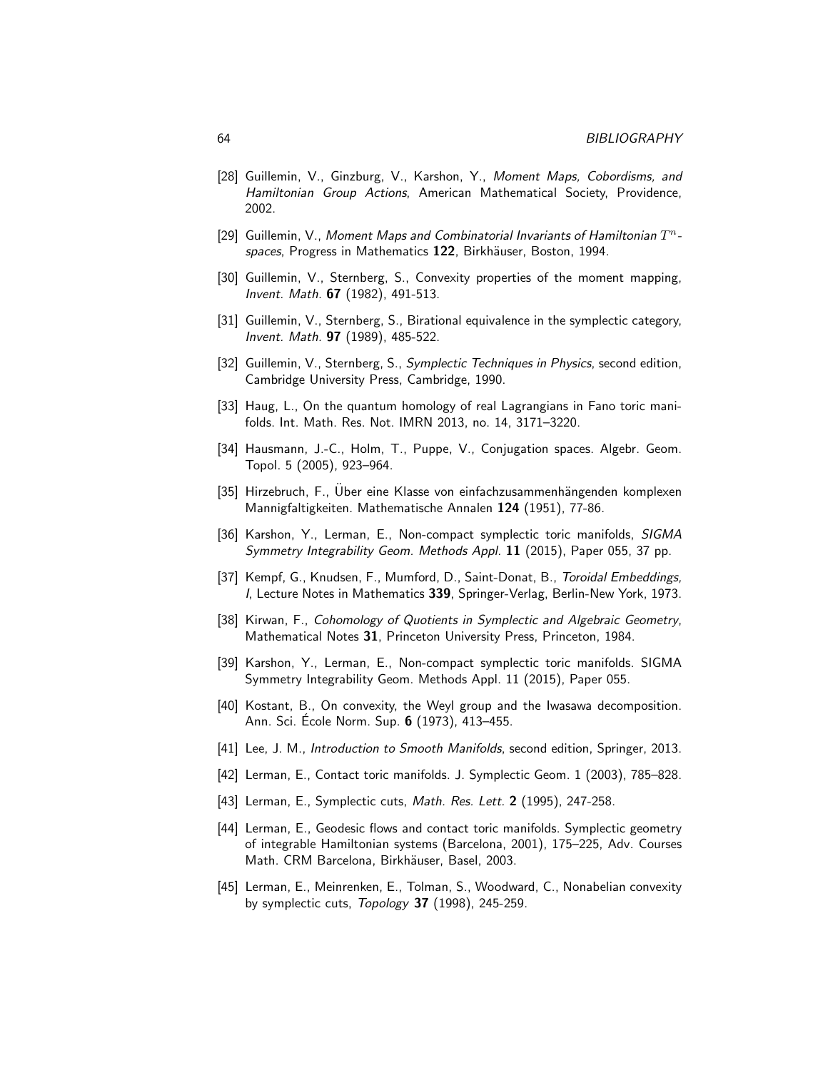[28] Guillemin, V., Ginzburg, V., Karshon, Y., *Moment Maps, Cobordisms, and Hamiltonian Group Actions*, American Mathematical Society, Providence, 2002.

[29] Guillemin, V., *Moment Maps and Combinatorial Invariants of Hamiltonian $T^n$-spaces*, Progress in Mathematics **122**, Birkhäuser, Boston, 1994.

[30] Guillemin, V., Sternberg, S., Convexity properties of the moment mapping, *Invent. Math.* **67** (1982), 491-513.

[31] Guillemin, V., Sternberg, S., Birational equivalence in the symplectic category, *Invent. Math.* **97** (1989), 485-522.

[32] Guillemin, V., Sternberg, S., *Symplectic Techniques in Physics*, second edition, Cambridge University Press, Cambridge, 1990.

[33] Haug, L., On the quantum homology of real Lagrangians in Fano toric manifolds. Int. Math. Res. Not. IMRN 2013, no. 14, 3171–3220.

[34] Hausmann, J.-C., Holm, T., Puppe, V., Conjugation spaces. Algebr. Geom. Topol. 5 (2005), 923–964.

[35] Hirzebruch, F., Über eine Klasse von einfachzusammenhängenden komplexen Mannigfaltigkeiten. Mathematische Annalen **124** (1951), 77-86.

[36] Karshon, Y., Lerman, E., Non-compact symplectic toric manifolds, *SIGMA Symmetry Integrability Geom. Methods Appl.* **11** (2015), Paper 055, 37 pp.

[37] Kempf, G., Knudsen, F., Mumford, D., Saint-Donat, B., *Toroidal Embeddings, I*, Lecture Notes in Mathematics **339**, Springer-Verlag, Berlin-New York, 1973.

[38] Kirwan, F., *Cohomology of Quotients in Symplectic and Algebraic Geometry*, Mathematical Notes **31**, Princeton University Press, Princeton, 1984.

[39] Karshon, Y., Lerman, E., Non-compact symplectic toric manifolds. SIGMA Symmetry Integrability Geom. Methods Appl. 11 (2015), Paper 055.

[40] Kostant, B., On convexity, the Weyl group and the Iwasawa decomposition. Ann. Sci. École Norm. Sup. **6** (1973), 413–455.

[41] Lee, J. M., *Introduction to Smooth Manifolds*, second edition, Springer, 2013.

[42] Lerman, E., Contact toric manifolds. J. Symplectic Geom. 1 (2003), 785–828.

[43] Lerman, E., Symplectic cuts, *Math. Res. Lett.* **2** (1995), 247-258.

[44] Lerman, E., Geodesic flows and contact toric manifolds. Symplectic geometry of integrable Hamiltonian systems (Barcelona, 2001), 175–225, Adv. Courses Math. CRM Barcelona, Birkhäuser, Basel, 2003.

[45] Lerman, E., Meinrenken, E., Tolman, S., Woodward, C., Nonabelian convexity by symplectic cuts, *Topology* **37** (1998), 245-259.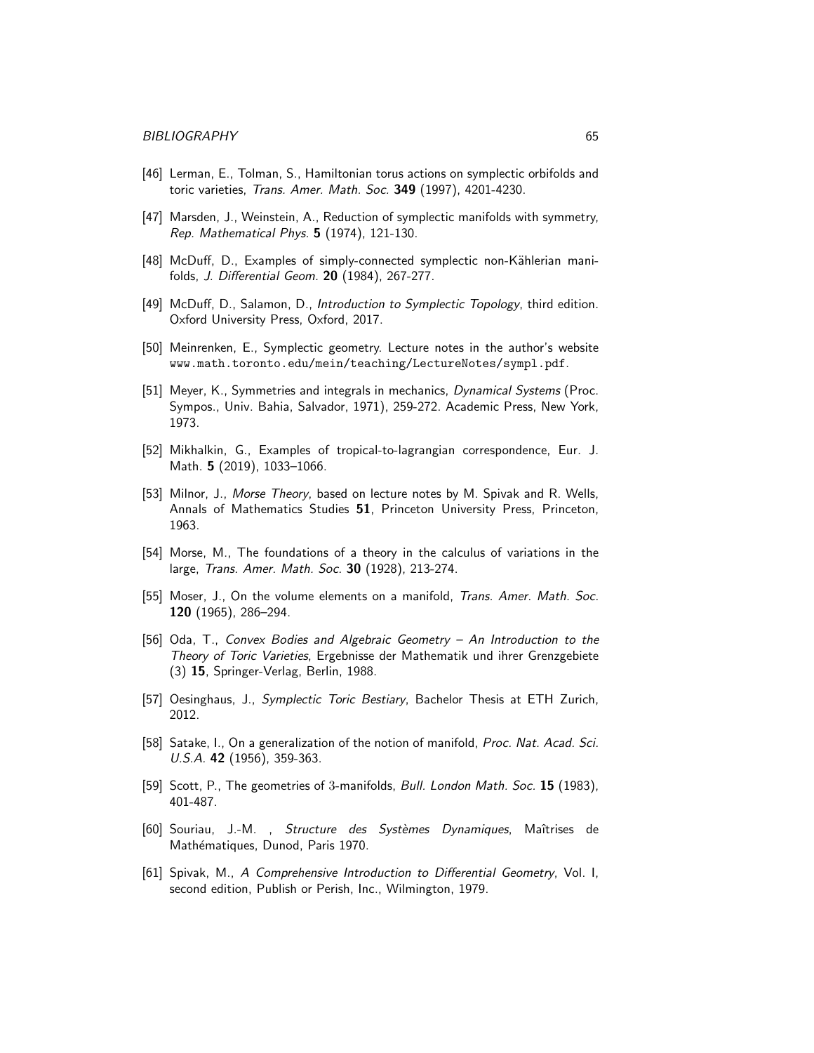[46] Lerman, E., Tolman, S., Hamiltonian torus actions on symplectic orbifolds and toric varieties, *Trans. Amer. Math. Soc.* **349** (1997), 4201-4230.

[47] Marsden, J., Weinstein, A., Reduction of symplectic manifolds with symmetry, *Rep. Mathematical Phys.* **5** (1974), 121-130.

[48] McDuff, D., Examples of simply-connected symplectic non-Kählerian manifolds, *J. Differential Geom.* **20** (1984), 267-277.

[49] McDuff, D., Salamon, D., *Introduction to Symplectic Topology*, third edition. Oxford University Press, Oxford, 2017.

[50] Meinrenken, E., Symplectic geometry. Lecture notes in the author's website `www.math.toronto.edu/mein/teaching/LectureNotes/sympl.pdf`.

[51] Meyer, K., Symmetries and integrals in mechanics, *Dynamical Systems* (Proc. Sympos., Univ. Bahia, Salvador, 1971), 259-272. Academic Press, New York, 1973.

[52] Mikhalkin, G., Examples of tropical-to-lagrangian correspondence, Eur. J. Math. **5** (2019), 1033–1066.

[53] Milnor, J., *Morse Theory*, based on lecture notes by M. Spivak and R. Wells, Annals of Mathematics Studies **51**, Princeton University Press, Princeton, 1963.

[54] Morse, M., The foundations of a theory in the calculus of variations in the large, *Trans. Amer. Math. Soc.* **30** (1928), 213-274.

[55] Moser, J., On the volume elements on a manifold, *Trans. Amer. Math. Soc.* **120** (1965), 286–294.

[56] Oda, T., *Convex Bodies and Algebraic Geometry – An Introduction to the Theory of Toric Varieties*, Ergebnisse der Mathematik und ihrer Grenzgebiete (3) **15**, Springer-Verlag, Berlin, 1988.

[57] Oesinghaus, J., *Symplectic Toric Bestiary*, Bachelor Thesis at ETH Zurich, 2012.

[58] Satake, I., On a generalization of the notion of manifold, *Proc. Nat. Acad. Sci. U.S.A.* **42** (1956), 359-363.

[59] Scott, P., The geometries of 3-manifolds, *Bull. London Math. Soc.* **15** (1983), 401-487.

[60] Souriau, J.-M. , *Structure des Systèmes Dynamiques*, Maîtrises de Mathématiques, Dunod, Paris 1970.

[61] Spivak, M., *A Comprehensive Introduction to Differential Geometry*, Vol. I, second edition, Publish or Perish, Inc., Wilmington, 1979.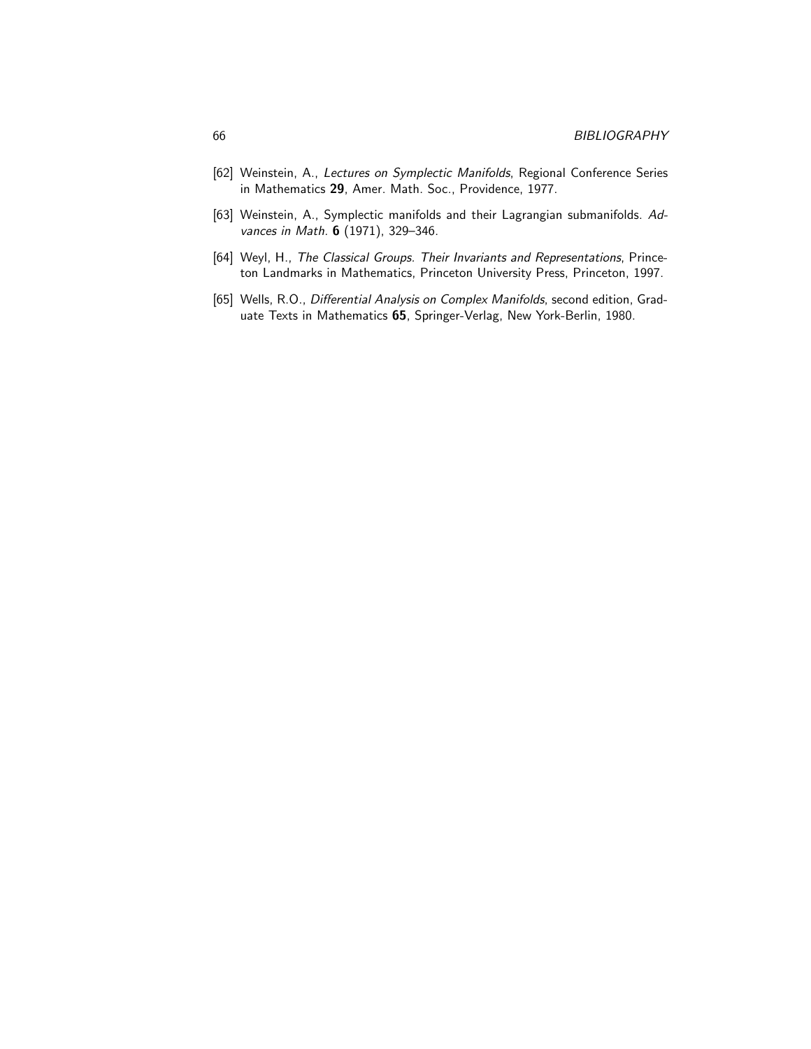[62] Weinstein, A., *Lectures on Symplectic Manifolds*, Regional Conference Series in Mathematics **29**, Amer. Math. Soc., Providence, 1977.

[63] Weinstein, A., Symplectic manifolds and their Lagrangian submanifolds. *Advances in Math.* **6** (1971), 329–346.

[64] Weyl, H., *The Classical Groups. Their Invariants and Representations*, Princeton Landmarks in Mathematics, Princeton University Press, Princeton, 1997.

[65] Wells, R.O., *Differential Analysis on Complex Manifolds*, second edition, Graduate Texts in Mathematics **65**, Springer-Verlag, New York-Berlin, 1980.